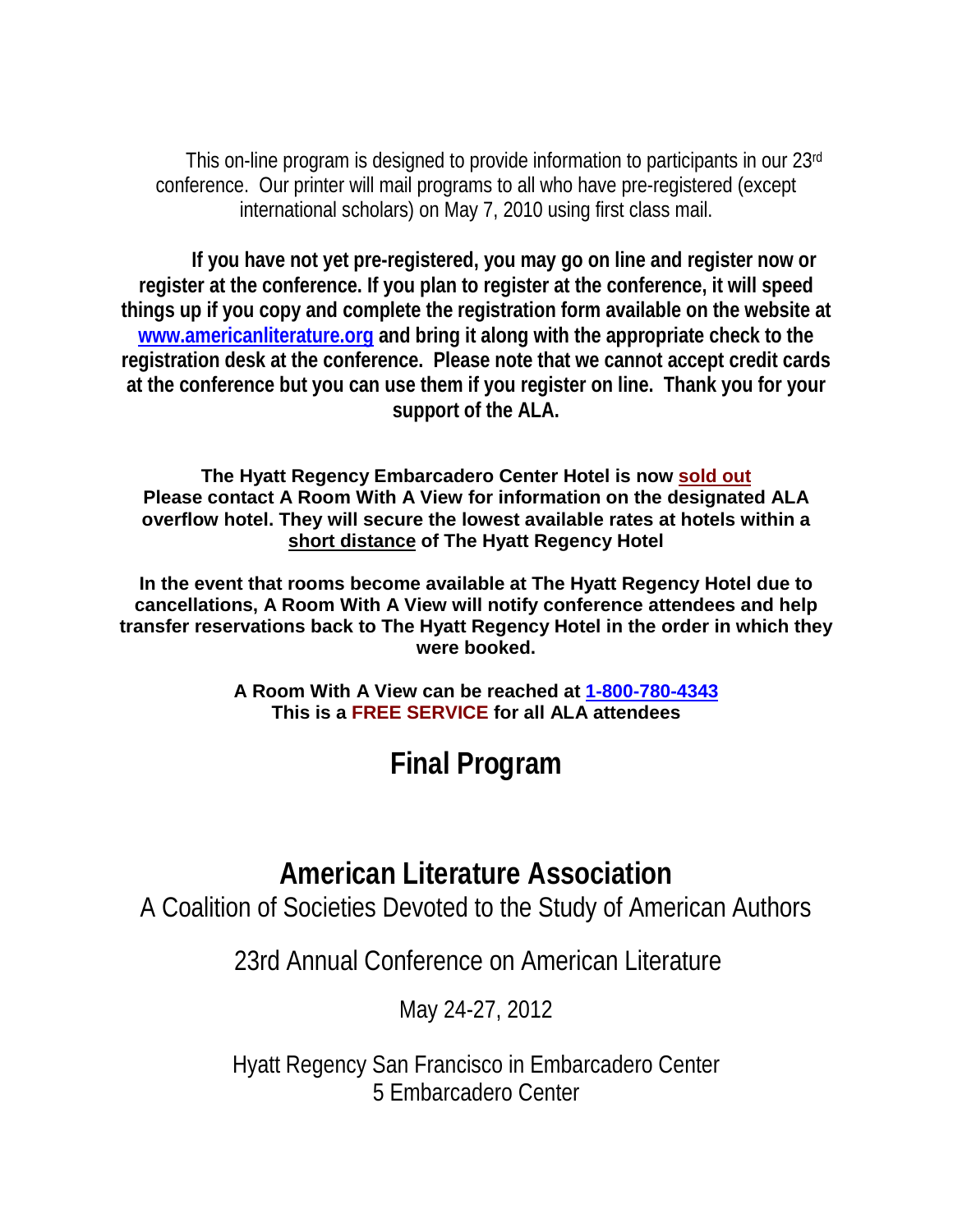This on-line program is designed to provide information to participants in our 23rd conference. Our printer will mail programs to all who have pre-registered (except international scholars) on May 7, 2010 using first class mail.

**If you have not yet pre-registered, you may go on line and register now or register at the conference. If you plan to register at the conference, it will speed things up if you copy and complete the registration form available on the website at www.americanliterature.org and bring it along with the appropriate check to the registration desk at the conference. Please note that we cannot accept credit cards at the conference but you can use them if you register on line. Thank you for your support of the ALA.**

**The Hyatt Regency Embarcadero Center Hotel is now sold out**
**Please contact A Room With A View for information on the designated ALA overflow hotel. They will secure the lowest available rates at hotels within a short distance of The Hyatt Regency Hotel**

**In the event that rooms become available at The Hyatt Regency Hotel due to cancellations, A Room With A View will notify conference attendees and help transfer reservations back to The Hyatt Regency Hotel in the order in which they were booked.**

**A Room With A View can be reached at 1-800-780-4343**
**This is a FREE SERVICE for all ALA attendees**

# Final Program

# American Literature Association

A Coalition of Societies Devoted to the Study of American Authors

23rd Annual Conference on American Literature

May 24-27, 2012

Hyatt Regency San Francisco in Embarcadero Center
5 Embarcadero Center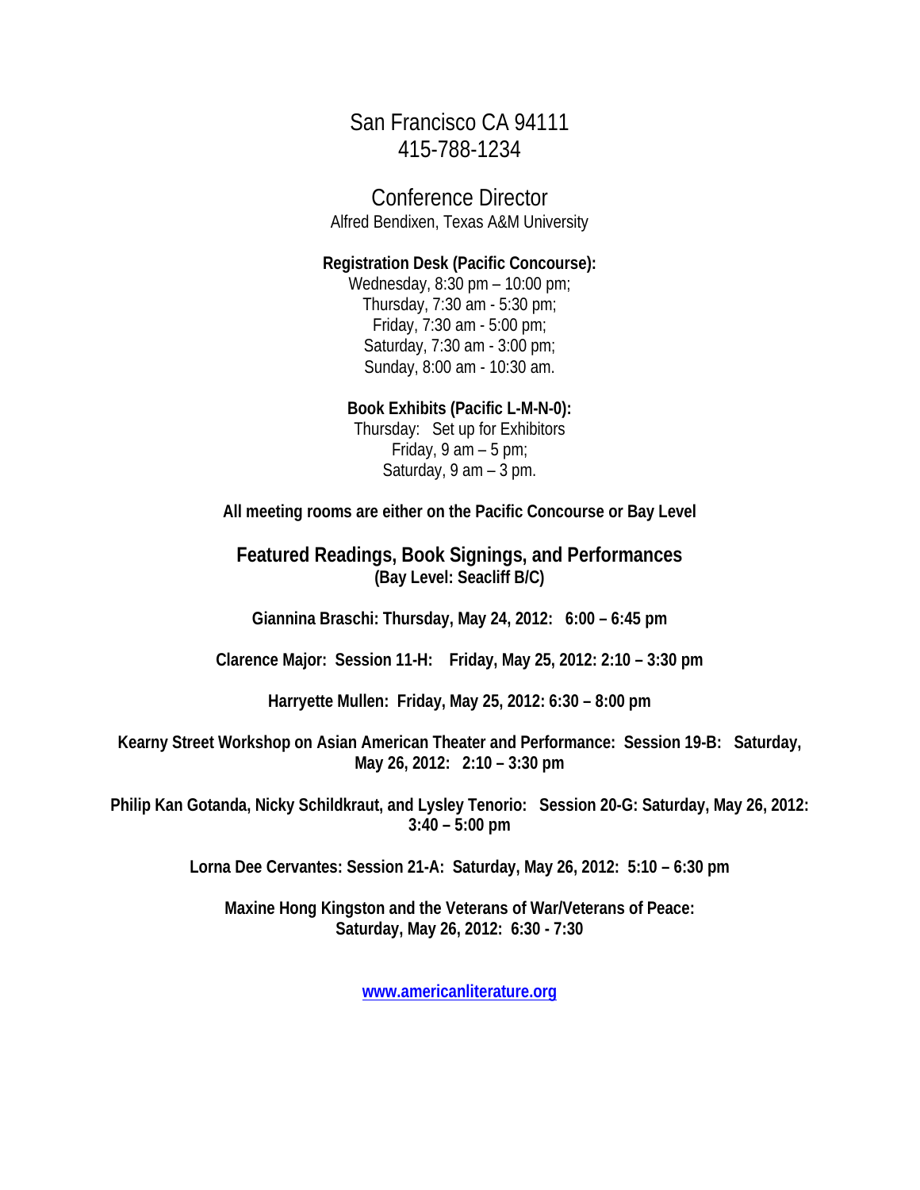San Francisco CA 94111
415-788-1234

## Conference Director

Alfred Bendixen, Texas A&M University

**Registration Desk (Pacific Concourse):**

Wednesday, 8:30 pm – 10:00 pm;
Thursday, 7:30 am - 5:30 pm;
Friday, 7:30 am - 5:00 pm;
Saturday, 7:30 am - 3:00 pm;
Sunday, 8:00 am - 10:30 am.

**Book Exhibits (Pacific L-M-N-0):**

Thursday: Set up for Exhibitors
Friday, 9 am – 5 pm;
Saturday, 9 am – 3 pm.

**All meeting rooms are either on the Pacific Concourse or Bay Level**

## Featured Readings, Book Signings, and Performances

**(Bay Level: Seacliff B/C)**

**Giannina Braschi: Thursday, May 24, 2012: 6:00 – 6:45 pm**

**Clarence Major: Session 11-H: Friday, May 25, 2012: 2:10 – 3:30 pm**

**Harryette Mullen: Friday, May 25, 2012: 6:30 – 8:00 pm**

**Kearny Street Workshop on Asian American Theater and Performance: Session 19-B: Saturday, May 26, 2012: 2:10 – 3:30 pm**

**Philip Kan Gotanda, Nicky Schildkraut, and Lysley Tenorio: Session 20-G: Saturday, May 26, 2012: 3:40 – 5:00 pm**

**Lorna Dee Cervantes: Session 21-A: Saturday, May 26, 2012: 5:10 – 6:30 pm**

**Maxine Hong Kingston and the Veterans of War/Veterans of Peace: Saturday, May 26, 2012: 6:30 - 7:30**

**www.americanliterature.org**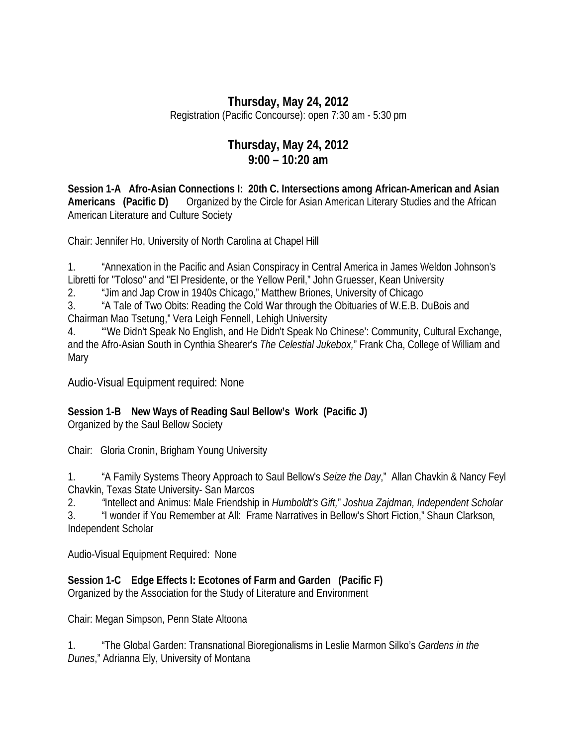## Thursday, May 24, 2012

Registration (Pacific Concourse): open 7:30 am - 5:30 pm

## Thursday, May 24, 2012
## 9:00 – 10:20 am

**Session 1-A Afro-Asian Connections I: 20th C. Intersections among African-American and Asian Americans (Pacific D)** Organized by the Circle for Asian American Literary Studies and the African American Literature and Culture Society

Chair: Jennifer Ho, University of North Carolina at Chapel Hill

1. "Annexation in the Pacific and Asian Conspiracy in Central America in James Weldon Johnson's Libretti for "Toloso" and "El Presidente, or the Yellow Peril," John Gruesser, Kean University
2. "Jim and Jap Crow in 1940s Chicago," Matthew Briones, University of Chicago
3. "A Tale of Two Obits: Reading the Cold War through the Obituaries of W.E.B. DuBois and Chairman Mao Tsetung," Vera Leigh Fennell, Lehigh University
4. "'We Didn't Speak No English, and He Didn't Speak No Chinese': Community, Cultural Exchange, and the Afro-Asian South in Cynthia Shearer's *The Celestial Jukebox,*" Frank Cha, College of William and Mary

Audio-Visual Equipment required: None

**Session 1-B New Ways of Reading Saul Bellow's Work (Pacific J)**
Organized by the Saul Bellow Society

Chair: Gloria Cronin, Brigham Young University

1. "A Family Systems Theory Approach to Saul Bellow's *Seize the Day*," Allan Chavkin & Nancy Feyl Chavkin, Texas State University- San Marcos
2. *"*Intellect and Animus: Male Friendship in *Humboldt's Gift,*" *Joshua Zajdman, Independent Scholar*
3. "I wonder if You Remember at All: Frame Narratives in Bellow's Short Fiction," Shaun Clarkson*,* Independent Scholar

Audio-Visual Equipment Required: None

**Session 1-C Edge Effects I: Ecotones of Farm and Garden (Pacific F)**
Organized by the Association for the Study of Literature and Environment

Chair: Megan Simpson, Penn State Altoona

1. "The Global Garden: Transnational Bioregionalisms in Leslie Marmon Silko's *Gardens in the Dunes*," Adrianna Ely, University of Montana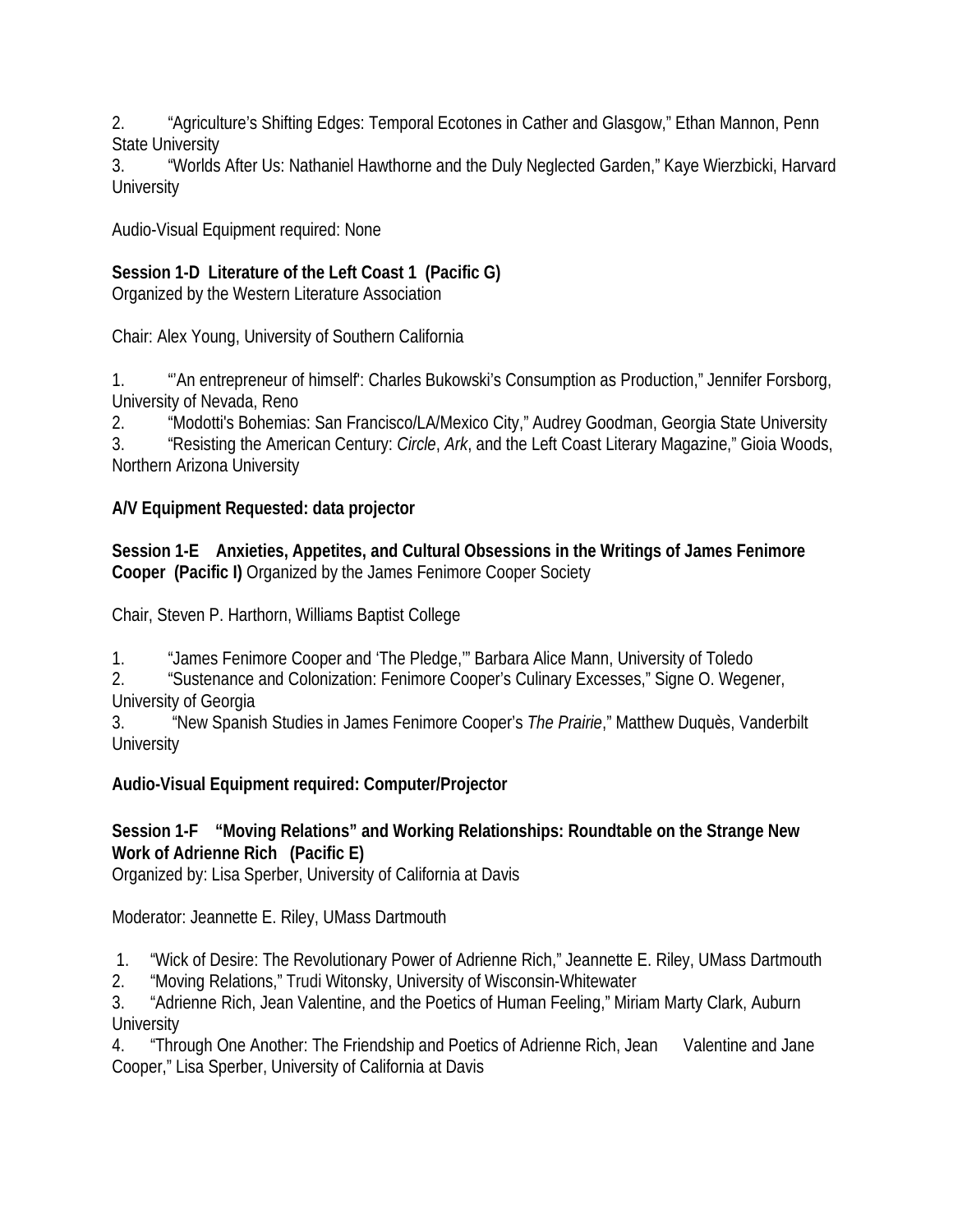2. “Agriculture’s Shifting Edges: Temporal Ecotones in Cather and Glasgow,” Ethan Mannon, Penn State University
3. “Worlds After Us: Nathaniel Hawthorne and the Duly Neglected Garden,” Kaye Wierzbicki, Harvard University

Audio-Visual Equipment required: None

**Session 1-D Literature of the Left Coast 1 (Pacific G)**
Organized by the Western Literature Association

Chair: Alex Young, University of Southern California

1. “’An entrepreneur of himself’: Charles Bukowski’s Consumption as Production,” Jennifer Forsborg, University of Nevada, Reno
2. “Modotti's Bohemias: San Francisco/LA/Mexico City,” Audrey Goodman, Georgia State University
3. “Resisting the American Century: *Circle*, *Ark*, and the Left Coast Literary Magazine,” Gioia Woods, Northern Arizona University

**A/V Equipment Requested: data projector**

**Session 1-E Anxieties, Appetites, and Cultural Obsessions in the Writings of James Fenimore Cooper (Pacific I)** Organized by the James Fenimore Cooper Society

Chair, Steven P. Harthorn, Williams Baptist College

1. “James Fenimore Cooper and ‘The Pledge,’” Barbara Alice Mann, University of Toledo
2. “Sustenance and Colonization: Fenimore Cooper’s Culinary Excesses,” Signe O. Wegener, University of Georgia
3. “New Spanish Studies in James Fenimore Cooper’s *The Prairie*,” Matthew Duquès, Vanderbilt University

**Audio-Visual Equipment required: Computer/Projector**

**Session 1-F “Moving Relations” and Working Relationships: Roundtable on the Strange New Work of Adrienne Rich (Pacific E)**
Organized by: Lisa Sperber, University of California at Davis

Moderator: Jeannette E. Riley, UMass Dartmouth

1. “Wick of Desire: The Revolutionary Power of Adrienne Rich,” Jeannette E. Riley, UMass Dartmouth
2. “Moving Relations,” Trudi Witonsky, University of Wisconsin-Whitewater
3. “Adrienne Rich, Jean Valentine, and the Poetics of Human Feeling,” Miriam Marty Clark, Auburn University
4. “Through One Another: The Friendship and Poetics of Adrienne Rich, Jean Valentine and Jane Cooper,” Lisa Sperber, University of California at Davis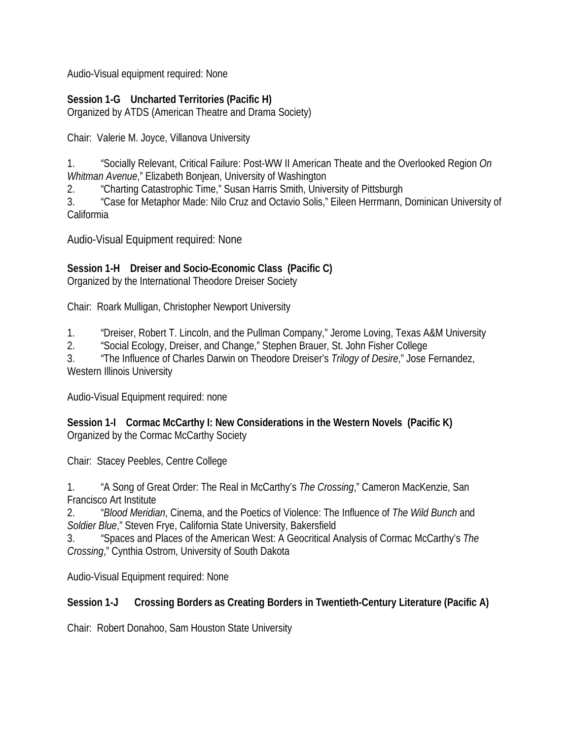Audio-Visual equipment required: None

**Session 1-G Uncharted Territories (Pacific H)**
Organized by ATDS (American Theatre and Drama Society)

Chair: Valerie M. Joyce, Villanova University

1. "Socially Relevant, Critical Failure: Post-WW II American Theate and the Overlooked Region *On Whitman Avenue*," Elizabeth Bonjean, University of Washington
2. "Charting Catastrophic Time," Susan Harris Smith, University of Pittsburgh
3. "Case for Metaphor Made: Nilo Cruz and Octavio Solis," Eileen Herrmann, Dominican University of Califormia

Audio-Visual Equipment required: None

**Session 1-H Dreiser and Socio-Economic Class (Pacific C)**
Organized by the International Theodore Dreiser Society

Chair: Roark Mulligan, Christopher Newport University

1. "Dreiser, Robert T. Lincoln, and the Pullman Company," Jerome Loving, Texas A&M University
2. "Social Ecology, Dreiser, and Change," Stephen Brauer, St. John Fisher College
3. "The Influence of Charles Darwin on Theodore Dreiser's *Trilogy of Desire*," Jose Fernandez, Western Illinois University

Audio-Visual Equipment required: none

**Session 1-I Cormac McCarthy I: New Considerations in the Western Novels (Pacific K)**
Organized by the Cormac McCarthy Society

Chair: Stacey Peebles, Centre College

1. "A Song of Great Order: The Real in McCarthy's *The Crossing*," Cameron MacKenzie, San Francisco Art Institute
2. "*Blood Meridian*, Cinema, and the Poetics of Violence: The Influence of *The Wild Bunch* and *Soldier Blue*," Steven Frye, California State University, Bakersfield
3. "Spaces and Places of the American West: A Geocritical Analysis of Cormac McCarthy's *The Crossing*," Cynthia Ostrom, University of South Dakota

Audio-Visual Equipment required: None

**Session 1-J Crossing Borders as Creating Borders in Twentieth-Century Literature (Pacific A)**

Chair: Robert Donahoo, Sam Houston State University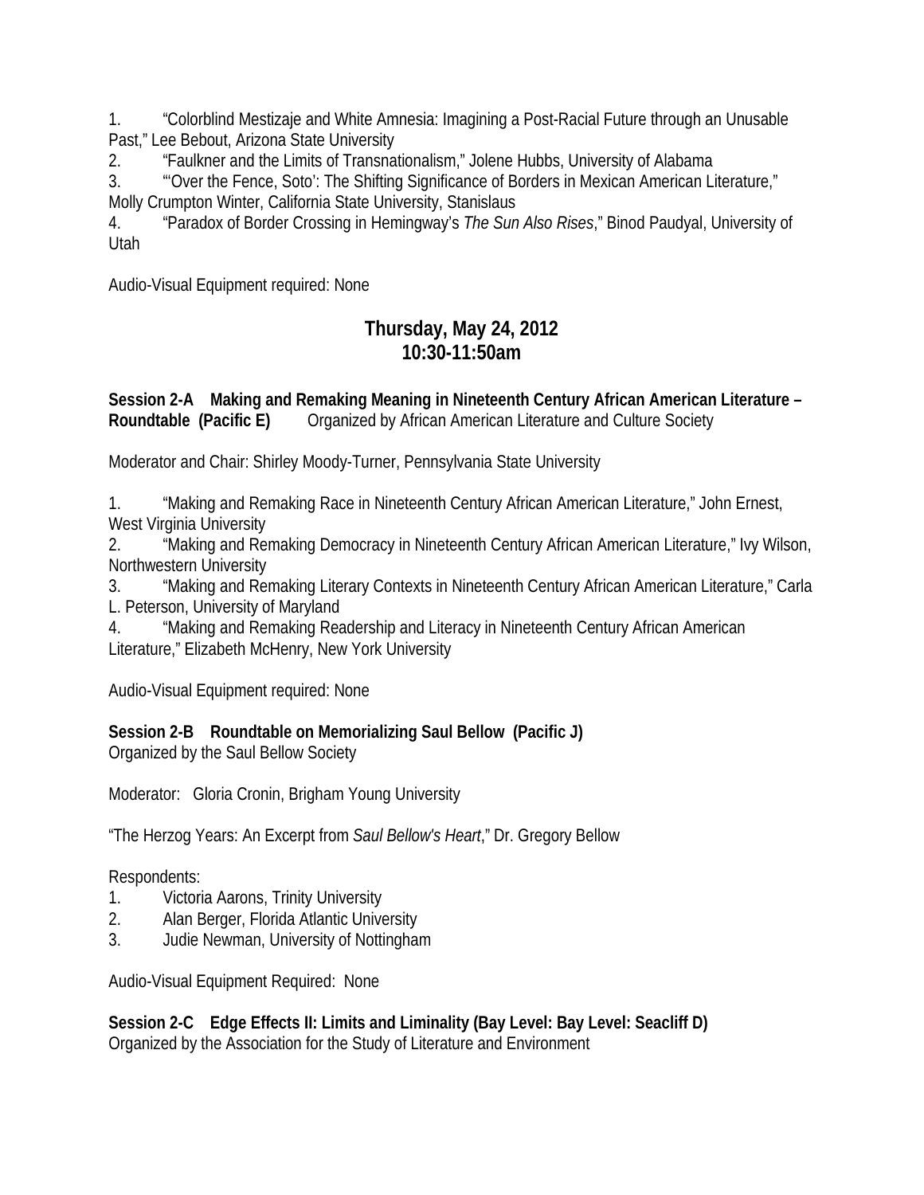1. “Colorblind Mestizaje and White Amnesia: Imagining a Post-Racial Future through an Unusable Past,” Lee Bebout, Arizona State University
2. “Faulkner and the Limits of Transnationalism,” Jolene Hubbs, University of Alabama
3. “‘Over the Fence, Soto’: The Shifting Significance of Borders in Mexican American Literature,” Molly Crumpton Winter, California State University, Stanislaus
4. “Paradox of Border Crossing in Hemingway’s *The Sun Also Rises*,” Binod Paudyal, University of Utah

Audio-Visual Equipment required: None

## Thursday, May 24, 2012
## 10:30-11:50am

**Session 2-A Making and Remaking Meaning in Nineteenth Century African American Literature – Roundtable (Pacific E)** Organized by African American Literature and Culture Society

Moderator and Chair: Shirley Moody-Turner, Pennsylvania State University

1. “Making and Remaking Race in Nineteenth Century African American Literature,” John Ernest, West Virginia University
2. “Making and Remaking Democracy in Nineteenth Century African American Literature,” Ivy Wilson, Northwestern University
3. “Making and Remaking Literary Contexts in Nineteenth Century African American Literature,” Carla L. Peterson, University of Maryland
4. “Making and Remaking Readership and Literacy in Nineteenth Century African American Literature,” Elizabeth McHenry, New York University

Audio-Visual Equipment required: None

**Session 2-B Roundtable on Memorializing Saul Bellow (Pacific J)**
Organized by the Saul Bellow Society

Moderator: Gloria Cronin, Brigham Young University

“The Herzog Years: An Excerpt from *Saul Bellow's Heart*,” Dr. Gregory Bellow

Respondents:
1. Victoria Aarons, Trinity University
2. Alan Berger, Florida Atlantic University
3. Judie Newman, University of Nottingham

Audio-Visual Equipment Required: None

**Session 2-C Edge Effects II: Limits and Liminality (Bay Level: Bay Level: Seacliff D)**
Organized by the Association for the Study of Literature and Environment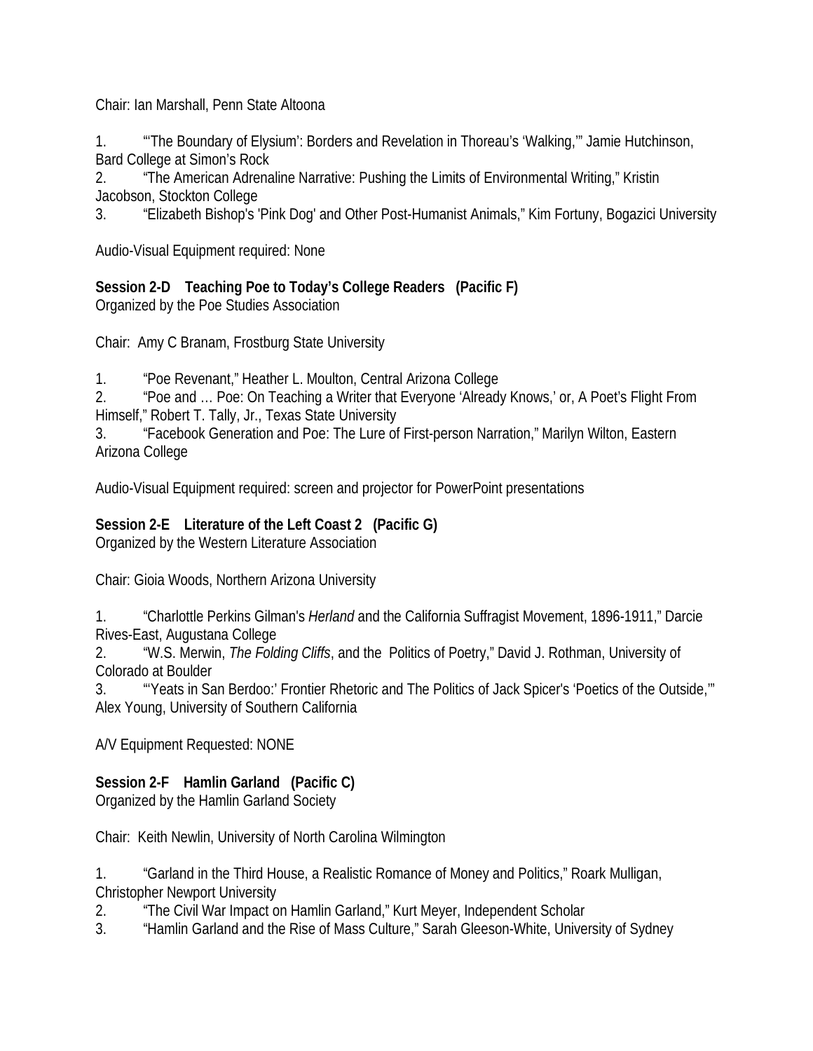Chair: Ian Marshall, Penn State Altoona

1. "'The Boundary of Elysium': Borders and Revelation in Thoreau's 'Walking,'" Jamie Hutchinson, Bard College at Simon's Rock
2. "The American Adrenaline Narrative: Pushing the Limits of Environmental Writing," Kristin Jacobson, Stockton College
3. "Elizabeth Bishop's 'Pink Dog' and Other Post-Humanist Animals," Kim Fortuny, Bogazici University

Audio-Visual Equipment required: None

**Session 2-D Teaching Poe to Today's College Readers (Pacific F)**
Organized by the Poe Studies Association

Chair: Amy C Branam, Frostburg State University

1. "Poe Revenant," Heather L. Moulton, Central Arizona College
2. "Poe and … Poe: On Teaching a Writer that Everyone 'Already Knows,' or, A Poet's Flight From Himself," Robert T. Tally, Jr., Texas State University
3. "Facebook Generation and Poe: The Lure of First-person Narration," Marilyn Wilton, Eastern Arizona College

Audio-Visual Equipment required: screen and projector for PowerPoint presentations

**Session 2-E Literature of the Left Coast 2 (Pacific G)**
Organized by the Western Literature Association

Chair: Gioia Woods, Northern Arizona University

1. "Charlottle Perkins Gilman's *Herland* and the California Suffragist Movement, 1896-1911," Darcie Rives-East, Augustana College
2. "W.S. Merwin, *The Folding Cliffs*, and the Politics of Poetry," David J. Rothman, University of Colorado at Boulder
3. "'Yeats in San Berdoo:' Frontier Rhetoric and The Politics of Jack Spicer's 'Poetics of the Outside,'" Alex Young, University of Southern California

A/V Equipment Requested: NONE

**Session 2-F Hamlin Garland (Pacific C)**
Organized by the Hamlin Garland Society

Chair: Keith Newlin, University of North Carolina Wilmington

1. "Garland in the Third House, a Realistic Romance of Money and Politics," Roark Mulligan, Christopher Newport University
2. "The Civil War Impact on Hamlin Garland," Kurt Meyer, Independent Scholar
3. "Hamlin Garland and the Rise of Mass Culture," Sarah Gleeson-White, University of Sydney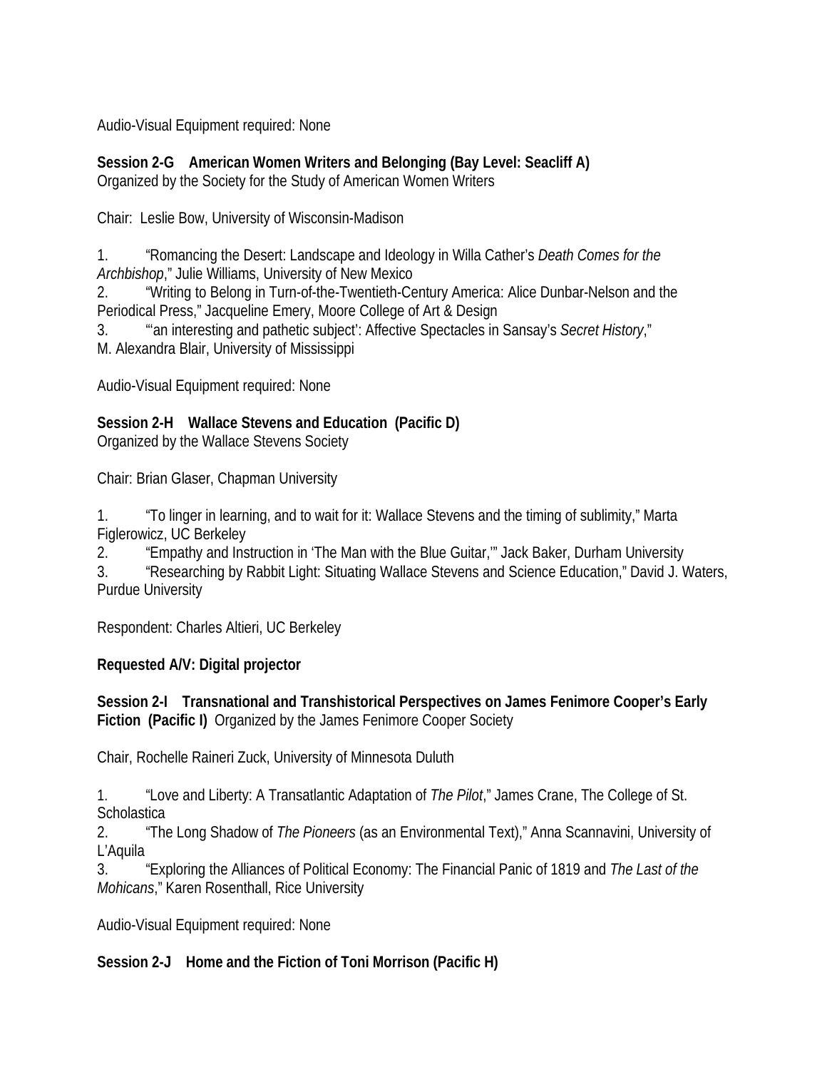Audio-Visual Equipment required: None

**Session 2-G American Women Writers and Belonging (Bay Level: Seacliff A)**
Organized by the Society for the Study of American Women Writers

Chair: Leslie Bow, University of Wisconsin-Madison

1. "Romancing the Desert: Landscape and Ideology in Willa Cather's *Death Comes for the Archbishop*," Julie Williams, University of New Mexico
2. "Writing to Belong in Turn-of-the-Twentieth-Century America: Alice Dunbar-Nelson and the Periodical Press," Jacqueline Emery, Moore College of Art & Design
3. "'an interesting and pathetic subject': Affective Spectacles in Sansay's *Secret History*," M. Alexandra Blair, University of Mississippi

Audio-Visual Equipment required: None

**Session 2-H Wallace Stevens and Education (Pacific D)**
Organized by the Wallace Stevens Society

Chair: Brian Glaser, Chapman University

1. "To linger in learning, and to wait for it: Wallace Stevens and the timing of sublimity," Marta Figlerowicz, UC Berkeley
2. "Empathy and Instruction in 'The Man with the Blue Guitar,'" Jack Baker, Durham University
3. "Researching by Rabbit Light: Situating Wallace Stevens and Science Education," David J. Waters, Purdue University

Respondent: Charles Altieri, UC Berkeley

**Requested A/V: Digital projector**

**Session 2-I Transnational and Transhistorical Perspectives on James Fenimore Cooper's Early Fiction (Pacific I)** Organized by the James Fenimore Cooper Society

Chair, Rochelle Raineri Zuck, University of Minnesota Duluth

1. "Love and Liberty: A Transatlantic Adaptation of *The Pilot*," James Crane, The College of St. Scholastica
2. "The Long Shadow of *The Pioneers* (as an Environmental Text)," Anna Scannavini, University of L'Aquila
3. "Exploring the Alliances of Political Economy: The Financial Panic of 1819 and *The Last of the Mohicans*," Karen Rosenthall, Rice University

Audio-Visual Equipment required: None

**Session 2-J Home and the Fiction of Toni Morrison (Pacific H)**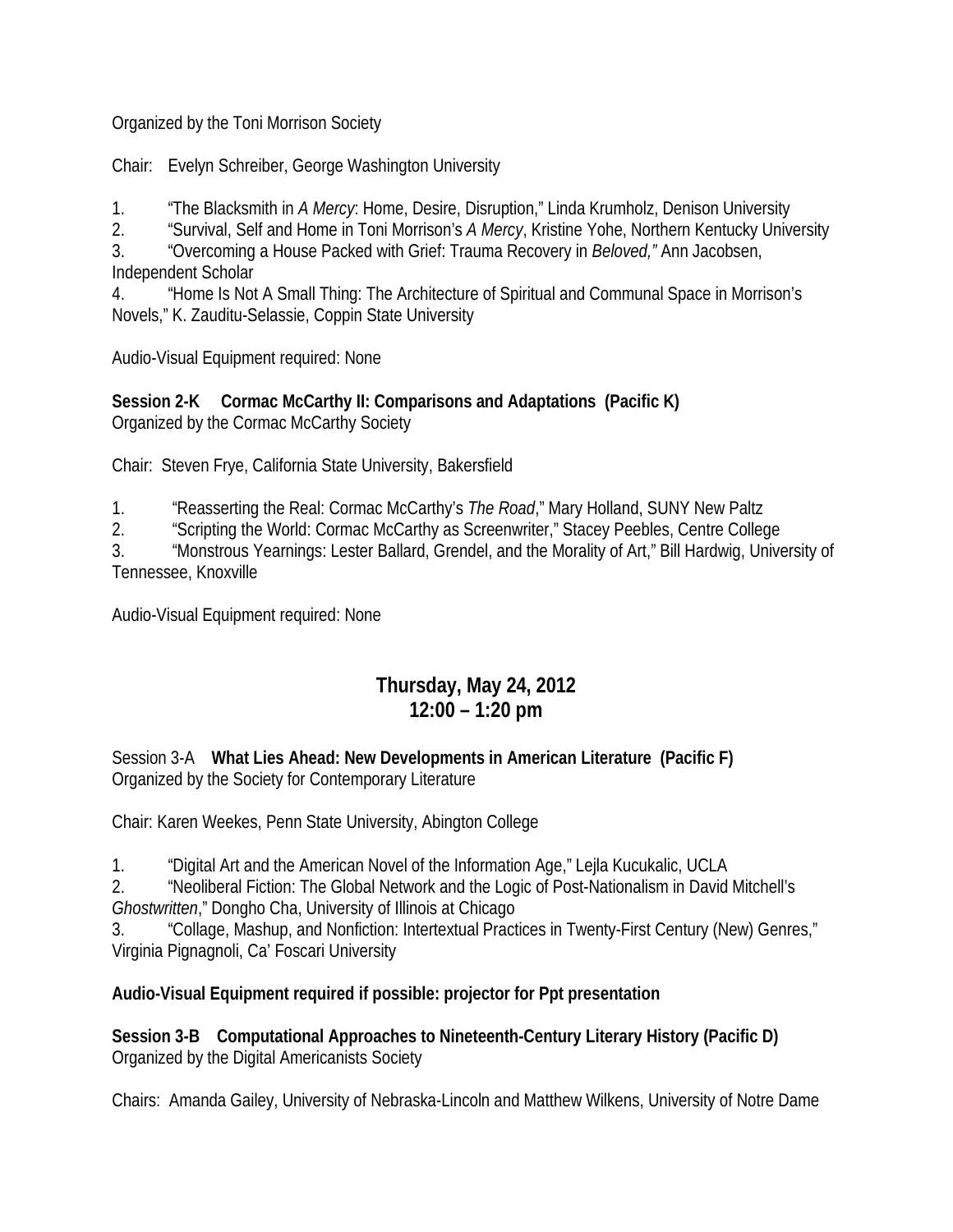Organized by the Toni Morrison Society

Chair: Evelyn Schreiber, George Washington University

1. "The Blacksmith in *A Mercy*: Home, Desire, Disruption," Linda Krumholz, Denison University
2. "Survival, Self and Home in Toni Morrison's *A Mercy*, Kristine Yohe, Northern Kentucky University
3. "Overcoming a House Packed with Grief: Trauma Recovery in *Beloved,"* Ann Jacobsen, Independent Scholar
4. "Home Is Not A Small Thing: The Architecture of Spiritual and Communal Space in Morrison's Novels," K. Zauditu-Selassie, Coppin State University

Audio-Visual Equipment required: None

**Session 2-K Cormac McCarthy II: Comparisons and Adaptations (Pacific K)**
Organized by the Cormac McCarthy Society

Chair: Steven Frye, California State University, Bakersfield

1. "Reasserting the Real: Cormac McCarthy's *The Road*," Mary Holland, SUNY New Paltz
2. "Scripting the World: Cormac McCarthy as Screenwriter," Stacey Peebles, Centre College
3. "Monstrous Yearnings: Lester Ballard, Grendel, and the Morality of Art," Bill Hardwig, University of Tennessee, Knoxville

Audio-Visual Equipment required: None

## Thursday, May 24, 2012
## 12:00 – 1:20 pm

Session 3-A **What Lies Ahead: New Developments in American Literature (Pacific F)**
Organized by the Society for Contemporary Literature

Chair: Karen Weekes, Penn State University, Abington College

1. "Digital Art and the American Novel of the Information Age," Lejla Kucukalic, UCLA
2. "Neoliberal Fiction: The Global Network and the Logic of Post-Nationalism in David Mitchell's *Ghostwritten*," Dongho Cha, University of Illinois at Chicago
3. "Collage, Mashup, and Nonfiction: Intertextual Practices in Twenty-First Century (New) Genres," Virginia Pignagnoli, Ca' Foscari University

**Audio-Visual Equipment required if possible: projector for Ppt presentation**

**Session 3-B Computational Approaches to Nineteenth-Century Literary History (Pacific D)**
Organized by the Digital Americanists Society

Chairs: Amanda Gailey, University of Nebraska-Lincoln and Matthew Wilkens, University of Notre Dame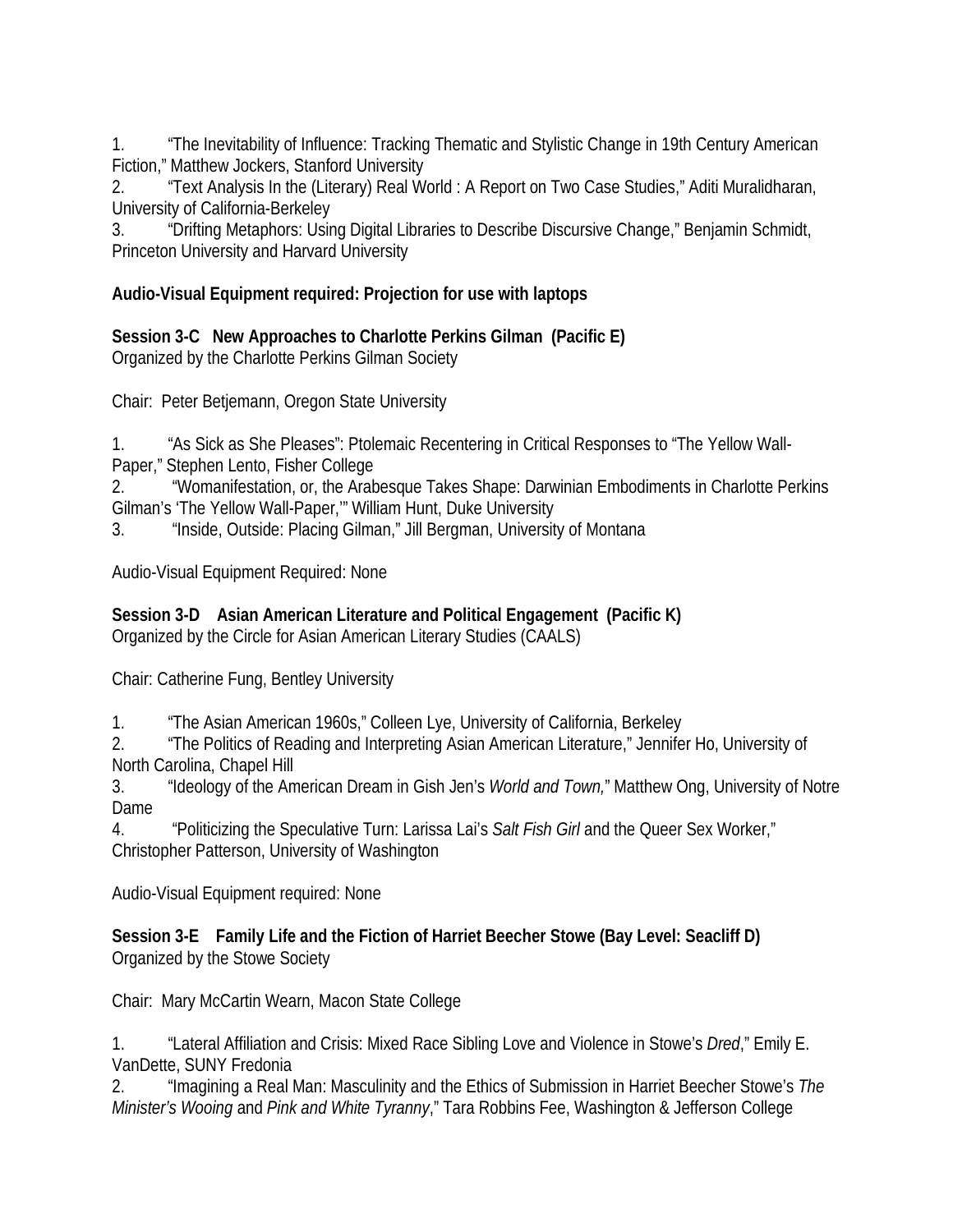1. “The Inevitability of Influence: Tracking Thematic and Stylistic Change in 19th Century American Fiction,” Matthew Jockers, Stanford University
2. “Text Analysis In the (Literary) Real World : A Report on Two Case Studies,” Aditi Muralidharan, University of California-Berkeley
3. “Drifting Metaphors: Using Digital Libraries to Describe Discursive Change,” Benjamin Schmidt, Princeton University and Harvard University

**Audio-Visual Equipment required: Projection for use with laptops**

**Session 3-C New Approaches to Charlotte Perkins Gilman (Pacific E)**
Organized by the Charlotte Perkins Gilman Society

Chair: Peter Betjemann, Oregon State University

1. “As Sick as She Pleases”: Ptolemaic Recentering in Critical Responses to “The Yellow Wall-Paper,” Stephen Lento, Fisher College
2. “Womanifestation, or, the Arabesque Takes Shape: Darwinian Embodiments in Charlotte Perkins Gilman’s ‘The Yellow Wall-Paper,’” William Hunt, Duke University
3. “Inside, Outside: Placing Gilman,” Jill Bergman, University of Montana

Audio-Visual Equipment Required: None

**Session 3-D Asian American Literature and Political Engagement (Pacific K)**
Organized by the Circle for Asian American Literary Studies (CAALS)

Chair: Catherine Fung, Bentley University

1. “The Asian American 1960s,” Colleen Lye, University of California, Berkeley
2. “The Politics of Reading and Interpreting Asian American Literature,” Jennifer Ho, University of North Carolina, Chapel Hill
3. “Ideology of the American Dream in Gish Jen’s *World and Town,*” Matthew Ong, University of Notre Dame
4. “Politicizing the Speculative Turn: Larissa Lai’s *Salt Fish Girl* and the Queer Sex Worker,” Christopher Patterson, University of Washington

Audio-Visual Equipment required: None

**Session 3-E Family Life and the Fiction of Harriet Beecher Stowe (Bay Level: Seacliff D)**
Organized by the Stowe Society

Chair: Mary McCartin Wearn, Macon State College

1. “Lateral Affiliation and Crisis: Mixed Race Sibling Love and Violence in Stowe’s *Dred*,” Emily E. VanDette, SUNY Fredonia
2. “Imagining a Real Man: Masculinity and the Ethics of Submission in Harriet Beecher Stowe’s *The Minister’s Wooing* and *Pink and White Tyranny*,” Tara Robbins Fee, Washington & Jefferson College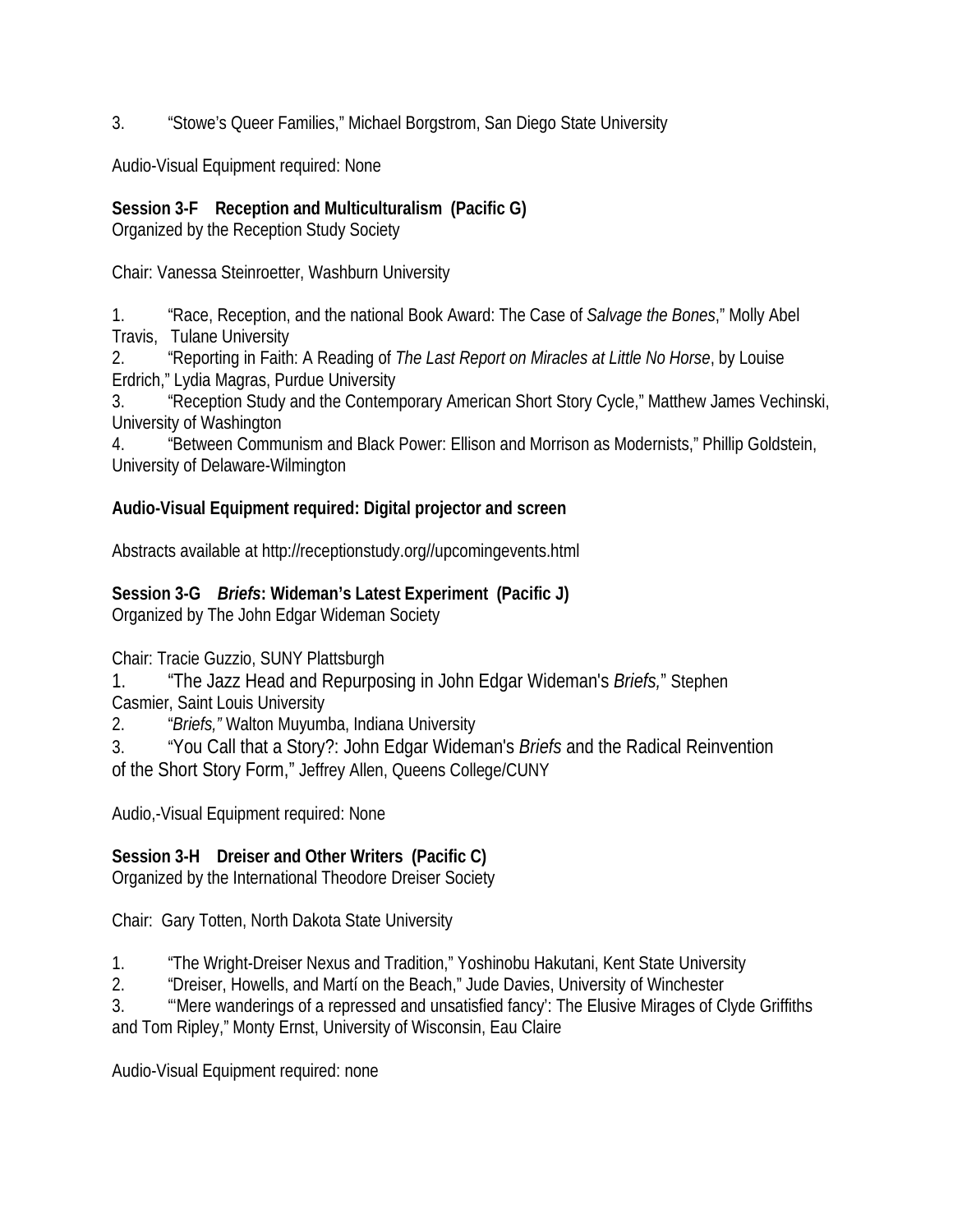3. "Stowe's Queer Families," Michael Borgstrom, San Diego State University

Audio-Visual Equipment required: None

**Session 3-F  Reception and Multiculturalism (Pacific G)**
Organized by the Reception Study Society

Chair: Vanessa Steinroetter, Washburn University

1. "Race, Reception, and the national Book Award: The Case of *Salvage the Bones*," Molly Abel Travis, Tulane University
2. "Reporting in Faith: A Reading of *The Last Report on Miracles at Little No Horse*, by Louise Erdrich," Lydia Magras, Purdue University
3. "Reception Study and the Contemporary American Short Story Cycle," Matthew James Vechinski, University of Washington
4. "Between Communism and Black Power: Ellison and Morrison as Modernists," Phillip Goldstein, University of Delaware-Wilmington

**Audio-Visual Equipment required: Digital projector and screen**

Abstracts available at http://receptionstudy.org//upcomingevents.html

**Session 3-G  *Briefs*: Wideman's Latest Experiment (Pacific J)**
Organized by The John Edgar Wideman Society

Chair: Tracie Guzzio, SUNY Plattsburgh

1. "The Jazz Head and Repurposing in John Edgar Wideman's *Briefs,*" Stephen Casmier, Saint Louis University
2. "*Briefs,"* Walton Muyumba, Indiana University
3. "You Call that a Story?: John Edgar Wideman's *Briefs* and the Radical Reinvention of the Short Story Form," Jeffrey Allen, Queens College/CUNY

Audio,-Visual Equipment required: None

**Session 3-H  Dreiser and Other Writers (Pacific C)**
Organized by the International Theodore Dreiser Society

Chair: Gary Totten, North Dakota State University

1. "The Wright-Dreiser Nexus and Tradition," Yoshinobu Hakutani, Kent State University
2. "Dreiser, Howells, and Martí on the Beach," Jude Davies, University of Winchester
3. "'Mere wanderings of a repressed and unsatisfied fancy': The Elusive Mirages of Clyde Griffiths and Tom Ripley," Monty Ernst, University of Wisconsin, Eau Claire

Audio-Visual Equipment required: none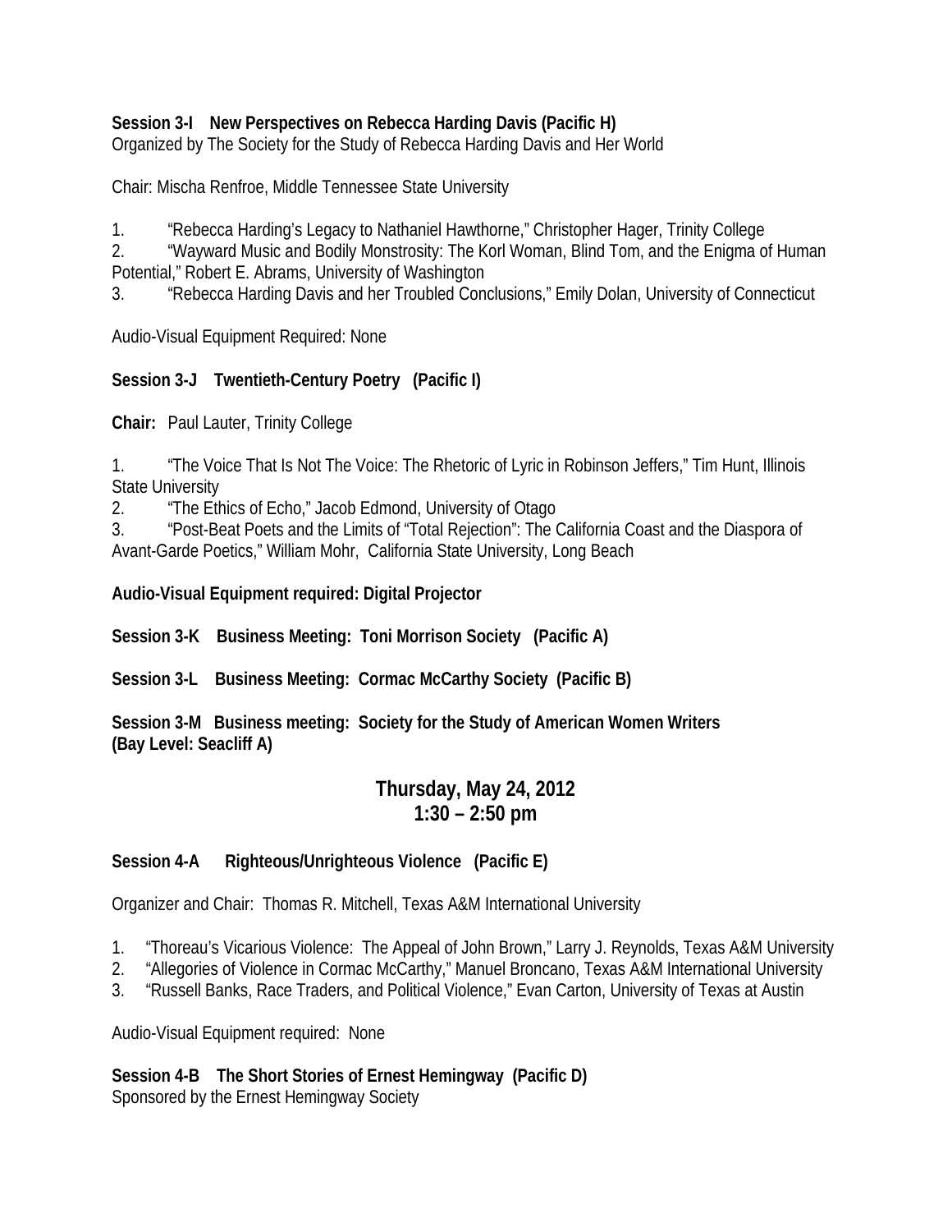**Session 3-I New Perspectives on Rebecca Harding Davis (Pacific H)**
Organized by The Society for the Study of Rebecca Harding Davis and Her World

Chair: Mischa Renfroe, Middle Tennessee State University

1. “Rebecca Harding’s Legacy to Nathaniel Hawthorne,” Christopher Hager, Trinity College
2. “Wayward Music and Bodily Monstrosity: The Korl Woman, Blind Tom, and the Enigma of Human Potential,” Robert E. Abrams, University of Washington
3. “Rebecca Harding Davis and her Troubled Conclusions,” Emily Dolan, University of Connecticut

Audio-Visual Equipment Required: None

**Session 3-J Twentieth-Century Poetry (Pacific I)**

**Chair:** Paul Lauter, Trinity College

1. “The Voice That Is Not The Voice: The Rhetoric of Lyric in Robinson Jeffers,” Tim Hunt, Illinois State University
2. “The Ethics of Echo,” Jacob Edmond, University of Otago
3. “Post-Beat Poets and the Limits of “Total Rejection”: The California Coast and the Diaspora of Avant-Garde Poetics,” William Mohr, California State University, Long Beach

**Audio-Visual Equipment required: Digital Projector**

**Session 3-K Business Meeting: Toni Morrison Society (Pacific A)**

**Session 3-L Business Meeting: Cormac McCarthy Society (Pacific B)**

**Session 3-M Business meeting: Society for the Study of American Women Writers (Bay Level: Seacliff A)**

## Thursday, May 24, 2012
## 1:30 – 2:50 pm

**Session 4-A Righteous/Unrighteous Violence (Pacific E)**

Organizer and Chair: Thomas R. Mitchell, Texas A&M International University

1. “Thoreau’s Vicarious Violence: The Appeal of John Brown,” Larry J. Reynolds, Texas A&M University
2. “Allegories of Violence in Cormac McCarthy,” Manuel Broncano, Texas A&M International University
3. “Russell Banks, Race Traders, and Political Violence,” Evan Carton, University of Texas at Austin

Audio-Visual Equipment required: None

**Session 4-B The Short Stories of Ernest Hemingway (Pacific D)**
Sponsored by the Ernest Hemingway Society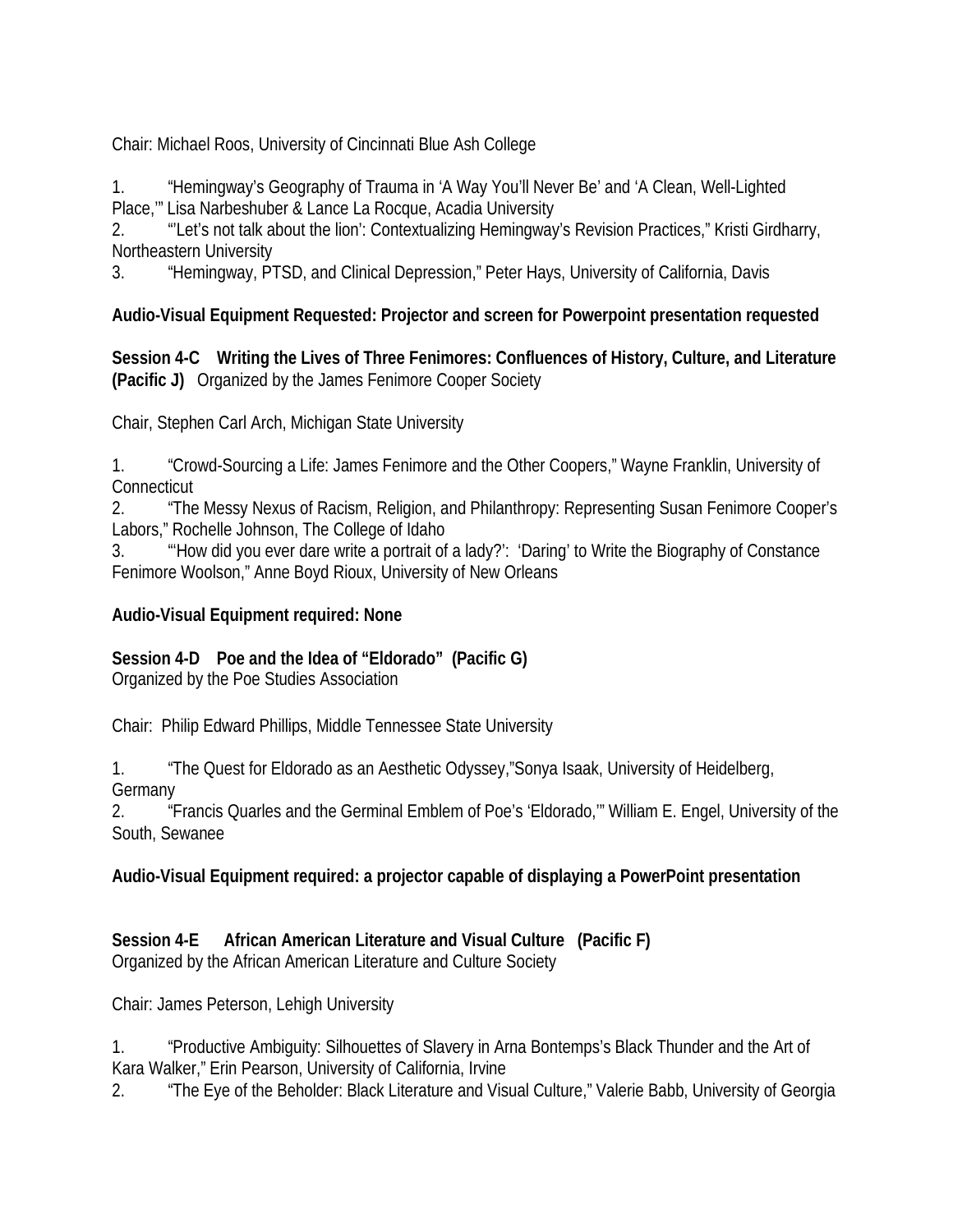Chair: Michael Roos, University of Cincinnati Blue Ash College

1. “Hemingway’s Geography of Trauma in ‘A Way You’ll Never Be’ and ‘A Clean, Well-Lighted Place,’” Lisa Narbeshuber & Lance La Rocque, Acadia University
2. “’Let’s not talk about the lion’: Contextualizing Hemingway’s Revision Practices,” Kristi Girdharry, Northeastern University
3. “Hemingway, PTSD, and Clinical Depression,” Peter Hays, University of California, Davis

**Audio-Visual Equipment Requested: Projector and screen for Powerpoint presentation requested**

**Session 4-C Writing the Lives of Three Fenimores: Confluences of History, Culture, and Literature (Pacific J)** Organized by the James Fenimore Cooper Society

Chair, Stephen Carl Arch, Michigan State University

1. “Crowd-Sourcing a Life: James Fenimore and the Other Coopers,” Wayne Franklin, University of Connecticut
2. “The Messy Nexus of Racism, Religion, and Philanthropy: Representing Susan Fenimore Cooper’s Labors,” Rochelle Johnson, The College of Idaho
3. “’How did you ever dare write a portrait of a lady?’: ‘Daring’ to Write the Biography of Constance Fenimore Woolson,” Anne Boyd Rioux, University of New Orleans

**Audio-Visual Equipment required: None**

**Session 4-D Poe and the Idea of “Eldorado” (Pacific G)**
Organized by the Poe Studies Association

Chair: Philip Edward Phillips, Middle Tennessee State University

1. “The Quest for Eldorado as an Aesthetic Odyssey,”Sonya Isaak, University of Heidelberg, Germany
2. “Francis Quarles and the Germinal Emblem of Poe’s ‘Eldorado,’” William E. Engel, University of the South, Sewanee

**Audio-Visual Equipment required: a projector capable of displaying a PowerPoint presentation**

**Session 4-E African American Literature and Visual Culture (Pacific F)**
Organized by the African American Literature and Culture Society

Chair: James Peterson, Lehigh University

1. “Productive Ambiguity: Silhouettes of Slavery in Arna Bontemps’s Black Thunder and the Art of Kara Walker,” Erin Pearson, University of California, Irvine
2. “The Eye of the Beholder: Black Literature and Visual Culture,” Valerie Babb, University of Georgia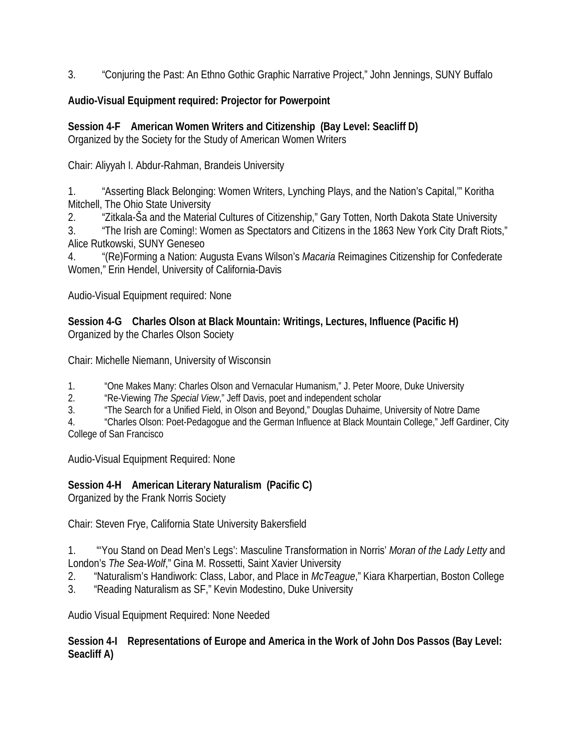3. “Conjuring the Past: An Ethno Gothic Graphic Narrative Project,” John Jennings, SUNY Buffalo

**Audio-Visual Equipment required: Projector for Powerpoint**

**Session 4-F American Women Writers and Citizenship (Bay Level: Seacliff D)**
Organized by the Society for the Study of American Women Writers

Chair: Aliyyah I. Abdur-Rahman, Brandeis University

1. “Asserting Black Belonging: Women Writers, Lynching Plays, and the Nation’s Capital,’” Koritha Mitchell, The Ohio State University
2. “Zitkala-Ša and the Material Cultures of Citizenship,” Gary Totten, North Dakota State University
3. “The Irish are Coming!: Women as Spectators and Citizens in the 1863 New York City Draft Riots,” Alice Rutkowski, SUNY Geneseo
4. “(Re)Forming a Nation: Augusta Evans Wilson’s *Macaria* Reimagines Citizenship for Confederate Women,” Erin Hendel, University of California-Davis

Audio-Visual Equipment required: None

**Session 4-G Charles Olson at Black Mountain: Writings, Lectures, Influence (Pacific H)**
Organized by the Charles Olson Society

Chair: Michelle Niemann, University of Wisconsin

1. “One Makes Many: Charles Olson and Vernacular Humanism,” J. Peter Moore, Duke University
2. “Re-Viewing *The Special View*,” Jeff Davis, poet and independent scholar
3. “The Search for a Unified Field, in Olson and Beyond,” Douglas Duhaime, University of Notre Dame
4. “Charles Olson: Poet-Pedagogue and the German Influence at Black Mountain College,” Jeff Gardiner, City College of San Francisco

Audio-Visual Equipment Required: None

**Session 4-H American Literary Naturalism (Pacific C)**
Organized by the Frank Norris Society

Chair: Steven Frye, California State University Bakersfield

1. “‘You Stand on Dead Men’s Legs’: Masculine Transformation in Norris’ *Moran of the Lady Letty* and London’s *The Sea-Wolf*,” Gina M. Rossetti, Saint Xavier University
2. “Naturalism’s Handiwork: Class, Labor, and Place in *McTeague*,” Kiara Kharpertian, Boston College
3. “Reading Naturalism as SF,” Kevin Modestino, Duke University

Audio Visual Equipment Required: None Needed

**Session 4-I Representations of Europe and America in the Work of John Dos Passos (Bay Level: Seacliff A)**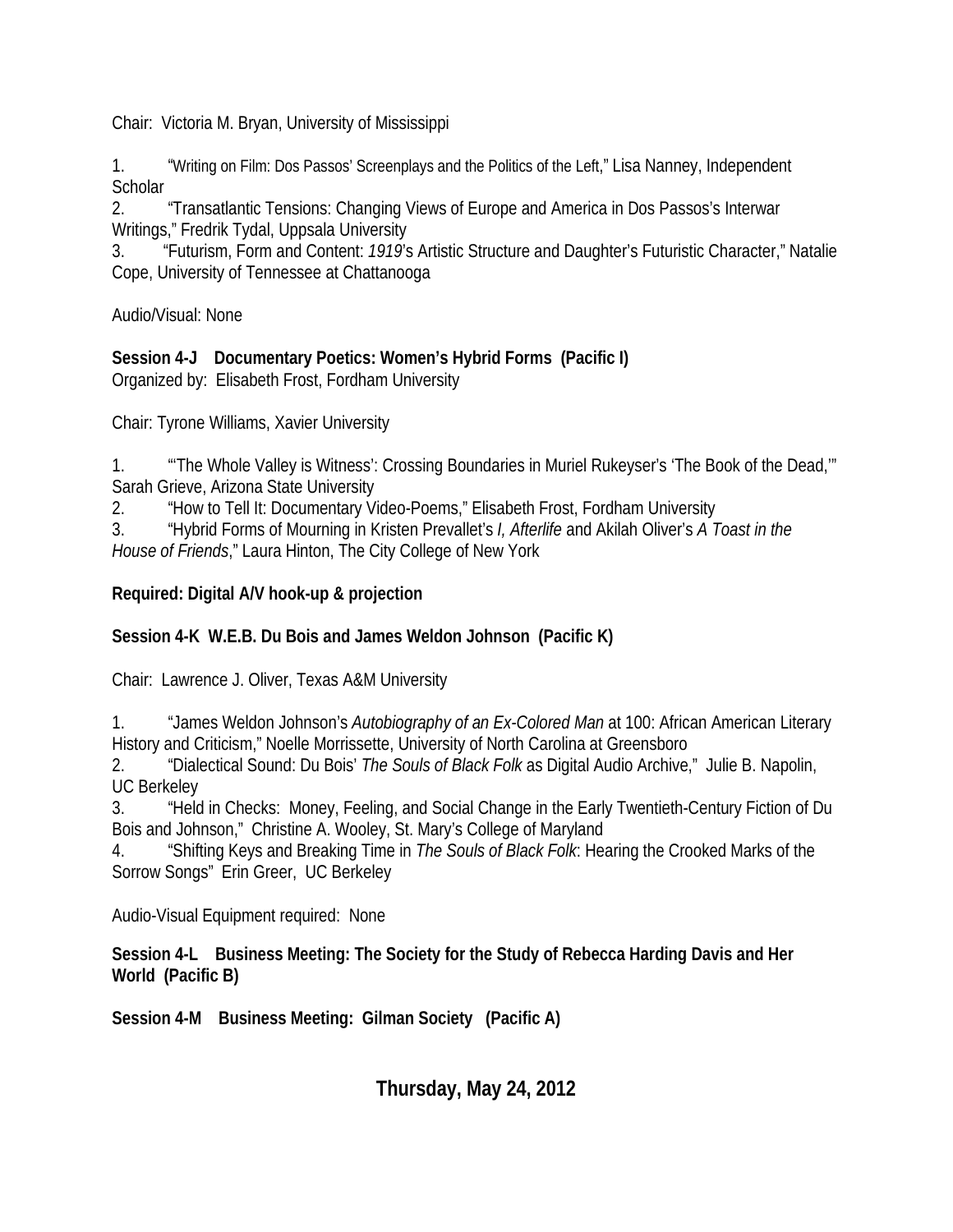Chair: Victoria M. Bryan, University of Mississippi

1. "Writing on Film: Dos Passos' Screenplays and the Politics of the Left," Lisa Nanney, Independent Scholar
2. "Transatlantic Tensions: Changing Views of Europe and America in Dos Passos's Interwar Writings," Fredrik Tydal, Uppsala University
3. "Futurism, Form and Content: *1919*'s Artistic Structure and Daughter's Futuristic Character," Natalie Cope, University of Tennessee at Chattanooga

Audio/Visual: None

**Session 4-J Documentary Poetics: Women's Hybrid Forms (Pacific I)**
Organized by: Elisabeth Frost, Fordham University

Chair: Tyrone Williams, Xavier University

1. "'The Whole Valley is Witness': Crossing Boundaries in Muriel Rukeyser's 'The Book of the Dead,'" Sarah Grieve, Arizona State University
2. "How to Tell It: Documentary Video-Poems," Elisabeth Frost, Fordham University
3. "Hybrid Forms of Mourning in Kristen Prevallet's *I, Afterlife* and Akilah Oliver's *A Toast in the House of Friends*," Laura Hinton, The City College of New York

**Required: Digital A/V hook-up & projection**

**Session 4-K W.E.B. Du Bois and James Weldon Johnson (Pacific K)**

Chair: Lawrence J. Oliver, Texas A&M University

1. "James Weldon Johnson's *Autobiography of an Ex-Colored Man* at 100: African American Literary History and Criticism," Noelle Morrissette, University of North Carolina at Greensboro
2. "Dialectical Sound: Du Bois' *The Souls of Black Folk* as Digital Audio Archive," Julie B. Napolin, UC Berkeley
3. "Held in Checks: Money, Feeling, and Social Change in the Early Twentieth-Century Fiction of Du Bois and Johnson," Christine A. Wooley, St. Mary's College of Maryland
4. "Shifting Keys and Breaking Time in *The Souls of Black Folk*: Hearing the Crooked Marks of the Sorrow Songs" Erin Greer, UC Berkeley

Audio-Visual Equipment required: None

**Session 4-L Business Meeting: The Society for the Study of Rebecca Harding Davis and Her World (Pacific B)**

**Session 4-M Business Meeting: Gilman Society (Pacific A)**

## Thursday, May 24, 2012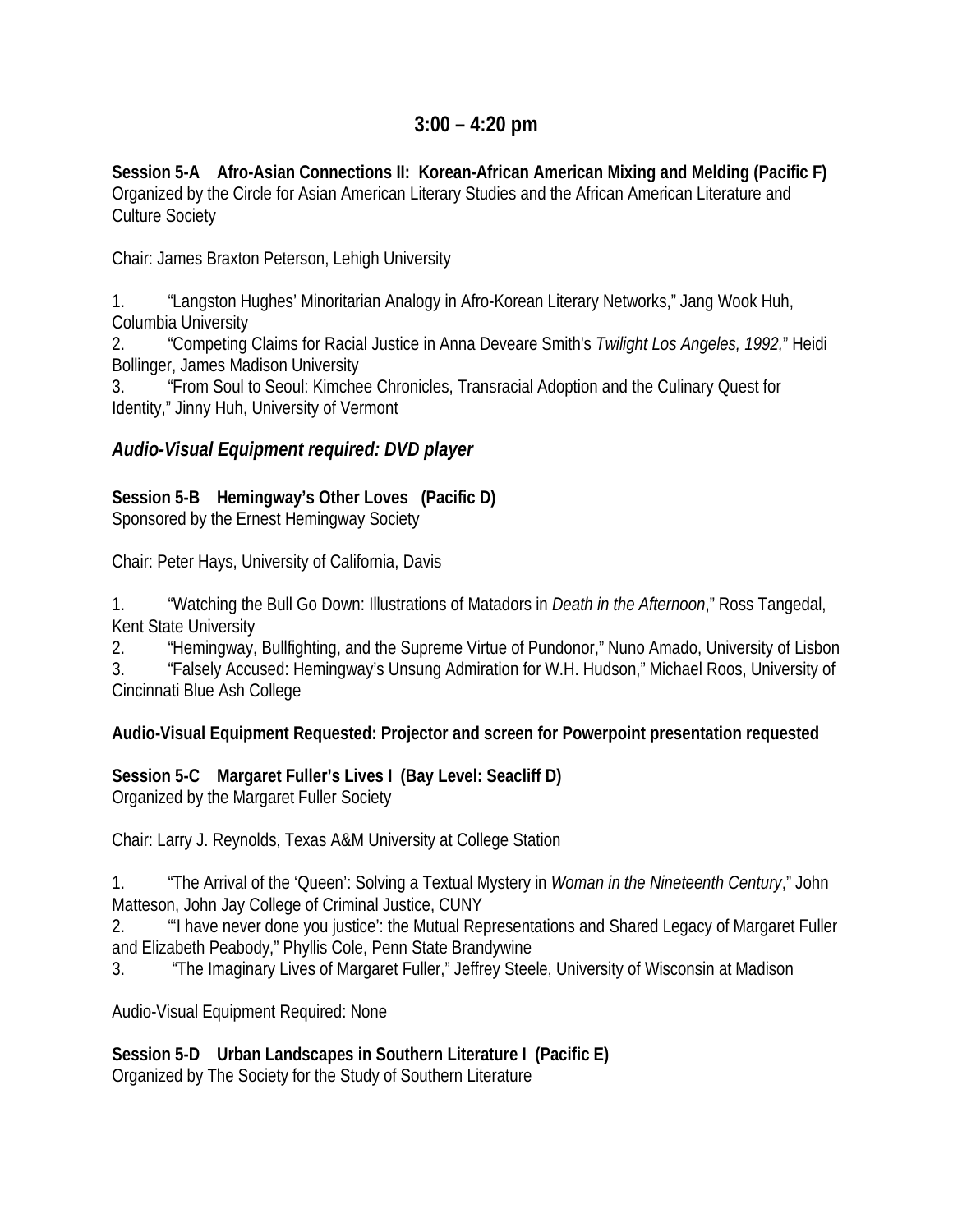## 3:00 – 4:20 pm

**Session 5-A Afro-Asian Connections II: Korean-African American Mixing and Melding (Pacific F)**
Organized by the Circle for Asian American Literary Studies and the African American Literature and Culture Society

Chair: James Braxton Peterson, Lehigh University

1. "Langston Hughes' Minoritarian Analogy in Afro-Korean Literary Networks," Jang Wook Huh, Columbia University
2. "Competing Claims for Racial Justice in Anna Deveare Smith's *Twilight Los Angeles, 1992,*" Heidi Bollinger, James Madison University
3. "From Soul to Seoul: Kimchee Chronicles, Transracial Adoption and the Culinary Quest for Identity," Jinny Huh, University of Vermont

***Audio-Visual Equipment required: DVD player***

**Session 5-B Hemingway's Other Loves (Pacific D)**
Sponsored by the Ernest Hemingway Society

Chair: Peter Hays, University of California, Davis

1. "Watching the Bull Go Down: Illustrations of Matadors in *Death in the Afternoon*," Ross Tangedal, Kent State University
2. "Hemingway, Bullfighting, and the Supreme Virtue of Pundonor," Nuno Amado, University of Lisbon
3. "Falsely Accused: Hemingway's Unsung Admiration for W.H. Hudson," Michael Roos, University of Cincinnati Blue Ash College

**Audio-Visual Equipment Requested: Projector and screen for Powerpoint presentation requested**

**Session 5-C Margaret Fuller's Lives I (Bay Level: Seacliff D)**
Organized by the Margaret Fuller Society

Chair: Larry J. Reynolds, Texas A&M University at College Station

1. "The Arrival of the 'Queen': Solving a Textual Mystery in *Woman in the Nineteenth Century*," John Matteson, John Jay College of Criminal Justice, CUNY
2. "'I have never done you justice': the Mutual Representations and Shared Legacy of Margaret Fuller and Elizabeth Peabody," Phyllis Cole, Penn State Brandywine
3. "The Imaginary Lives of Margaret Fuller," Jeffrey Steele, University of Wisconsin at Madison

Audio-Visual Equipment Required: None

**Session 5-D Urban Landscapes in Southern Literature I (Pacific E)**
Organized by The Society for the Study of Southern Literature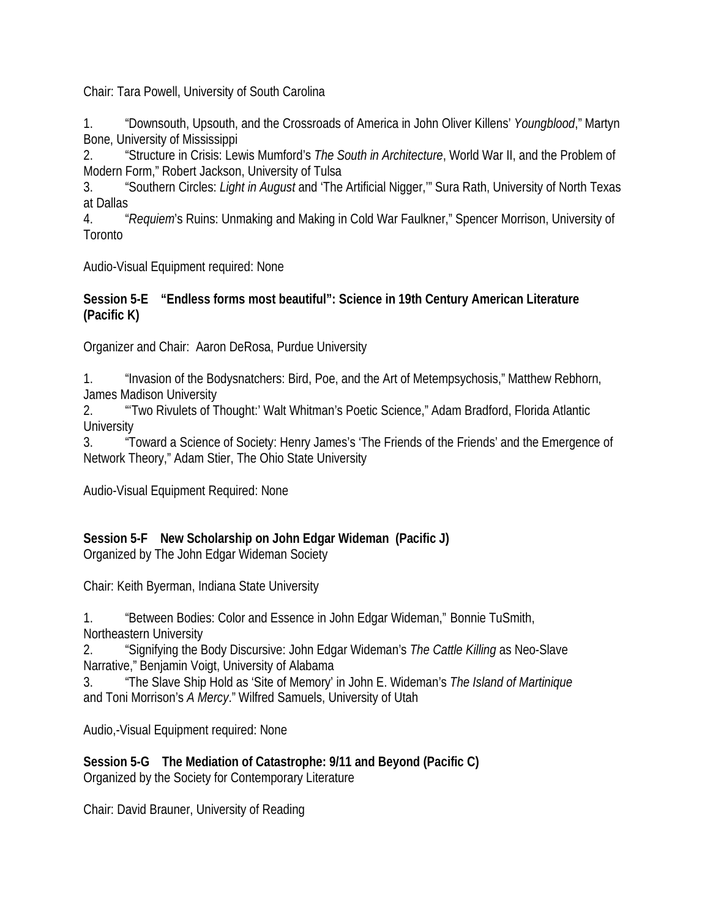Chair: Tara Powell, University of South Carolina

1. "Downsouth, Upsouth, and the Crossroads of America in John Oliver Killens' *Youngblood*," Martyn Bone, University of Mississippi
2. "Structure in Crisis: Lewis Mumford's *The South in Architecture*, World War II, and the Problem of Modern Form," Robert Jackson, University of Tulsa
3. "Southern Circles: *Light in August* and 'The Artificial Nigger,'" Sura Rath, University of North Texas at Dallas
4. "*Requiem*'s Ruins: Unmaking and Making in Cold War Faulkner," Spencer Morrison, University of Toronto

Audio-Visual Equipment required: None

**Session 5-E "Endless forms most beautiful": Science in 19th Century American Literature (Pacific K)**

Organizer and Chair: Aaron DeRosa, Purdue University

1. "Invasion of the Bodysnatchers: Bird, Poe, and the Art of Metempsychosis," Matthew Rebhorn, James Madison University
2. "'Two Rivulets of Thought:' Walt Whitman's Poetic Science," Adam Bradford, Florida Atlantic University
3. "Toward a Science of Society: Henry James's 'The Friends of the Friends' and the Emergence of Network Theory," Adam Stier, The Ohio State University

Audio-Visual Equipment Required: None

**Session 5-F New Scholarship on John Edgar Wideman (Pacific J)**
Organized by The John Edgar Wideman Society

Chair: Keith Byerman, Indiana State University

1. "Between Bodies: Color and Essence in John Edgar Wideman," Bonnie TuSmith, Northeastern University
2. "Signifying the Body Discursive: John Edgar Wideman's *The Cattle Killing* as Neo-Slave Narrative," Benjamin Voigt, University of Alabama
3. "The Slave Ship Hold as 'Site of Memory' in John E. Wideman's *The Island of Martinique* and Toni Morrison's *A Mercy*." Wilfred Samuels, University of Utah

Audio,-Visual Equipment required: None

**Session 5-G The Mediation of Catastrophe: 9/11 and Beyond (Pacific C)**
Organized by the Society for Contemporary Literature

Chair: David Brauner, University of Reading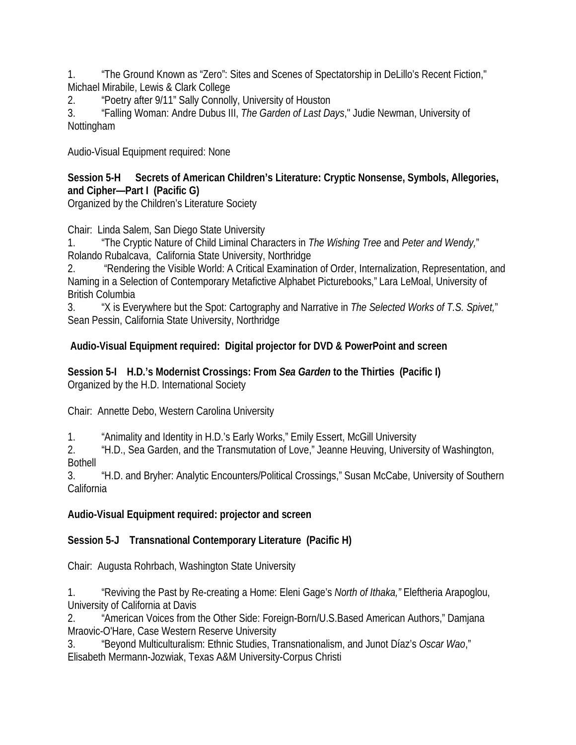1. “The Ground Known as “Zero”: Sites and Scenes of Spectatorship in DeLillo’s Recent Fiction," Michael Mirabile, Lewis & Clark College
2. “Poetry after 9/11” Sally Connolly, University of Houston
3. “Falling Woman: Andre Dubus III, *The Garden of Last Days*," Judie Newman, University of Nottingham

Audio-Visual Equipment required: None

**Session 5-H Secrets of American Children’s Literature: Cryptic Nonsense, Symbols, Allegories, and Cipher—Part I (Pacific G)**
Organized by the Children’s Literature Society

Chair: Linda Salem, San Diego State University
1. “The Cryptic Nature of Child Liminal Characters in *The Wishing Tree* and *Peter and Wendy,*" Rolando Rubalcava, California State University, Northridge
2. “Rendering the Visible World: A Critical Examination of Order, Internalization, Representation, and Naming in a Selection of Contemporary Metafictive Alphabet Picturebooks,” Lara LeMoal, University of British Columbia
3. “X is Everywhere but the Spot: Cartography and Narrative in *The Selected Works of T.S. Spivet,*" Sean Pessin, California State University, Northridge

**Audio-Visual Equipment required: Digital projector for DVD & PowerPoint and screen**

**Session 5-I H.D.’s Modernist Crossings: From *Sea Garden* to the Thirties (Pacific I)**
Organized by the H.D. International Society

Chair: Annette Debo, Western Carolina University

1. “Animality and Identity in H.D.’s Early Works,” Emily Essert, McGill University
2. “H.D., Sea Garden, and the Transmutation of Love,” Jeanne Heuving, University of Washington, Bothell
3. “H.D. and Bryher: Analytic Encounters/Political Crossings,” Susan McCabe, University of Southern California

**Audio-Visual Equipment required: projector and screen**

**Session 5-J Transnational Contemporary Literature (Pacific H)**

Chair: Augusta Rohrbach, Washington State University

1. “Reviving the Past by Re-creating a Home: Eleni Gage’s *North of Ithaka,”* Eleftheria Arapoglou, University of California at Davis
2. “American Voices from the Other Side: Foreign-Born/U.S.Based American Authors,” Damjana Mraovic-O'Hare, Case Western Reserve University
3. “Beyond Multiculturalism: Ethnic Studies, Transnationalism, and Junot Díaz’s *Oscar Wao*,” Elisabeth Mermann-Jozwiak, Texas A&M University-Corpus Christi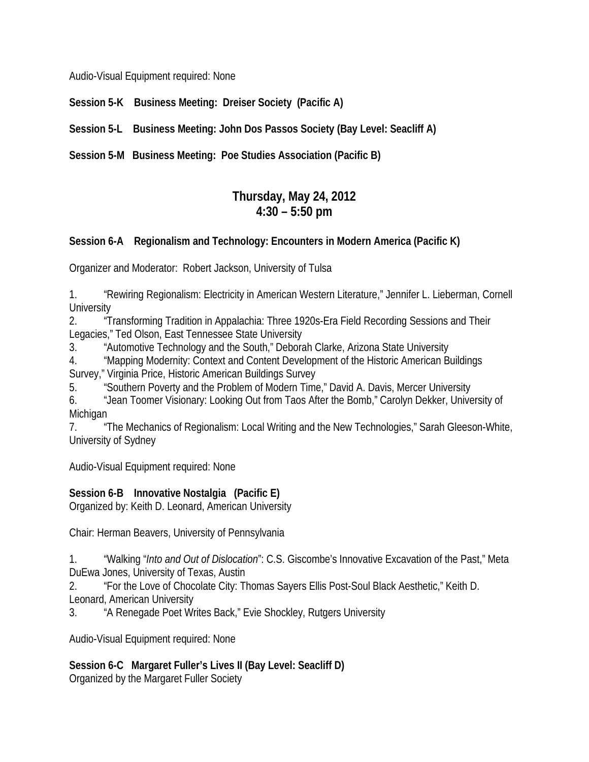Audio-Visual Equipment required: None

**Session 5-K Business Meeting: Dreiser Society (Pacific A)**

**Session 5-L Business Meeting: John Dos Passos Society (Bay Level: Seacliff A)**

**Session 5-M Business Meeting: Poe Studies Association (Pacific B)**

## Thursday, May 24, 2012
## 4:30 – 5:50 pm

**Session 6-A Regionalism and Technology: Encounters in Modern America (Pacific K)**

Organizer and Moderator: Robert Jackson, University of Tulsa

1. "Rewiring Regionalism: Electricity in American Western Literature," Jennifer L. Lieberman, Cornell University
2. "Transforming Tradition in Appalachia: Three 1920s-Era Field Recording Sessions and Their Legacies," Ted Olson, East Tennessee State University
3. "Automotive Technology and the South," Deborah Clarke, Arizona State University
4. "Mapping Modernity: Context and Content Development of the Historic American Buildings Survey," Virginia Price, Historic American Buildings Survey
5. "Southern Poverty and the Problem of Modern Time," David A. Davis, Mercer University
6. "Jean Toomer Visionary: Looking Out from Taos After the Bomb," Carolyn Dekker, University of Michigan
7. "The Mechanics of Regionalism: Local Writing and the New Technologies," Sarah Gleeson-White, University of Sydney

Audio-Visual Equipment required: None

**Session 6-B Innovative Nostalgia (Pacific E)**
Organized by: Keith D. Leonard, American University

Chair: Herman Beavers, University of Pennsylvania

1. "Walking "*Into and Out of Dislocation*": C.S. Giscombe's Innovative Excavation of the Past," Meta DuEwa Jones, University of Texas, Austin
2. "For the Love of Chocolate City: Thomas Sayers Ellis Post-Soul Black Aesthetic," Keith D. Leonard, American University
3. "A Renegade Poet Writes Back," Evie Shockley, Rutgers University

Audio-Visual Equipment required: None

**Session 6-C Margaret Fuller's Lives II (Bay Level: Seacliff D)**
Organized by the Margaret Fuller Society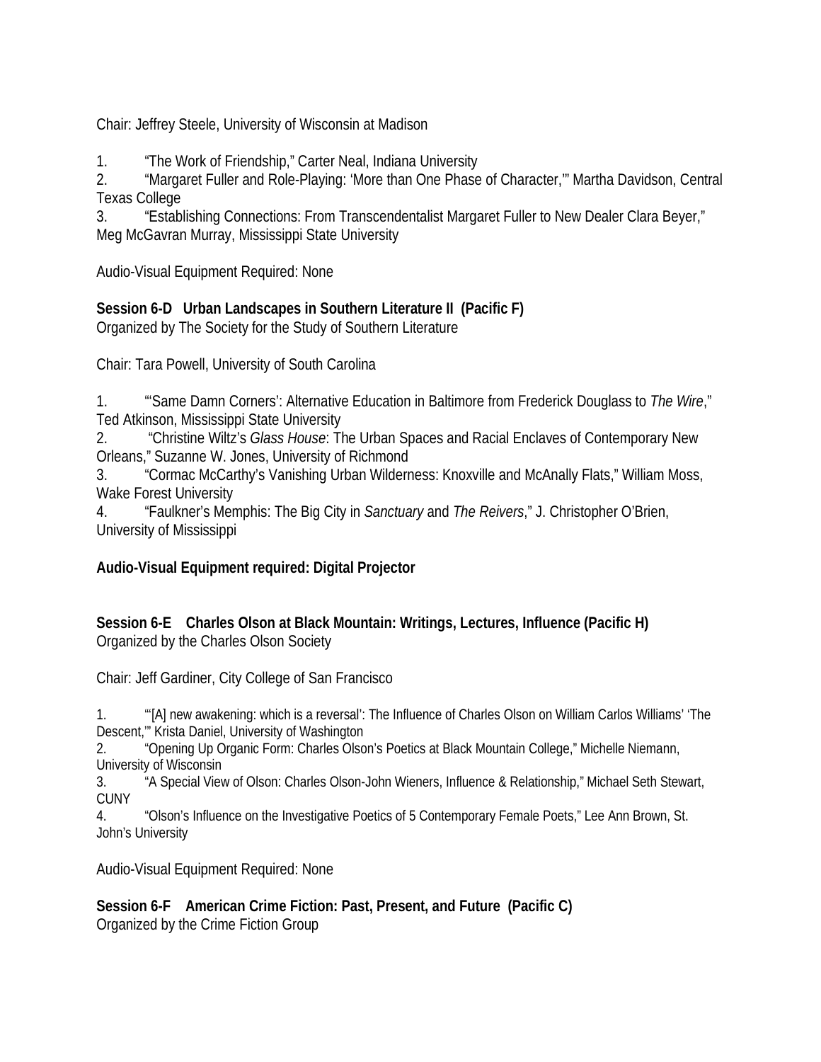Chair: Jeffrey Steele, University of Wisconsin at Madison

1. “The Work of Friendship,” Carter Neal, Indiana University
2. “Margaret Fuller and Role-Playing: ‘More than One Phase of Character,’” Martha Davidson, Central Texas College
3. “Establishing Connections: From Transcendentalist Margaret Fuller to New Dealer Clara Beyer,” Meg McGavran Murray, Mississippi State University

Audio-Visual Equipment Required: None

**Session 6-D Urban Landscapes in Southern Literature II (Pacific F)**
Organized by The Society for the Study of Southern Literature

Chair: Tara Powell, University of South Carolina

1. “‘Same Damn Corners’: Alternative Education in Baltimore from Frederick Douglass to *The Wire*,” Ted Atkinson, Mississippi State University
2. “Christine Wiltz’s *Glass House*: The Urban Spaces and Racial Enclaves of Contemporary New Orleans,” Suzanne W. Jones, University of Richmond
3. “Cormac McCarthy’s Vanishing Urban Wilderness: Knoxville and McAnally Flats,” William Moss, Wake Forest University
4. “Faulkner’s Memphis: The Big City in *Sanctuary* and *The Reivers*,” J. Christopher O’Brien, University of Mississippi

**Audio-Visual Equipment required: Digital Projector**

**Session 6-E Charles Olson at Black Mountain: Writings, Lectures, Influence (Pacific H)**
Organized by the Charles Olson Society

Chair: Jeff Gardiner, City College of San Francisco

1. “‘[A] new awakening: which is a reversal’: The Influence of Charles Olson on William Carlos Williams’ ‘The Descent,’” Krista Daniel, University of Washington
2. “Opening Up Organic Form: Charles Olson’s Poetics at Black Mountain College,” Michelle Niemann, University of Wisconsin
3. “A Special View of Olson: Charles Olson-John Wieners, Influence & Relationship,” Michael Seth Stewart, CUNY
4. “Olson’s Influence on the Investigative Poetics of 5 Contemporary Female Poets,” Lee Ann Brown, St. John’s University

Audio-Visual Equipment Required: None

**Session 6-F American Crime Fiction: Past, Present, and Future (Pacific C)**
Organized by the Crime Fiction Group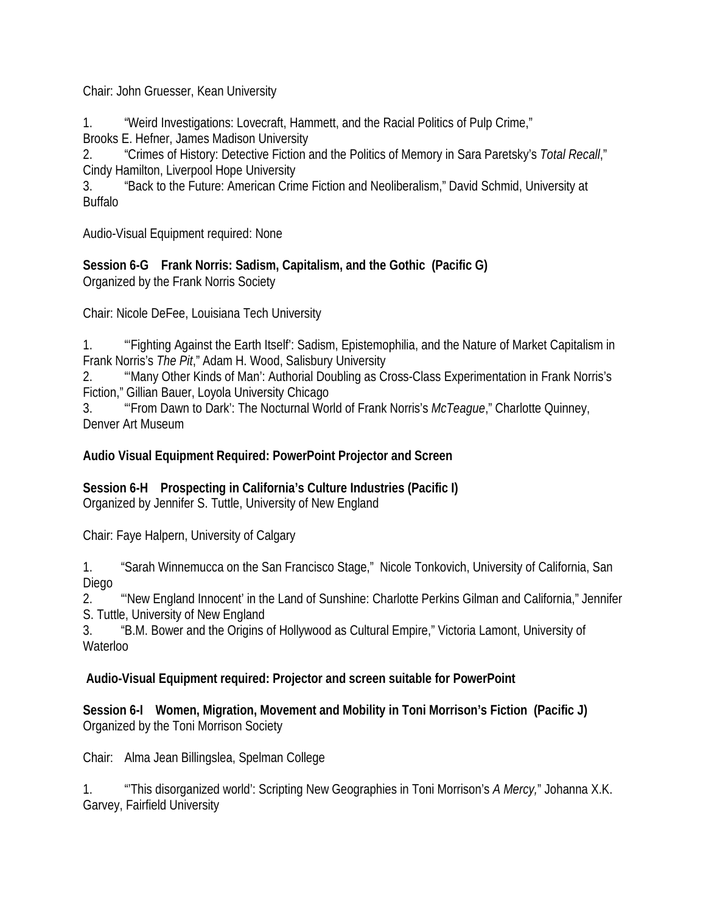Chair: John Gruesser, Kean University

1. "Weird Investigations: Lovecraft, Hammett, and the Racial Politics of Pulp Crime," Brooks E. Hefner, James Madison University
2. "Crimes of History: Detective Fiction and the Politics of Memory in Sara Paretsky's *Total Recall*," Cindy Hamilton, Liverpool Hope University
3. "Back to the Future: American Crime Fiction and Neoliberalism," David Schmid, University at Buffalo

Audio-Visual Equipment required: None

**Session 6-G Frank Norris: Sadism, Capitalism, and the Gothic (Pacific G)**
Organized by the Frank Norris Society

Chair: Nicole DeFee, Louisiana Tech University

1. "'Fighting Against the Earth Itself': Sadism, Epistemophilia, and the Nature of Market Capitalism in Frank Norris's *The Pit*," Adam H. Wood, Salisbury University
2. "'Many Other Kinds of Man': Authorial Doubling as Cross-Class Experimentation in Frank Norris's Fiction," Gillian Bauer, Loyola University Chicago
3. "'From Dawn to Dark': The Nocturnal World of Frank Norris's *McTeague*," Charlotte Quinney, Denver Art Museum

**Audio Visual Equipment Required: PowerPoint Projector and Screen**

**Session 6-H Prospecting in California's Culture Industries (Pacific I)**
Organized by Jennifer S. Tuttle, University of New England

Chair: Faye Halpern, University of Calgary

1. "Sarah Winnemucca on the San Francisco Stage," Nicole Tonkovich, University of California, San Diego
2. "'New England Innocent' in the Land of Sunshine: Charlotte Perkins Gilman and California," Jennifer S. Tuttle, University of New England
3. "B.M. Bower and the Origins of Hollywood as Cultural Empire," Victoria Lamont, University of Waterloo

**Audio-Visual Equipment required: Projector and screen suitable for PowerPoint**

**Session 6-I Women, Migration, Movement and Mobility in Toni Morrison's Fiction (Pacific J)**
Organized by the Toni Morrison Society

Chair: Alma Jean Billingslea, Spelman College

1. "'This disorganized world': Scripting New Geographies in Toni Morrison's *A Mercy,*" Johanna X.K. Garvey, Fairfield University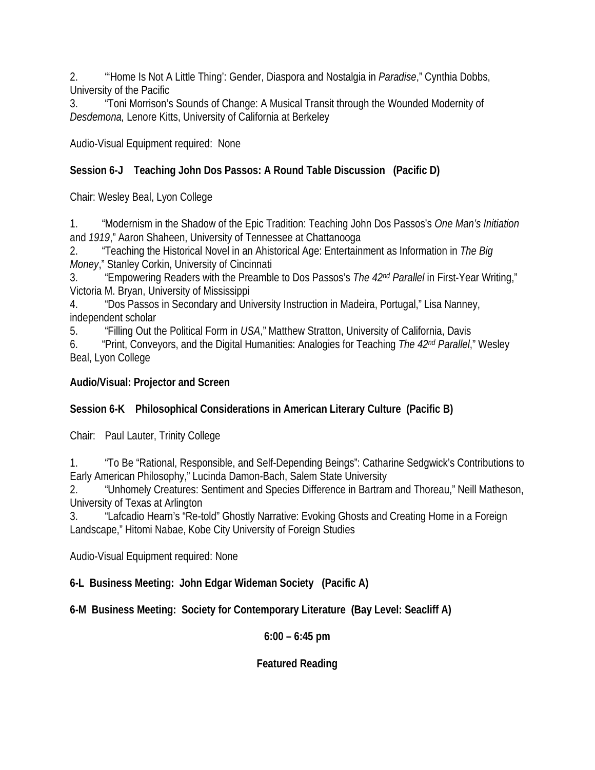2. "'Home Is Not A Little Thing': Gender, Diaspora and Nostalgia in *Paradise*," Cynthia Dobbs, University of the Pacific
3. "Toni Morrison's Sounds of Change: A Musical Transit through the Wounded Modernity of *Desdemona,* Lenore Kitts, University of California at Berkeley

Audio-Visual Equipment required: None

**Session 6-J Teaching John Dos Passos: A Round Table Discussion (Pacific D)**

Chair: Wesley Beal, Lyon College

1. "Modernism in the Shadow of the Epic Tradition: Teaching John Dos Passos's *One Man's Initiation* and *1919*," Aaron Shaheen, University of Tennessee at Chattanooga
2. "Teaching the Historical Novel in an Ahistorical Age: Entertainment as Information in *The Big Money*," Stanley Corkin, University of Cincinnati
3. "Empowering Readers with the Preamble to Dos Passos's *The 42nd Parallel* in First-Year Writing," Victoria M. Bryan, University of Mississippi
4. "Dos Passos in Secondary and University Instruction in Madeira, Portugal," Lisa Nanney, independent scholar
5. "Filling Out the Political Form in *USA*," Matthew Stratton, University of California, Davis
6. "Print, Conveyors, and the Digital Humanities: Analogies for Teaching *The 42nd Parallel*," Wesley Beal, Lyon College

**Audio/Visual: Projector and Screen**

**Session 6-K Philosophical Considerations in American Literary Culture (Pacific B)**

Chair: Paul Lauter, Trinity College

1. "To Be "Rational, Responsible, and Self-Depending Beings": Catharine Sedgwick's Contributions to Early American Philosophy," Lucinda Damon-Bach, Salem State University
2. "Unhomely Creatures: Sentiment and Species Difference in Bartram and Thoreau," Neill Matheson, University of Texas at Arlington
3. "Lafcadio Hearn's "Re-told" Ghostly Narrative: Evoking Ghosts and Creating Home in a Foreign Landscape," Hitomi Nabae, Kobe City University of Foreign Studies

Audio-Visual Equipment required: None

**6-L Business Meeting: John Edgar Wideman Society (Pacific A)**

**6-M Business Meeting: Society for Contemporary Literature (Bay Level: Seacliff A)**

**6:00 – 6:45 pm**

**Featured Reading**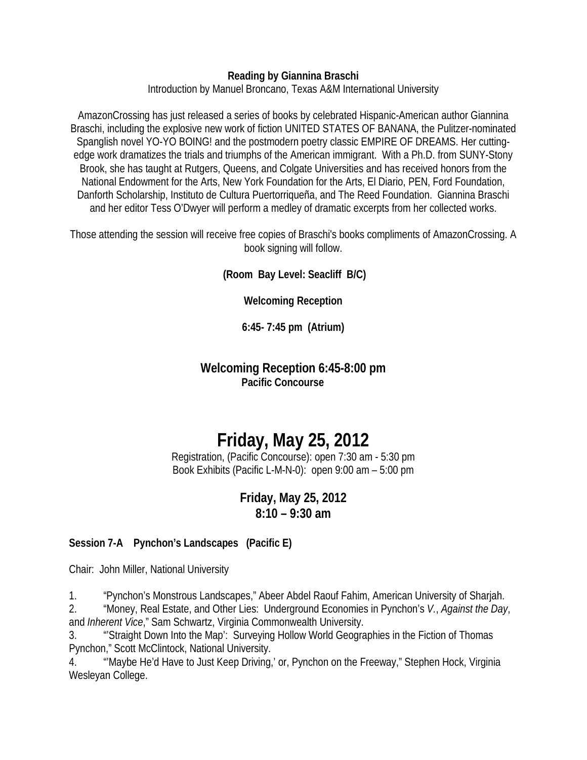**Reading by Giannina Braschi**

Introduction by Manuel Broncano, Texas A&M International University

AmazonCrossing has just released a series of books by celebrated Hispanic-American author Giannina Braschi, including the explosive new work of fiction UNITED STATES OF BANANA, the Pulitzer-nominated Spanglish novel YO-YO BOING! and the postmodern poetry classic EMPIRE OF DREAMS. Her cutting-edge work dramatizes the trials and triumphs of the American immigrant. With a Ph.D. from SUNY-Stony Brook, she has taught at Rutgers, Queens, and Colgate Universities and has received honors from the National Endowment for the Arts, New York Foundation for the Arts, El Diario, PEN, Ford Foundation, Danforth Scholarship, Instituto de Cultura Puertorriqueña, and The Reed Foundation. Giannina Braschi and her editor Tess O'Dwyer will perform a medley of dramatic excerpts from her collected works.

Those attending the session will receive free copies of Braschi's books compliments of AmazonCrossing. A book signing will follow.

**(Room Bay Level: Seacliff B/C)**

**Welcoming Reception**

**6:45- 7:45 pm (Atrium)**

**Welcoming Reception 6:45-8:00 pm**
**Pacific Concourse**

# Friday, May 25, 2012

Registration, (Pacific Concourse): open 7:30 am - 5:30 pm
Book Exhibits (Pacific L-M-N-0): open 9:00 am – 5:00 pm

## Friday, May 25, 2012
## 8:10 – 9:30 am

**Session 7-A Pynchon's Landscapes (Pacific E)**

Chair: John Miller, National University

1. "Pynchon's Monstrous Landscapes," Abeer Abdel Raouf Fahim, American University of Sharjah.
2. "Money, Real Estate, and Other Lies: Underground Economies in Pynchon's *V.*, *Against the Day*, and *Inherent Vice*," Sam Schwartz, Virginia Commonwealth University.
3. "'Straight Down Into the Map': Surveying Hollow World Geographies in the Fiction of Thomas Pynchon," Scott McClintock, National University.
4. "'Maybe He'd Have to Just Keep Driving,' or, Pynchon on the Freeway," Stephen Hock, Virginia Wesleyan College.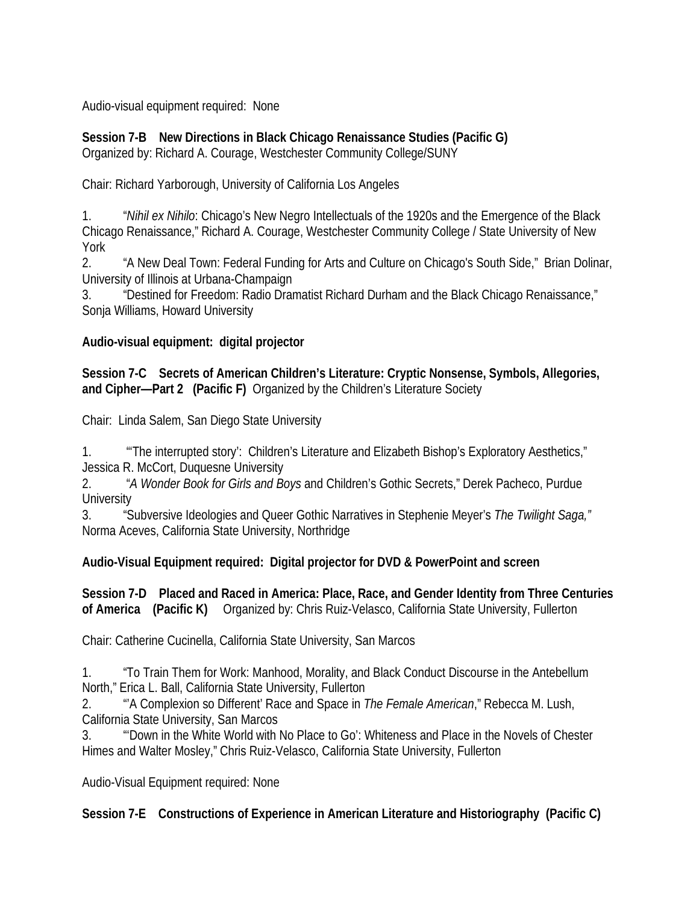Audio-visual equipment required:  None

**Session 7-B    New Directions in Black Chicago Renaissance Studies (Pacific G)**
Organized by: Richard A. Courage, Westchester Community College/SUNY

Chair: Richard Yarborough, University of California Los Angeles

1. "*Nihil ex Nihilo*: Chicago's New Negro Intellectuals of the 1920s and the Emergence of the Black Chicago Renaissance," Richard A. Courage, Westchester Community College / State University of New York
2. "A New Deal Town: Federal Funding for Arts and Culture on Chicago's South Side,"  Brian Dolinar, University of Illinois at Urbana-Champaign
3. "Destined for Freedom: Radio Dramatist Richard Durham and the Black Chicago Renaissance," Sonja Williams, Howard University

**Audio-visual equipment:  digital projector**

**Session 7-C    Secrets of American Children's Literature: Cryptic Nonsense, Symbols, Allegories, and Cipher—Part 2   (Pacific F)**  Organized by the Children's Literature Society

Chair:  Linda Salem, San Diego State University

1. "'The interrupted story':  Children's Literature and Elizabeth Bishop's Exploratory Aesthetics," Jessica R. McCort, Duquesne University
2. "*A Wonder Book for Girls and Boys* and Children's Gothic Secrets," Derek Pacheco, Purdue University
3. "Subversive Ideologies and Queer Gothic Narratives in Stephenie Meyer's *The Twilight Saga,"* Norma Aceves, California State University, Northridge

**Audio-Visual Equipment required:  Digital projector for DVD & PowerPoint and screen**

**Session 7-D    Placed and Raced in America: Place, Race, and Gender Identity from Three Centuries of America    (Pacific K)**     Organized by: Chris Ruiz-Velasco, California State University, Fullerton

Chair: Catherine Cucinella, California State University, San Marcos

1. "To Train Them for Work: Manhood, Morality, and Black Conduct Discourse in the Antebellum North," Erica L. Ball, California State University, Fullerton
2. "'A Complexion so Different' Race and Space in *The Female American*," Rebecca M. Lush, California State University, San Marcos
3. "'Down in the White World with No Place to Go': Whiteness and Place in the Novels of Chester Himes and Walter Mosley," Chris Ruiz-Velasco, California State University, Fullerton

Audio-Visual Equipment required: None

**Session 7-E    Constructions of Experience in American Literature and Historiography  (Pacific C)**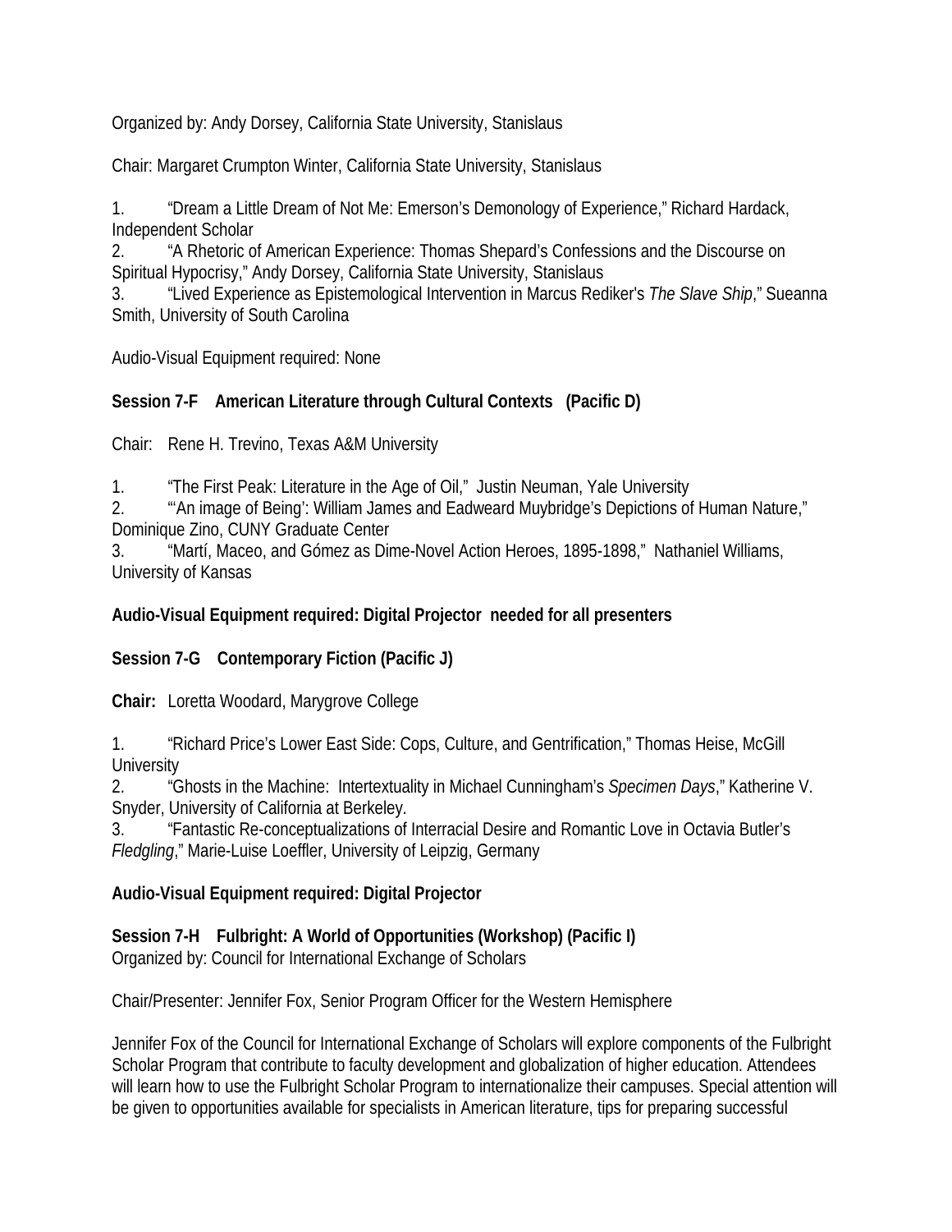Organized by: Andy Dorsey, California State University, Stanislaus

Chair: Margaret Crumpton Winter, California State University, Stanislaus

1. "Dream a Little Dream of Not Me: Emerson's Demonology of Experience," Richard Hardack, Independent Scholar
2. "A Rhetoric of American Experience: Thomas Shepard's Confessions and the Discourse on Spiritual Hypocrisy," Andy Dorsey, California State University, Stanislaus
3. "Lived Experience as Epistemological Intervention in Marcus Rediker's *The Slave Ship*," Sueanna Smith, University of South Carolina

Audio-Visual Equipment required: None

**Session 7-F American Literature through Cultural Contexts (Pacific D)**

Chair: Rene H. Trevino, Texas A&M University

1. "The First Peak: Literature in the Age of Oil," Justin Neuman, Yale University
2. "'An image of Being': William James and Eadweard Muybridge's Depictions of Human Nature," Dominique Zino, CUNY Graduate Center
3. "Martí, Maceo, and Gómez as Dime-Novel Action Heroes, 1895-1898," Nathaniel Williams, University of Kansas

**Audio-Visual Equipment required: Digital Projector needed for all presenters**

**Session 7-G Contemporary Fiction (Pacific J)**

**Chair:** Loretta Woodard, Marygrove College

1. "Richard Price's Lower East Side: Cops, Culture, and Gentrification," Thomas Heise, McGill University
2. "Ghosts in the Machine: Intertextuality in Michael Cunningham's *Specimen Days*," Katherine V. Snyder, University of California at Berkeley.
3. "Fantastic Re-conceptualizations of Interracial Desire and Romantic Love in Octavia Butler's *Fledgling*," Marie-Luise Loeffler, University of Leipzig, Germany

**Audio-Visual Equipment required: Digital Projector**

**Session 7-H Fulbright: A World of Opportunities (Workshop) (Pacific I)**
Organized by: Council for International Exchange of Scholars

Chair/Presenter: Jennifer Fox, Senior Program Officer for the Western Hemisphere

Jennifer Fox of the Council for International Exchange of Scholars will explore components of the Fulbright Scholar Program that contribute to faculty development and globalization of higher education. Attendees will learn how to use the Fulbright Scholar Program to internationalize their campuses. Special attention will be given to opportunities available for specialists in American literature, tips for preparing successful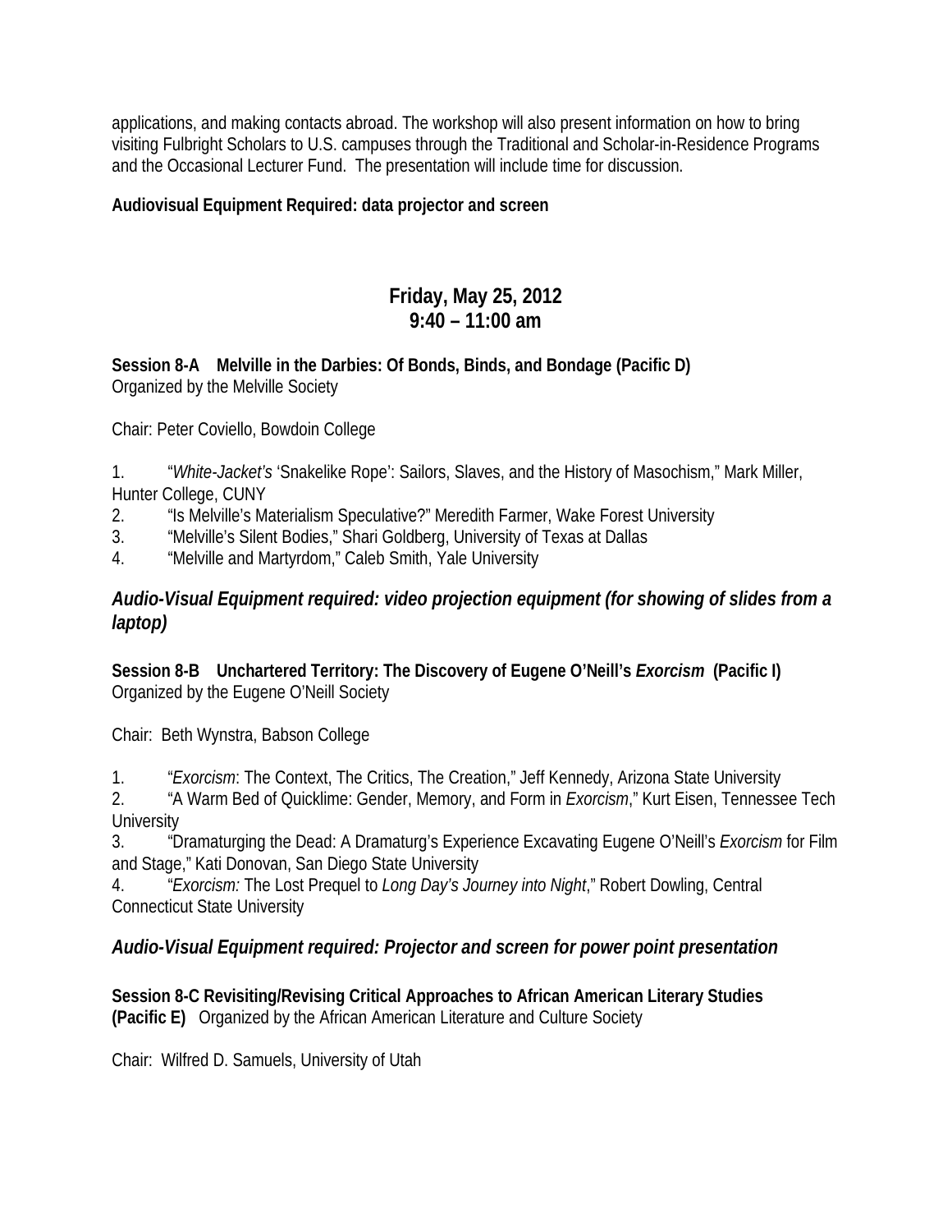applications, and making contacts abroad. The workshop will also present information on how to bring visiting Fulbright Scholars to U.S. campuses through the Traditional and Scholar-in-Residence Programs and the Occasional Lecturer Fund. The presentation will include time for discussion.

**Audiovisual Equipment Required: data projector and screen**

## Friday, May 25, 2012
## 9:40 – 11:00 am

**Session 8-A Melville in the Darbies: Of Bonds, Binds, and Bondage (Pacific D)**
Organized by the Melville Society

Chair: Peter Coviello, Bowdoin College

1. "*White-Jacket's* 'Snakelike Rope': Sailors, Slaves, and the History of Masochism," Mark Miller, Hunter College, CUNY
2. "Is Melville's Materialism Speculative?" Meredith Farmer, Wake Forest University
3. "Melville's Silent Bodies," Shari Goldberg, University of Texas at Dallas
4. "Melville and Martyrdom," Caleb Smith, Yale University

***Audio-Visual Equipment required: video projection equipment (for showing of slides from a laptop)***

**Session 8-B Unchartered Territory: The Discovery of Eugene O'Neill's *Exorcism* (Pacific I)**
Organized by the Eugene O'Neill Society

Chair: Beth Wynstra, Babson College

1. "*Exorcism*: The Context, The Critics, The Creation," Jeff Kennedy, Arizona State University
2. "A Warm Bed of Quicklime: Gender, Memory, and Form in *Exorcism*," Kurt Eisen, Tennessee Tech University
3. "Dramaturging the Dead: A Dramaturg's Experience Excavating Eugene O'Neill's *Exorcism* for Film and Stage," Kati Donovan, San Diego State University
4. "*Exorcism:* The Lost Prequel to *Long Day's Journey into Night*," Robert Dowling, Central Connecticut State University

***Audio-Visual Equipment required: Projector and screen for power point presentation***

**Session 8-C Revisiting/Revising Critical Approaches to African American Literary Studies (Pacific E)** Organized by the African American Literature and Culture Society

Chair: Wilfred D. Samuels, University of Utah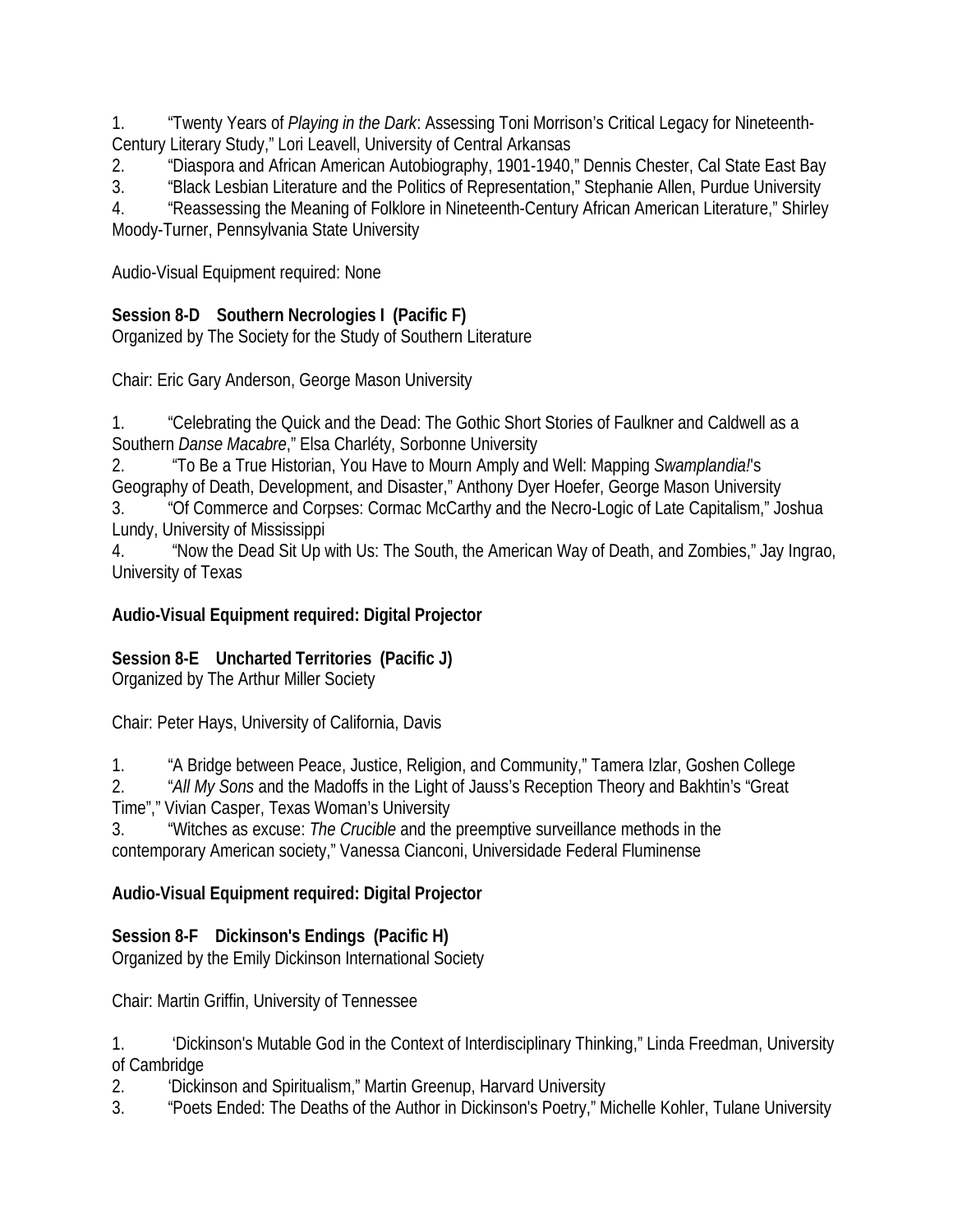1. "Twenty Years of *Playing in the Dark*: Assessing Toni Morrison's Critical Legacy for Nineteenth-Century Literary Study," Lori Leavell, University of Central Arkansas
2. "Diaspora and African American Autobiography, 1901-1940," Dennis Chester, Cal State East Bay
3. "Black Lesbian Literature and the Politics of Representation," Stephanie Allen, Purdue University
4. "Reassessing the Meaning of Folklore in Nineteenth-Century African American Literature," Shirley Moody-Turner, Pennsylvania State University

Audio-Visual Equipment required: None

**Session 8-D Southern Necrologies I (Pacific F)**
Organized by The Society for the Study of Southern Literature

Chair: Eric Gary Anderson, George Mason University

1. "Celebrating the Quick and the Dead: The Gothic Short Stories of Faulkner and Caldwell as a Southern *Danse Macabre*," Elsa Charléty, Sorbonne University
2. "To Be a True Historian, You Have to Mourn Amply and Well: Mapping *Swamplandia!*'s Geography of Death, Development, and Disaster," Anthony Dyer Hoefer, George Mason University
3. "Of Commerce and Corpses: Cormac McCarthy and the Necro-Logic of Late Capitalism," Joshua Lundy, University of Mississippi
4. "Now the Dead Sit Up with Us: The South, the American Way of Death, and Zombies," Jay Ingrao, University of Texas

**Audio-Visual Equipment required: Digital Projector**

**Session 8-E Uncharted Territories (Pacific J)**
Organized by The Arthur Miller Society

Chair: Peter Hays, University of California, Davis

1. "A Bridge between Peace, Justice, Religion, and Community," Tamera Izlar, Goshen College
2. "*All My Sons* and the Madoffs in the Light of Jauss's Reception Theory and Bakhtin's "Great Time"," Vivian Casper, Texas Woman's University
3. "Witches as excuse: *The Crucible* and the preemptive surveillance methods in the contemporary American society," Vanessa Cianconi, Universidade Federal Fluminense

**Audio-Visual Equipment required: Digital Projector**

**Session 8-F Dickinson's Endings (Pacific H)**
Organized by the Emily Dickinson International Society

Chair: Martin Griffin, University of Tennessee

1. 'Dickinson's Mutable God in the Context of Interdisciplinary Thinking," Linda Freedman, University of Cambridge
2. 'Dickinson and Spiritualism," Martin Greenup, Harvard University
3. "Poets Ended: The Deaths of the Author in Dickinson's Poetry," Michelle Kohler, Tulane University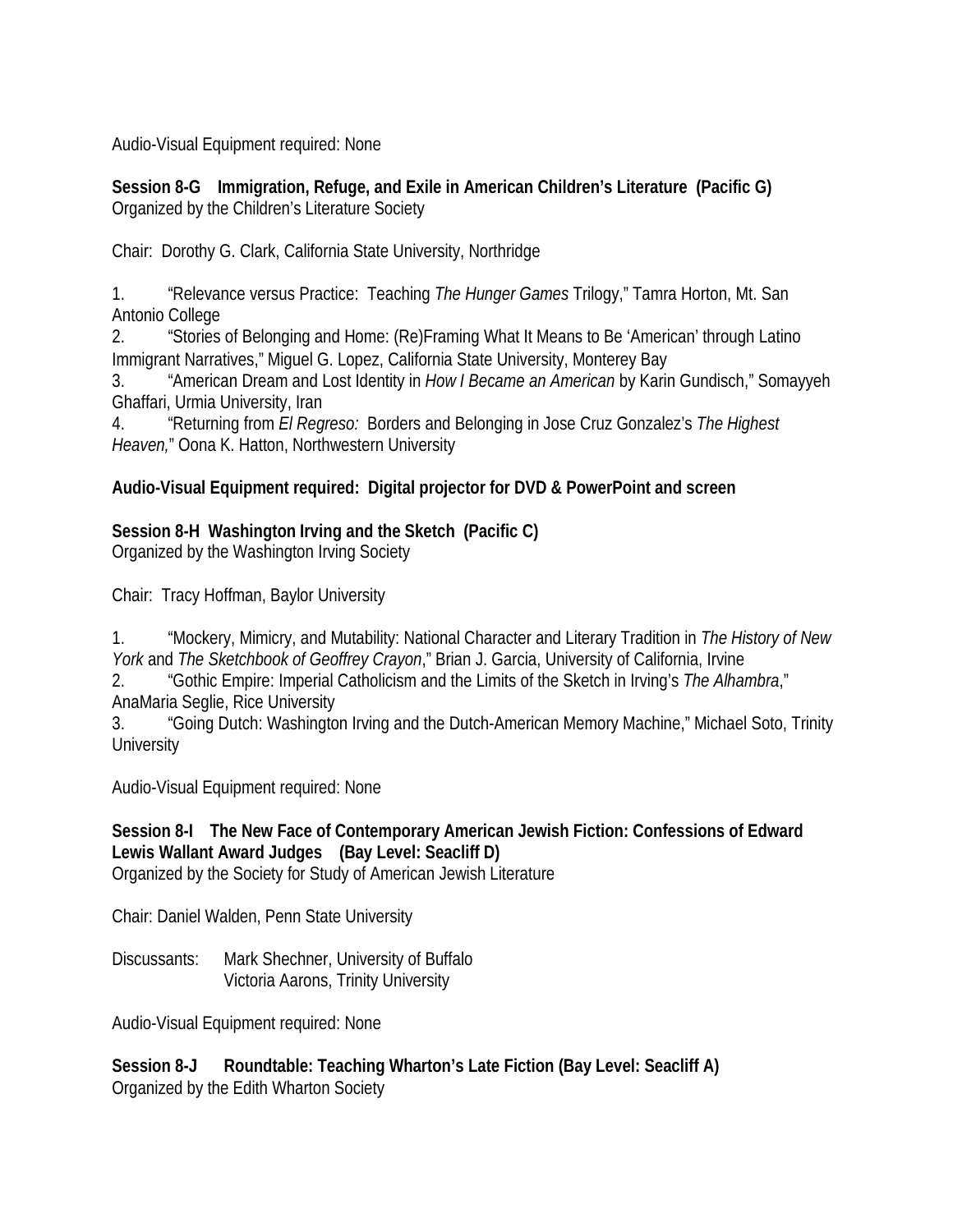Audio-Visual Equipment required: None

**Session 8-G Immigration, Refuge, and Exile in American Children's Literature (Pacific G)**
Organized by the Children's Literature Society

Chair: Dorothy G. Clark, California State University, Northridge

1. "Relevance versus Practice: Teaching *The Hunger Games* Trilogy," Tamra Horton, Mt. San Antonio College
2. "Stories of Belonging and Home: (Re)Framing What It Means to Be 'American' through Latino Immigrant Narratives," Miguel G. Lopez, California State University, Monterey Bay
3. "American Dream and Lost Identity in *How I Became an American* by Karin Gundisch," Somayyeh Ghaffari, Urmia University, Iran
4. "Returning from *El Regreso:* Borders and Belonging in Jose Cruz Gonzalez's *The Highest Heaven,*" Oona K. Hatton, Northwestern University

**Audio-Visual Equipment required: Digital projector for DVD & PowerPoint and screen**

**Session 8-H Washington Irving and the Sketch (Pacific C)**
Organized by the Washington Irving Society

Chair: Tracy Hoffman, Baylor University

1. "Mockery, Mimicry, and Mutability: National Character and Literary Tradition in *The History of New York* and *The Sketchbook of Geoffrey Crayon*," Brian J. Garcia, University of California, Irvine
2. "Gothic Empire: Imperial Catholicism and the Limits of the Sketch in Irving's *The Alhambra*," AnaMaria Seglie, Rice University
3. "Going Dutch: Washington Irving and the Dutch-American Memory Machine," Michael Soto, Trinity University

Audio-Visual Equipment required: None

**Session 8-I The New Face of Contemporary American Jewish Fiction: Confessions of Edward Lewis Wallant Award Judges (Bay Level: Seacliff D)**
Organized by the Society for Study of American Jewish Literature

Chair: Daniel Walden, Penn State University

Discussants: Mark Shechner, University of Buffalo
Victoria Aarons, Trinity University

Audio-Visual Equipment required: None

**Session 8-J Roundtable: Teaching Wharton's Late Fiction (Bay Level: Seacliff A)**
Organized by the Edith Wharton Society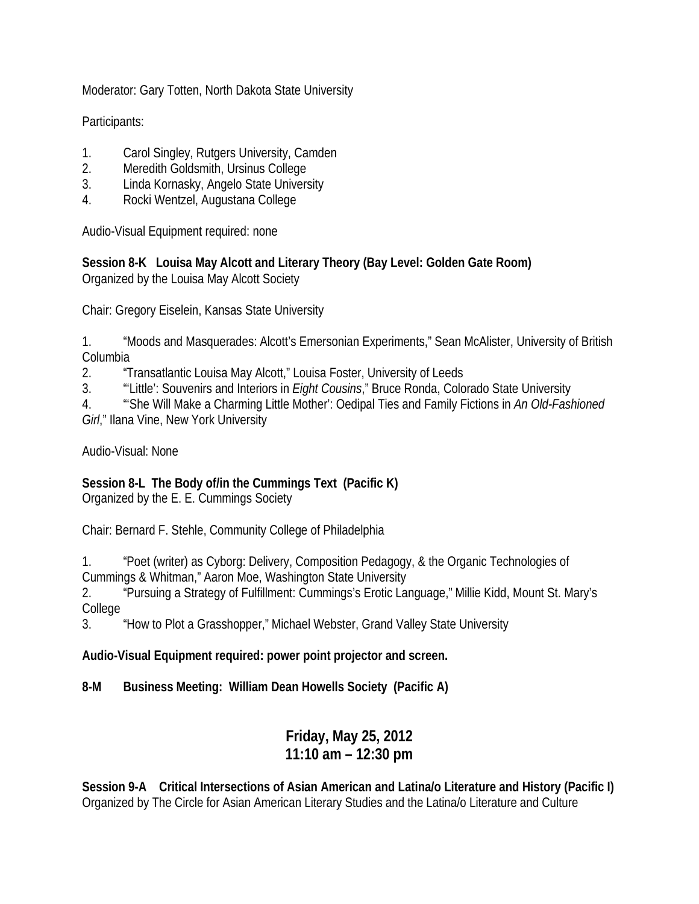Moderator: Gary Totten, North Dakota State University

Participants:

1. Carol Singley, Rutgers University, Camden
2. Meredith Goldsmith, Ursinus College
3. Linda Kornasky, Angelo State University
4. Rocki Wentzel, Augustana College

Audio-Visual Equipment required: none

**Session 8-K Louisa May Alcott and Literary Theory (Bay Level: Golden Gate Room)**
Organized by the Louisa May Alcott Society

Chair: Gregory Eiselein, Kansas State University

1. "Moods and Masquerades: Alcott's Emersonian Experiments," Sean McAlister, University of British Columbia
2. "Transatlantic Louisa May Alcott," Louisa Foster, University of Leeds
3. "'Little': Souvenirs and Interiors in *Eight Cousins*," Bruce Ronda, Colorado State University
4. "'She Will Make a Charming Little Mother': Oedipal Ties and Family Fictions in *An Old-Fashioned Girl*," Ilana Vine, New York University

Audio-Visual: None

**Session 8-L The Body of/in the Cummings Text (Pacific K)**
Organized by the E. E. Cummings Society

Chair: Bernard F. Stehle, Community College of Philadelphia

1. "Poet (writer) as Cyborg: Delivery, Composition Pedagogy, & the Organic Technologies of Cummings & Whitman," Aaron Moe, Washington State University
2. "Pursuing a Strategy of Fulfillment: Cummings's Erotic Language," Millie Kidd, Mount St. Mary's College
3. "How to Plot a Grasshopper," Michael Webster, Grand Valley State University

**Audio-Visual Equipment required: power point projector and screen.**

**8-M Business Meeting: William Dean Howells Society (Pacific A)**

## Friday, May 25, 2012
## 11:10 am – 12:30 pm

**Session 9-A Critical Intersections of Asian American and Latina/o Literature and History (Pacific I)**
Organized by The Circle for Asian American Literary Studies and the Latina/o Literature and Culture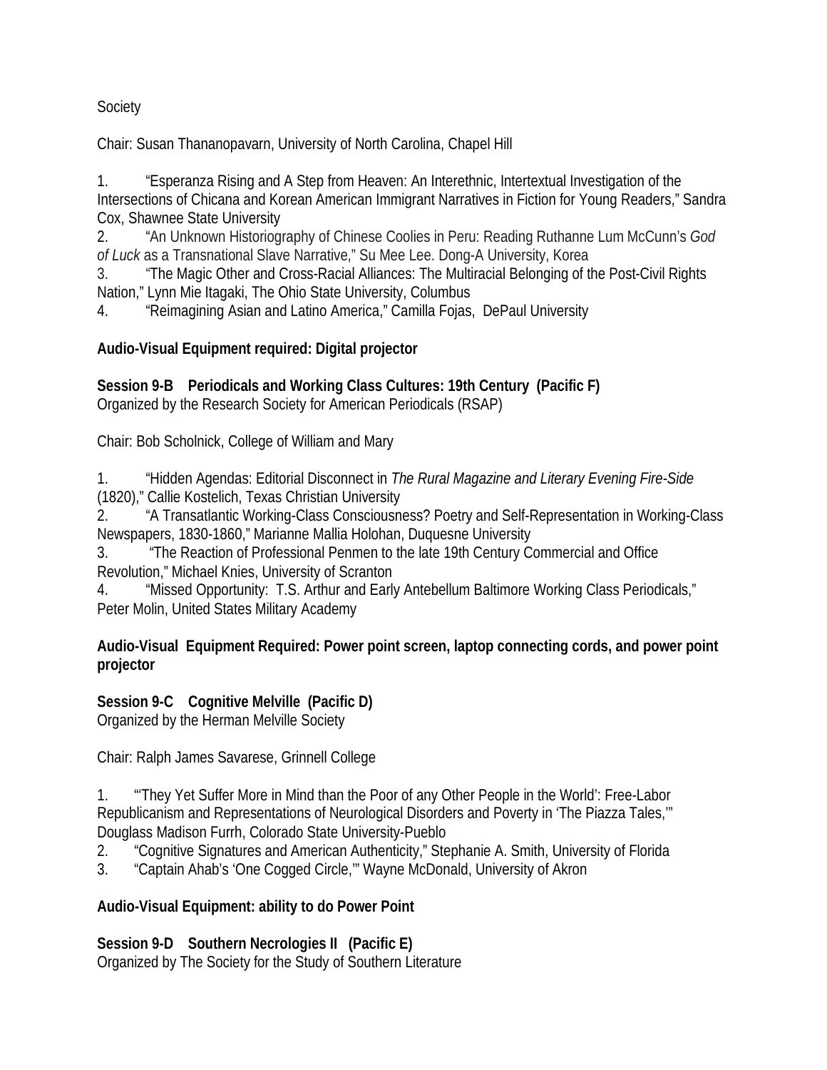Society

Chair: Susan Thananopavarn, University of North Carolina, Chapel Hill

1. “Esperanza Rising and A Step from Heaven: An Interethnic, Intertextual Investigation of the Intersections of Chicana and Korean American Immigrant Narratives in Fiction for Young Readers,” Sandra Cox, Shawnee State University
2. “An Unknown Historiography of Chinese Coolies in Peru: Reading Ruthanne Lum McCunn’s *God of Luck* as a Transnational Slave Narrative,” Su Mee Lee. Dong-A University, Korea
3. “The Magic Other and Cross-Racial Alliances: The Multiracial Belonging of the Post-Civil Rights Nation,” Lynn Mie Itagaki, The Ohio State University, Columbus
4. “Reimagining Asian and Latino America,” Camilla Fojas, DePaul University

**Audio-Visual Equipment required: Digital projector**

**Session 9-B Periodicals and Working Class Cultures: 19th Century (Pacific F)**
Organized by the Research Society for American Periodicals (RSAP)

Chair: Bob Scholnick, College of William and Mary

1. “Hidden Agendas: Editorial Disconnect in *The Rural Magazine and Literary Evening Fire-Side* (1820),” Callie Kostelich, Texas Christian University
2. “A Transatlantic Working-Class Consciousness? Poetry and Self-Representation in Working-Class Newspapers, 1830-1860,” Marianne Mallia Holohan, Duquesne University
3. “The Reaction of Professional Penmen to the late 19th Century Commercial and Office Revolution,” Michael Knies, University of Scranton
4. “Missed Opportunity: T.S. Arthur and Early Antebellum Baltimore Working Class Periodicals,” Peter Molin, United States Military Academy

**Audio-Visual Equipment Required: Power point screen, laptop connecting cords, and power point projector**

**Session 9-C Cognitive Melville (Pacific D)**
Organized by the Herman Melville Society

Chair: Ralph James Savarese, Grinnell College

1. “‘They Yet Suffer More in Mind than the Poor of any Other People in the World’: Free-Labor Republicanism and Representations of Neurological Disorders and Poverty in ‘The Piazza Tales,’” Douglass Madison Furrh, Colorado State University-Pueblo
2. “Cognitive Signatures and American Authenticity,” Stephanie A. Smith, University of Florida
3. “Captain Ahab’s ‘One Cogged Circle,’” Wayne McDonald, University of Akron

**Audio-Visual Equipment: ability to do Power Point**

**Session 9-D Southern Necrologies II (Pacific E)**
Organized by The Society for the Study of Southern Literature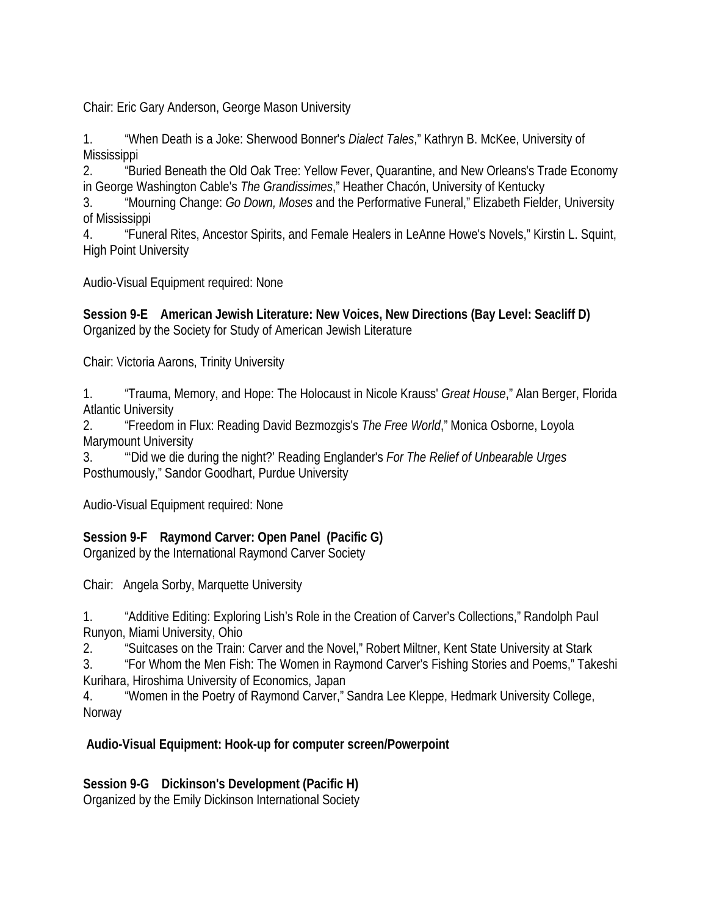Chair: Eric Gary Anderson, George Mason University

1. "When Death is a Joke: Sherwood Bonner's *Dialect Tales*," Kathryn B. McKee, University of Mississippi
2. "Buried Beneath the Old Oak Tree: Yellow Fever, Quarantine, and New Orleans's Trade Economy in George Washington Cable's *The Grandissimes*," Heather Chacón, University of Kentucky
3. "Mourning Change: *Go Down, Moses* and the Performative Funeral," Elizabeth Fielder, University of Mississippi
4. "Funeral Rites, Ancestor Spirits, and Female Healers in LeAnne Howe's Novels," Kirstin L. Squint, High Point University

Audio-Visual Equipment required: None

**Session 9-E American Jewish Literature: New Voices, New Directions (Bay Level: Seacliff D)**
Organized by the Society for Study of American Jewish Literature

Chair: Victoria Aarons, Trinity University

1. "Trauma, Memory, and Hope: The Holocaust in Nicole Krauss' *Great House*," Alan Berger, Florida Atlantic University
2. "Freedom in Flux: Reading David Bezmozgis's *The Free World*," Monica Osborne, Loyola Marymount University
3. "'Did we die during the night?' Reading Englander's *For The Relief of Unbearable Urges* Posthumously," Sandor Goodhart, Purdue University

Audio-Visual Equipment required: None

**Session 9-F Raymond Carver: Open Panel (Pacific G)**
Organized by the International Raymond Carver Society

Chair: Angela Sorby, Marquette University

1. "Additive Editing: Exploring Lish's Role in the Creation of Carver's Collections," Randolph Paul Runyon, Miami University, Ohio
2. "Suitcases on the Train: Carver and the Novel," Robert Miltner, Kent State University at Stark
3. "For Whom the Men Fish: The Women in Raymond Carver's Fishing Stories and Poems," Takeshi Kurihara, Hiroshima University of Economics, Japan
4. "Women in the Poetry of Raymond Carver," Sandra Lee Kleppe, Hedmark University College, Norway

**Audio-Visual Equipment: Hook-up for computer screen/Powerpoint**

**Session 9-G Dickinson's Development (Pacific H)**
Organized by the Emily Dickinson International Society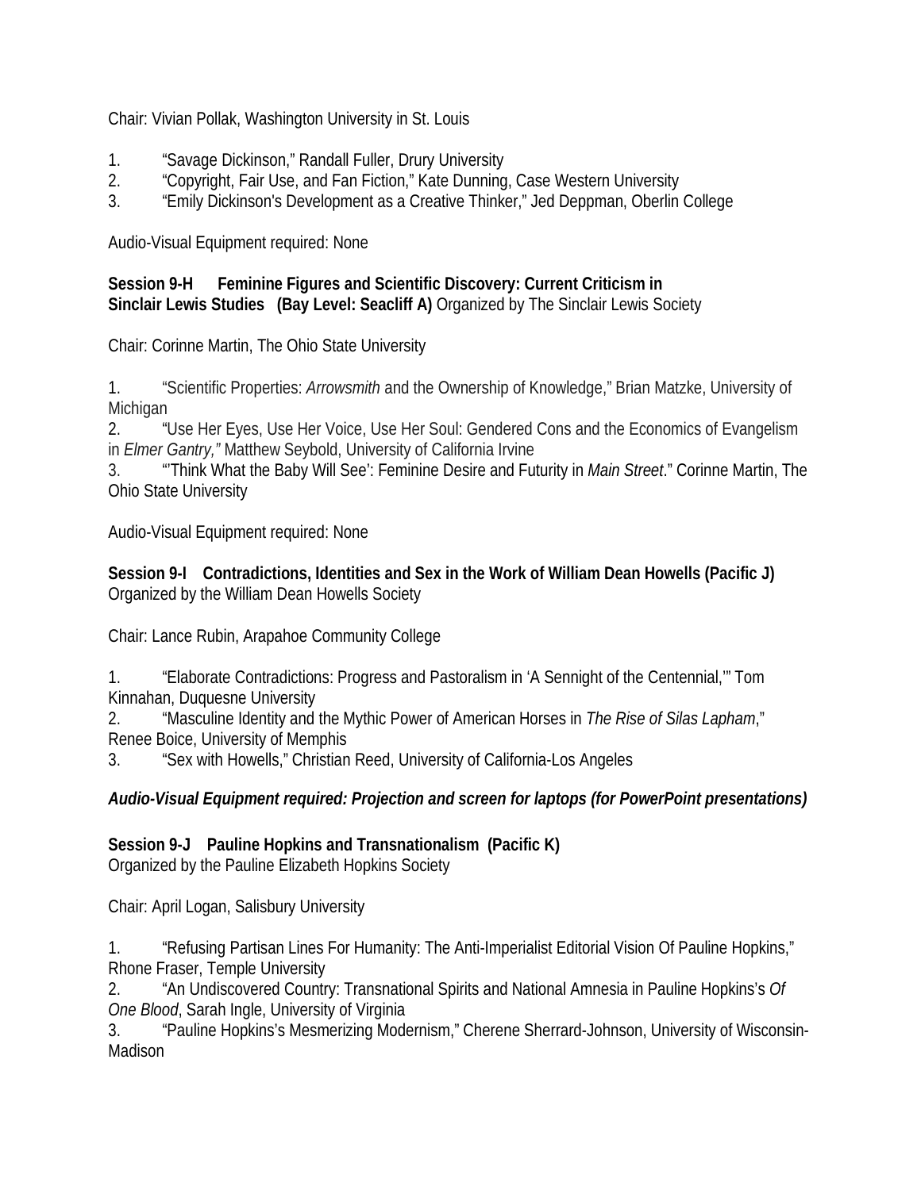Chair: Vivian Pollak, Washington University in St. Louis

1. "Savage Dickinson," Randall Fuller, Drury University
2. "Copyright, Fair Use, and Fan Fiction," Kate Dunning, Case Western University
3. "Emily Dickinson's Development as a Creative Thinker," Jed Deppman, Oberlin College

Audio-Visual Equipment required: None

**Session 9-H Feminine Figures and Scientific Discovery: Current Criticism in Sinclair Lewis Studies (Bay Level: Seacliff A)** Organized by The Sinclair Lewis Society

Chair: Corinne Martin, The Ohio State University

1. "Scientific Properties: *Arrowsmith* and the Ownership of Knowledge," Brian Matzke, University of Michigan
2. "Use Her Eyes, Use Her Voice, Use Her Soul: Gendered Cons and the Economics of Evangelism in *Elmer Gantry,"* Matthew Seybold, University of California Irvine
3. "'Think What the Baby Will See': Feminine Desire and Futurity in *Main Street*." Corinne Martin, The Ohio State University

Audio-Visual Equipment required: None

**Session 9-I Contradictions, Identities and Sex in the Work of William Dean Howells (Pacific J)**
Organized by the William Dean Howells Society

Chair: Lance Rubin, Arapahoe Community College

1. "Elaborate Contradictions: Progress and Pastoralism in 'A Sennight of the Centennial,'" Tom Kinnahan, Duquesne University
2. "Masculine Identity and the Mythic Power of American Horses in *The Rise of Silas Lapham*," Renee Boice, University of Memphis
3. "Sex with Howells," Christian Reed, University of California-Los Angeles

***Audio-Visual Equipment required: Projection and screen for laptops (for PowerPoint presentations)***

**Session 9-J Pauline Hopkins and Transnationalism (Pacific K)**
Organized by the Pauline Elizabeth Hopkins Society

Chair: April Logan, Salisbury University

1. "Refusing Partisan Lines For Humanity: The Anti-Imperialist Editorial Vision Of Pauline Hopkins," Rhone Fraser, Temple University
2. "An Undiscovered Country: Transnational Spirits and National Amnesia in Pauline Hopkins's *Of One Blood*, Sarah Ingle, University of Virginia
3. "Pauline Hopkins's Mesmerizing Modernism," Cherene Sherrard-Johnson, University of Wisconsin-Madison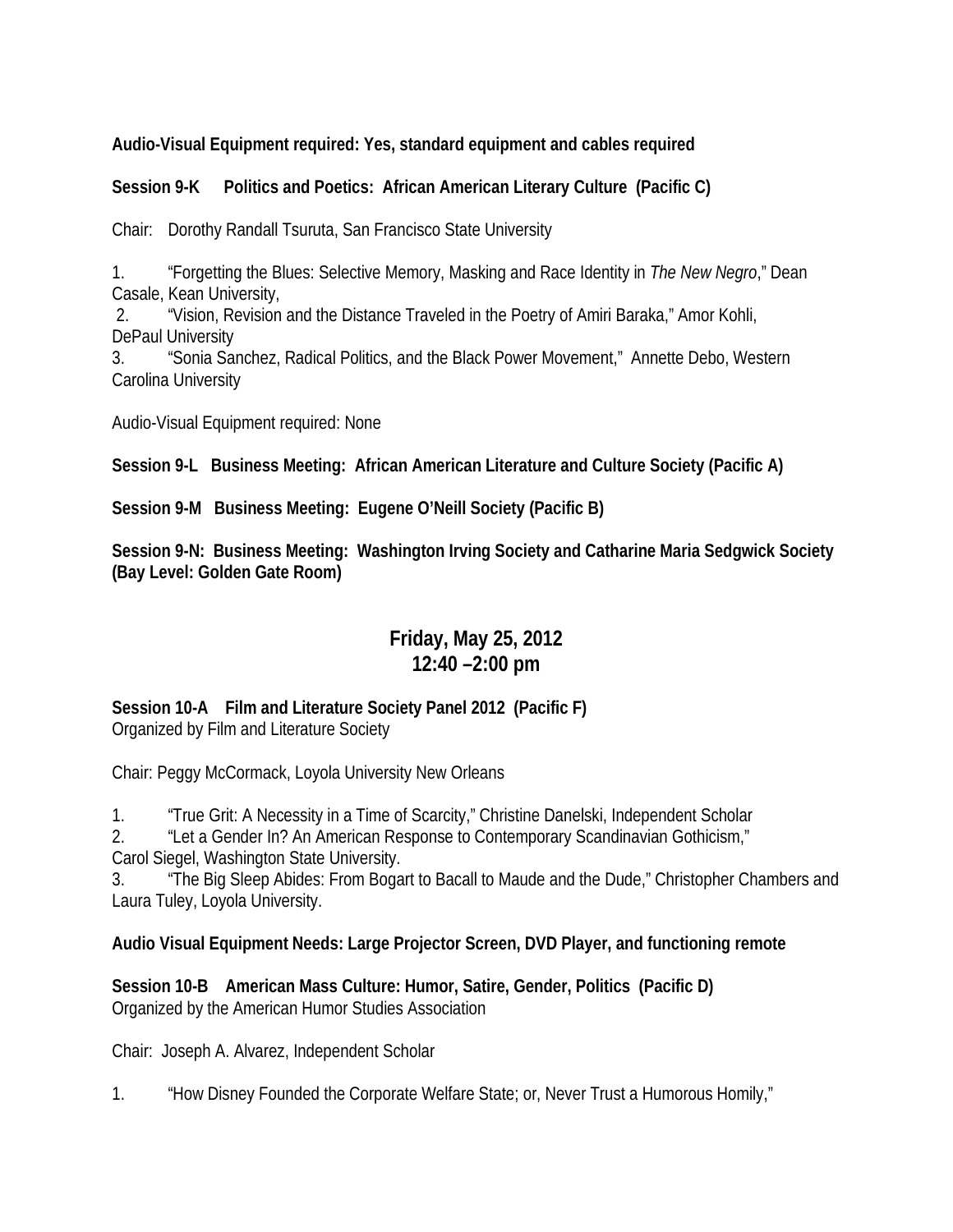**Audio-Visual Equipment required: Yes, standard equipment and cables required**

**Session 9-K Politics and Poetics: African American Literary Culture (Pacific C)**

Chair: Dorothy Randall Tsuruta, San Francisco State University

1. "Forgetting the Blues: Selective Memory, Masking and Race Identity in *The New Negro*," Dean Casale, Kean University,
2. "Vision, Revision and the Distance Traveled in the Poetry of Amiri Baraka," Amor Kohli, DePaul University
3. "Sonia Sanchez, Radical Politics, and the Black Power Movement," Annette Debo, Western Carolina University

Audio-Visual Equipment required: None

**Session 9-L Business Meeting: African American Literature and Culture Society (Pacific A)**

**Session 9-M Business Meeting: Eugene O'Neill Society (Pacific B)**

**Session 9-N: Business Meeting: Washington Irving Society and Catharine Maria Sedgwick Society (Bay Level: Golden Gate Room)**

## Friday, May 25, 2012
## 12:40 –2:00 pm

**Session 10-A Film and Literature Society Panel 2012 (Pacific F)**
Organized by Film and Literature Society

Chair: Peggy McCormack, Loyola University New Orleans

1. "True Grit: A Necessity in a Time of Scarcity," Christine Danelski, Independent Scholar
2. "Let a Gender In? An American Response to Contemporary Scandinavian Gothicism," Carol Siegel, Washington State University.
3. "The Big Sleep Abides: From Bogart to Bacall to Maude and the Dude," Christopher Chambers and Laura Tuley, Loyola University.

**Audio Visual Equipment Needs: Large Projector Screen, DVD Player, and functioning remote**

**Session 10-B American Mass Culture: Humor, Satire, Gender, Politics (Pacific D)**
Organized by the American Humor Studies Association

Chair: Joseph A. Alvarez, Independent Scholar

1. "How Disney Founded the Corporate Welfare State; or, Never Trust a Humorous Homily,"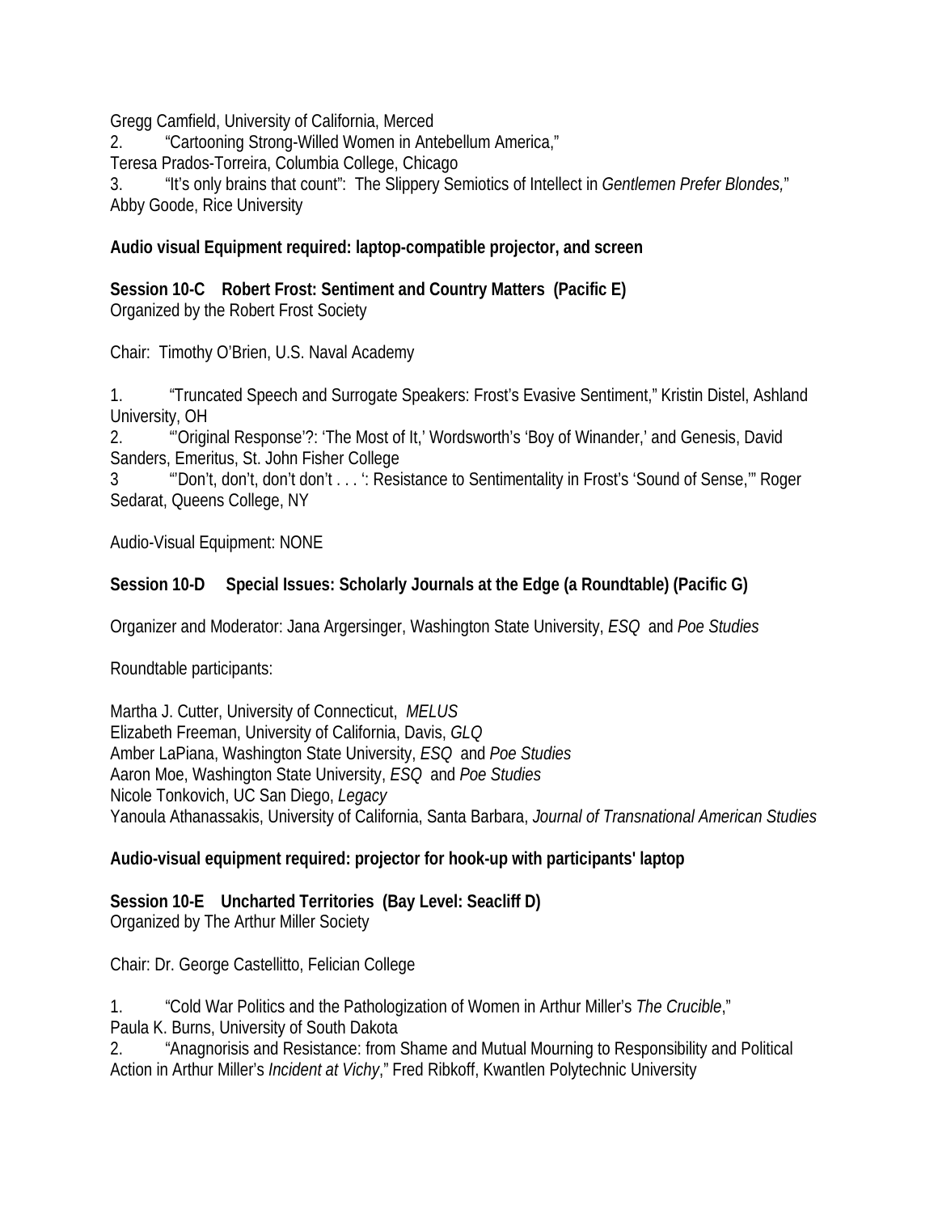Gregg Camfield, University of California, Merced

2. "Cartooning Strong-Willed Women in Antebellum America,"
Teresa Prados-Torreira, Columbia College, Chicago

3. "It's only brains that count": The Slippery Semiotics of Intellect in *Gentlemen Prefer Blondes,*"
Abby Goode, Rice University

**Audio visual Equipment required: laptop-compatible projector, and screen**

**Session 10-C Robert Frost: Sentiment and Country Matters (Pacific E)**
Organized by the Robert Frost Society

Chair: Timothy O'Brien, U.S. Naval Academy

1. "Truncated Speech and Surrogate Speakers: Frost's Evasive Sentiment," Kristin Distel, Ashland University, OH
2. "'Original Response'?: 'The Most of It,' Wordsworth's 'Boy of Winander,' and Genesis, David Sanders, Emeritus, St. John Fisher College
3 "'Don't, don't, don't don't . . . ': Resistance to Sentimentality in Frost's 'Sound of Sense,'" Roger Sedarat, Queens College, NY

Audio-Visual Equipment: NONE

**Session 10-D Special Issues: Scholarly Journals at the Edge (a Roundtable) (Pacific G)**

Organizer and Moderator: Jana Argersinger, Washington State University, *ESQ* and *Poe Studies*

Roundtable participants:

Martha J. Cutter, University of Connecticut, *MELUS*
Elizabeth Freeman, University of California, Davis, *GLQ*
Amber LaPiana, Washington State University, *ESQ* and *Poe Studies*
Aaron Moe, Washington State University, *ESQ* and *Poe Studies*
Nicole Tonkovich, UC San Diego, *Legacy*
Yanoula Athanassakis, University of California, Santa Barbara, *Journal of Transnational American Studies*

**Audio-visual equipment required: projector for hook-up with participants' laptop**

**Session 10-E Uncharted Territories (Bay Level: Seacliff D)**
Organized by The Arthur Miller Society

Chair: Dr. George Castellitto, Felician College

1. "Cold War Politics and the Pathologization of Women in Arthur Miller's *The Crucible*,"
Paula K. Burns, University of South Dakota
2. "Anagnorisis and Resistance: from Shame and Mutual Mourning to Responsibility and Political Action in Arthur Miller's *Incident at Vichy*," Fred Ribkoff, Kwantlen Polytechnic University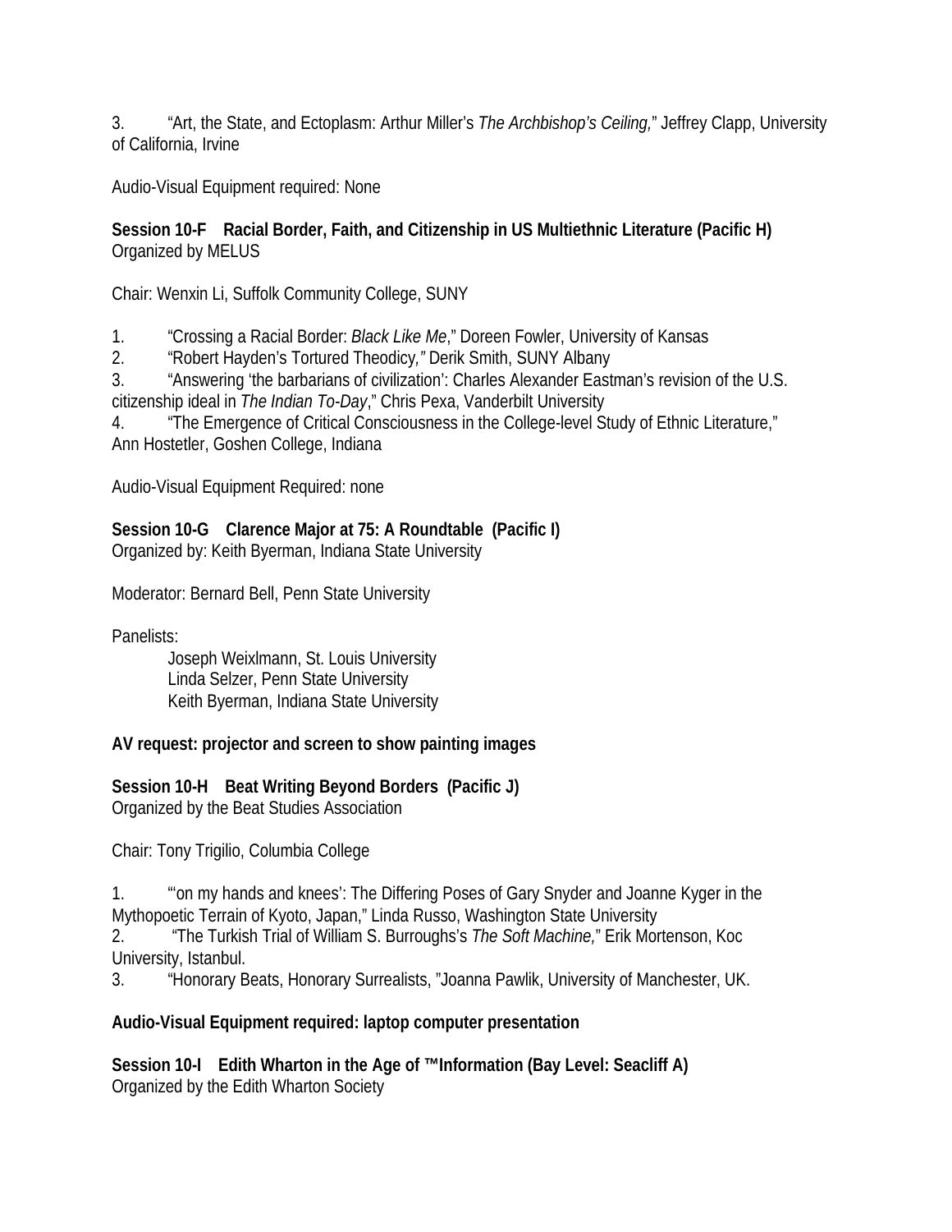3. “Art, the State, and Ectoplasm: Arthur Miller’s *The Archbishop’s Ceiling,*” Jeffrey Clapp, University of California, Irvine

Audio-Visual Equipment required: None

**Session 10-F Racial Border, Faith, and Citizenship in US Multiethnic Literature (Pacific H)**
Organized by MELUS

Chair: Wenxin Li, Suffolk Community College, SUNY

1. “Crossing a Racial Border: *Black Like Me*,” Doreen Fowler, University of Kansas
2. “Robert Hayden’s Tortured Theodicy*,”* Derik Smith, SUNY Albany
3. “Answering ‘the barbarians of civilization’: Charles Alexander Eastman’s revision of the U.S. citizenship ideal in *The Indian To-Day*,” Chris Pexa, Vanderbilt University
4. “The Emergence of Critical Consciousness in the College-level Study of Ethnic Literature,” Ann Hostetler, Goshen College, Indiana

Audio-Visual Equipment Required: none

**Session 10-G Clarence Major at 75: A Roundtable (Pacific I)**
Organized by: Keith Byerman, Indiana State University

Moderator: Bernard Bell, Penn State University

Panelists:
Joseph Weixlmann, St. Louis University
Linda Selzer, Penn State University
Keith Byerman, Indiana State University

**AV request: projector and screen to show painting images**

**Session 10-H Beat Writing Beyond Borders (Pacific J)**
Organized by the Beat Studies Association

Chair: Tony Trigilio, Columbia College

1. “‘on my hands and knees’: The Differing Poses of Gary Snyder and Joanne Kyger in the Mythopoetic Terrain of Kyoto, Japan,” Linda Russo, Washington State University
2. “The Turkish Trial of William S. Burroughs’s *The Soft Machine,*” Erik Mortenson, Koc University, Istanbul.
3. “Honorary Beats, Honorary Surrealists, ”Joanna Pawlik, University of Manchester, UK.

**Audio-Visual Equipment required: laptop computer presentation**

**Session 10-I Edith Wharton in the Age of ™Information (Bay Level: Seacliff A)**
Organized by the Edith Wharton Society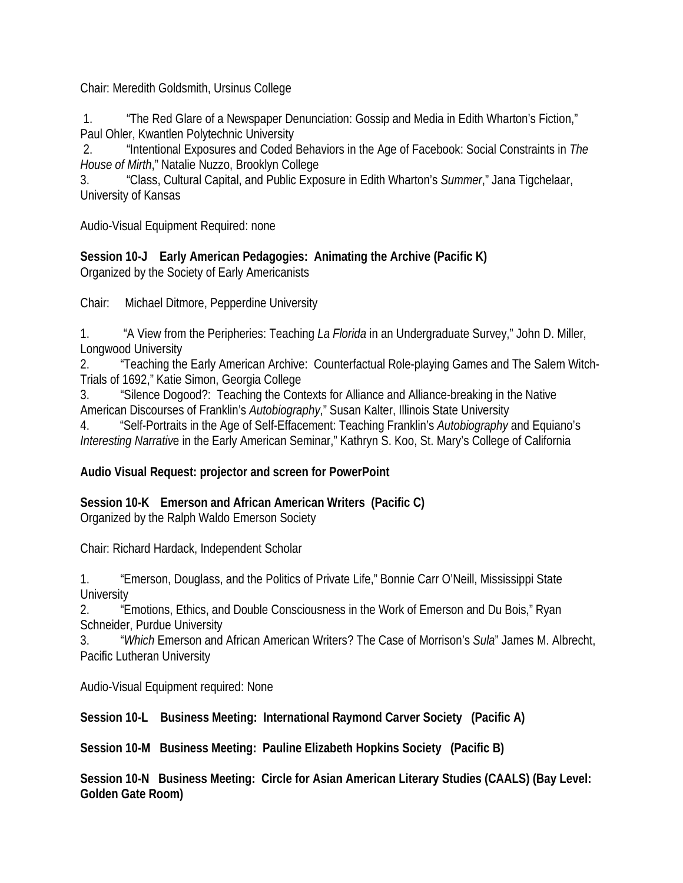Chair: Meredith Goldsmith, Ursinus College

1. "The Red Glare of a Newspaper Denunciation: Gossip and Media in Edith Wharton's Fiction," Paul Ohler, Kwantlen Polytechnic University
2. "Intentional Exposures and Coded Behaviors in the Age of Facebook: Social Constraints in *The House of Mirth*," Natalie Nuzzo, Brooklyn College
3. "Class, Cultural Capital, and Public Exposure in Edith Wharton's *Summer*," Jana Tigchelaar, University of Kansas

Audio-Visual Equipment Required: none

**Session 10-J Early American Pedagogies: Animating the Archive (Pacific K)**
Organized by the Society of Early Americanists

Chair: Michael Ditmore, Pepperdine University

1. "A View from the Peripheries: Teaching *La Florida* in an Undergraduate Survey," John D. Miller, Longwood University
2. "Teaching the Early American Archive: Counterfactual Role-playing Games and The Salem Witch-Trials of 1692," Katie Simon, Georgia College
3. "Silence Dogood?: Teaching the Contexts for Alliance and Alliance-breaking in the Native American Discourses of Franklin's *Autobiography*," Susan Kalter, Illinois State University
4. "Self-Portraits in the Age of Self-Effacement: Teaching Franklin's *Autobiography* and Equiano's *Interesting Narrativ*e in the Early American Seminar," Kathryn S. Koo, St. Mary's College of California

**Audio Visual Request: projector and screen for PowerPoint**

**Session 10-K Emerson and African American Writers (Pacific C)**
Organized by the Ralph Waldo Emerson Society

Chair: Richard Hardack, Independent Scholar

1. "Emerson, Douglass, and the Politics of Private Life," Bonnie Carr O'Neill, Mississippi State University
2. "Emotions, Ethics, and Double Consciousness in the Work of Emerson and Du Bois," Ryan Schneider, Purdue University
3. "*Which* Emerson and African American Writers? The Case of Morrison's *Sula*" James M. Albrecht, Pacific Lutheran University

Audio-Visual Equipment required: None

**Session 10-L Business Meeting: International Raymond Carver Society (Pacific A)**

**Session 10-M Business Meeting: Pauline Elizabeth Hopkins Society (Pacific B)**

**Session 10-N Business Meeting: Circle for Asian American Literary Studies (CAALS) (Bay Level: Golden Gate Room)**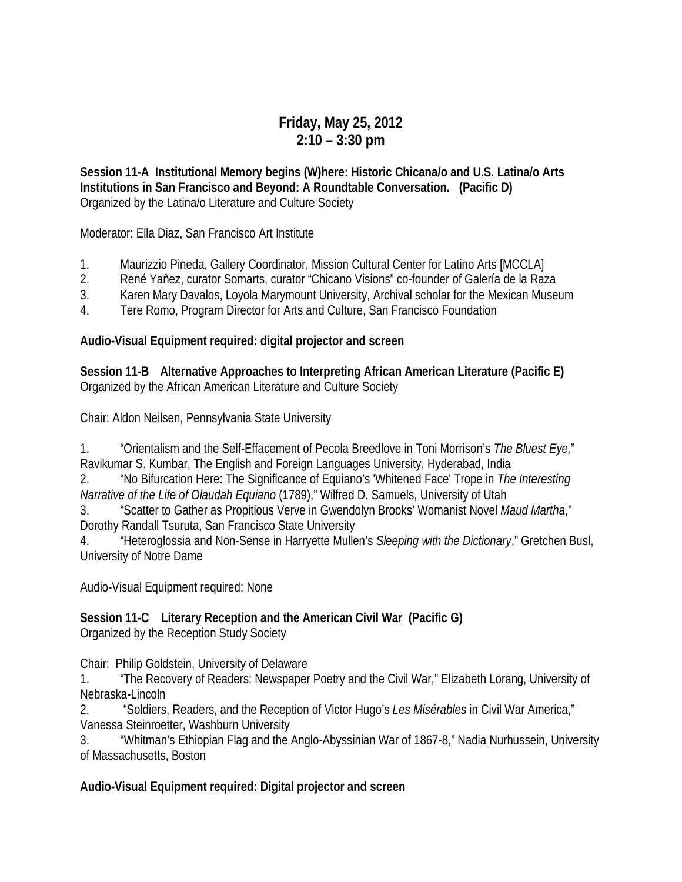## Friday, May 25, 2012
## 2:10 – 3:30 pm

**Session 11-A Institutional Memory begins (W)here: Historic Chicana/o and U.S. Latina/o Arts Institutions in San Francisco and Beyond: A Roundtable Conversation. (Pacific D)**
Organized by the Latina/o Literature and Culture Society

Moderator: Ella Diaz, San Francisco Art Institute

1. Maurizzio Pineda, Gallery Coordinator, Mission Cultural Center for Latino Arts [MCCLA]
2. René Yañez, curator Somarts, curator "Chicano Visions" co-founder of Galería de la Raza
3. Karen Mary Davalos, Loyola Marymount University, Archival scholar for the Mexican Museum
4. Tere Romo, Program Director for Arts and Culture, San Francisco Foundation

**Audio-Visual Equipment required: digital projector and screen**

**Session 11-B Alternative Approaches to Interpreting African American Literature (Pacific E)**
Organized by the African American Literature and Culture Society

Chair: Aldon Neilsen, Pennsylvania State University

1. "Orientalism and the Self-Effacement of Pecola Breedlove in Toni Morrison's *The Bluest Eye,*" Ravikumar S. Kumbar, The English and Foreign Languages University, Hyderabad, India
2. "No Bifurcation Here: The Significance of Equiano's 'Whitened Face' Trope in *The Interesting Narrative of the Life of Olaudah Equiano* (1789)," Wilfred D. Samuels, University of Utah
3. "Scatter to Gather as Propitious Verve in Gwendolyn Brooks' Womanist Novel *Maud Martha*," Dorothy Randall Tsuruta, San Francisco State University
4. "Heteroglossia and Non-Sense in Harryette Mullen's *Sleeping with the Dictionary*," Gretchen Busl, University of Notre Dame

Audio-Visual Equipment required: None

**Session 11-C Literary Reception and the American Civil War (Pacific G)**
Organized by the Reception Study Society

Chair: Philip Goldstein, University of Delaware
1. "The Recovery of Readers: Newspaper Poetry and the Civil War," Elizabeth Lorang, University of Nebraska-Lincoln
2. "Soldiers, Readers, and the Reception of Victor Hugo's *Les Misérables* in Civil War America," Vanessa Steinroetter, Washburn University
3. "Whitman's Ethiopian Flag and the Anglo-Abyssinian War of 1867-8," Nadia Nurhussein, University of Massachusetts, Boston

**Audio-Visual Equipment required: Digital projector and screen**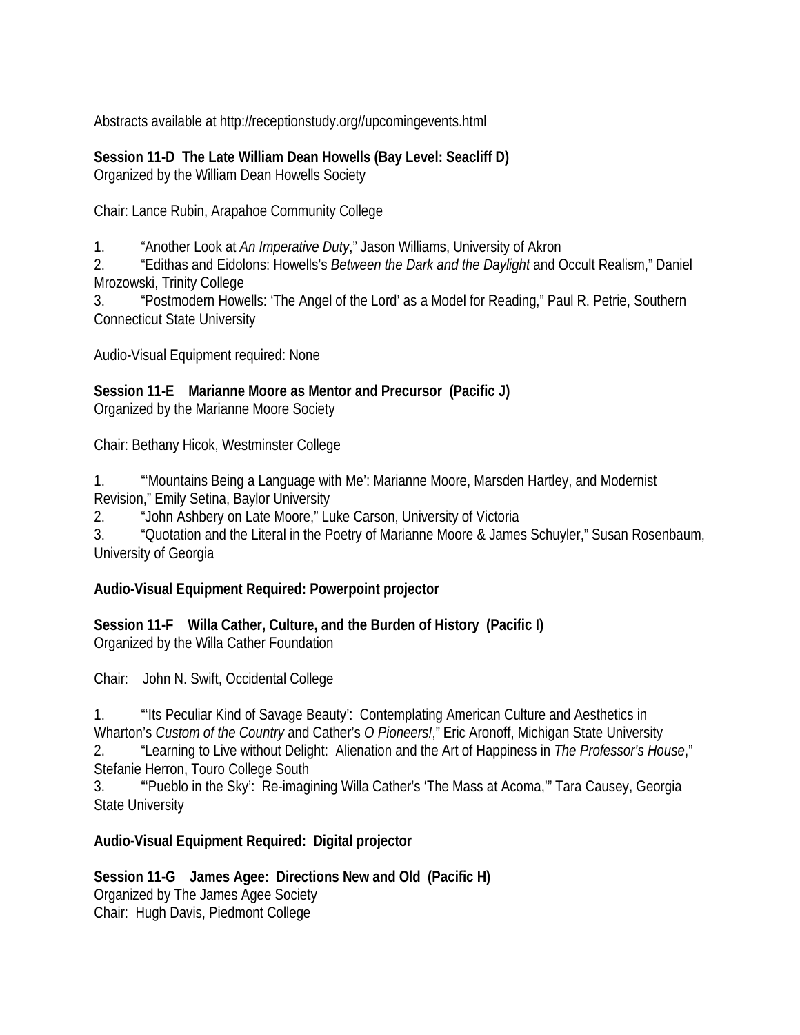Abstracts available at http://receptionstudy.org//upcomingevents.html

**Session 11-D The Late William Dean Howells (Bay Level: Seacliff D)**
Organized by the William Dean Howells Society

Chair: Lance Rubin, Arapahoe Community College

1. "Another Look at *An Imperative Duty*," Jason Williams, University of Akron
2. "Edithas and Eidolons: Howells's *Between the Dark and the Daylight* and Occult Realism," Daniel Mrozowski, Trinity College
3. "Postmodern Howells: 'The Angel of the Lord' as a Model for Reading," Paul R. Petrie, Southern Connecticut State University

Audio-Visual Equipment required: None

**Session 11-E Marianne Moore as Mentor and Precursor (Pacific J)**
Organized by the Marianne Moore Society

Chair: Bethany Hicok, Westminster College

1. "'Mountains Being a Language with Me': Marianne Moore, Marsden Hartley, and Modernist Revision," Emily Setina, Baylor University
2. "John Ashbery on Late Moore," Luke Carson, University of Victoria
3. "Quotation and the Literal in the Poetry of Marianne Moore & James Schuyler," Susan Rosenbaum, University of Georgia

**Audio-Visual Equipment Required: Powerpoint projector**

**Session 11-F Willa Cather, Culture, and the Burden of History (Pacific I)**
Organized by the Willa Cather Foundation

Chair: John N. Swift, Occidental College

1. "'Its Peculiar Kind of Savage Beauty': Contemplating American Culture and Aesthetics in Wharton's *Custom of the Country* and Cather's *O Pioneers!*," Eric Aronoff, Michigan State University
2. "Learning to Live without Delight: Alienation and the Art of Happiness in *The Professor's House*," Stefanie Herron, Touro College South
3. "'Pueblo in the Sky': Re-imagining Willa Cather's 'The Mass at Acoma,'" Tara Causey, Georgia State University

**Audio-Visual Equipment Required: Digital projector**

**Session 11-G James Agee: Directions New and Old (Pacific H)**
Organized by The James Agee Society
Chair: Hugh Davis, Piedmont College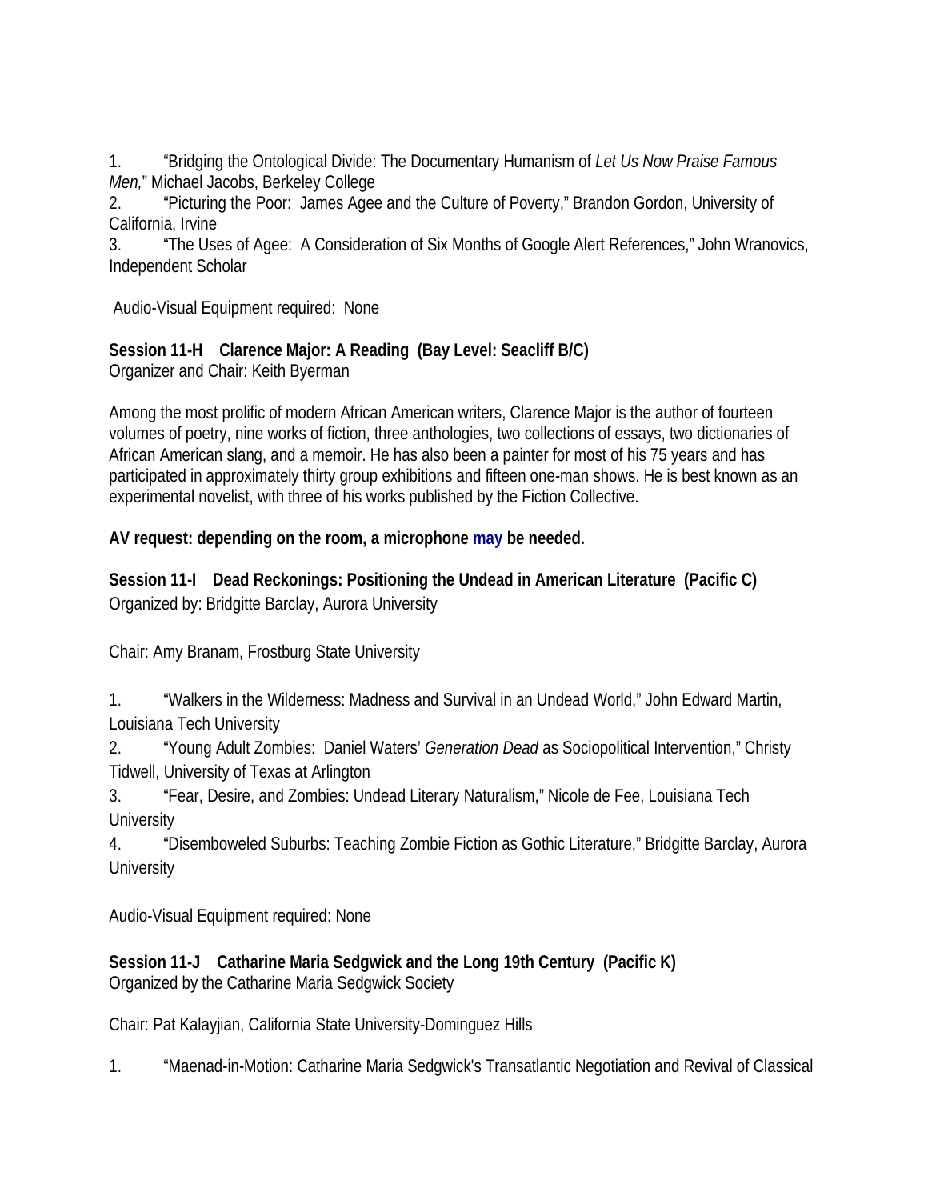1. “Bridging the Ontological Divide: The Documentary Humanism of *Let Us Now Praise Famous Men,*” Michael Jacobs, Berkeley College
2. “Picturing the Poor: James Agee and the Culture of Poverty,” Brandon Gordon, University of California, Irvine
3. “The Uses of Agee: A Consideration of Six Months of Google Alert References,” John Wranovics, Independent Scholar

Audio-Visual Equipment required: None

**Session 11-H Clarence Major: A Reading (Bay Level: Seacliff B/C)**
Organizer and Chair: Keith Byerman

Among the most prolific of modern African American writers, Clarence Major is the author of fourteen volumes of poetry, nine works of fiction, three anthologies, two collections of essays, two dictionaries of African American slang, and a memoir. He has also been a painter for most of his 75 years and has participated in approximately thirty group exhibitions and fifteen one-man shows. He is best known as an experimental novelist, with three of his works published by the Fiction Collective.

**AV request: depending on the room, a microphone may be needed.**

**Session 11-I Dead Reckonings: Positioning the Undead in American Literature (Pacific C)**
Organized by: Bridgitte Barclay, Aurora University

Chair: Amy Branam, Frostburg State University

1. “Walkers in the Wilderness: Madness and Survival in an Undead World,” John Edward Martin, Louisiana Tech University
2. “Young Adult Zombies: Daniel Waters’ *Generation Dead* as Sociopolitical Intervention,” Christy Tidwell, University of Texas at Arlington
3. “Fear, Desire, and Zombies: Undead Literary Naturalism,” Nicole de Fee, Louisiana Tech University
4. “Disemboweled Suburbs: Teaching Zombie Fiction as Gothic Literature,” Bridgitte Barclay, Aurora University

Audio-Visual Equipment required: None

**Session 11-J Catharine Maria Sedgwick and the Long 19th Century (Pacific K)**
Organized by the Catharine Maria Sedgwick Society

Chair: Pat Kalayjian, California State University-Dominguez Hills

1. “Maenad-in-Motion: Catharine Maria Sedgwick's Transatlantic Negotiation and Revival of Classical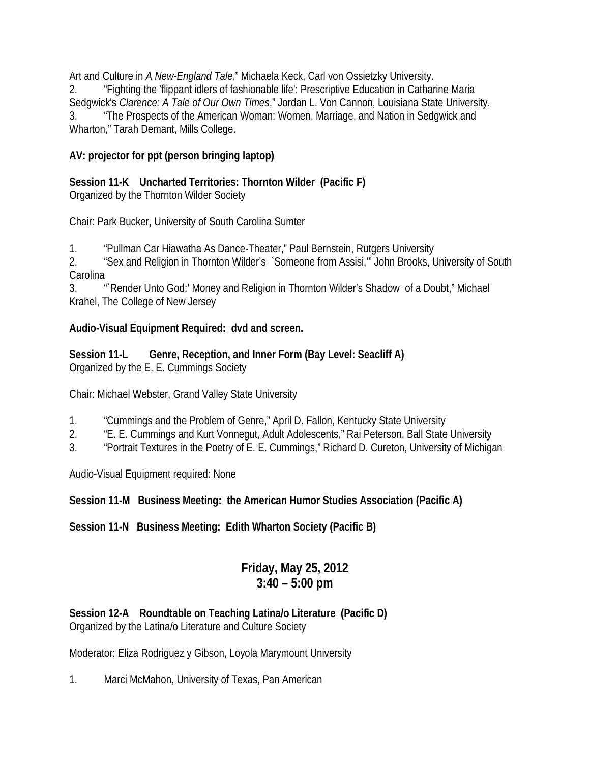Art and Culture in *A New-England Tale*," Michaela Keck, Carl von Ossietzky University.
2. "Fighting the 'flippant idlers of fashionable life': Prescriptive Education in Catharine Maria Sedgwick's *Clarence: A Tale of Our Own Times*," Jordan L. Von Cannon, Louisiana State University.
3. "The Prospects of the American Woman: Women, Marriage, and Nation in Sedgwick and Wharton," Tarah Demant, Mills College.

**AV: projector for ppt (person bringing laptop)**

**Session 11-K Uncharted Territories: Thornton Wilder (Pacific F)**
Organized by the Thornton Wilder Society

Chair: Park Bucker, University of South Carolina Sumter

1. "Pullman Car Hiawatha As Dance-Theater," Paul Bernstein, Rutgers University
2. "Sex and Religion in Thornton Wilder's `Someone from Assisi,'" John Brooks, University of South Carolina
3. "`Render Unto God:' Money and Religion in Thornton Wilder's Shadow of a Doubt," Michael Krahel, The College of New Jersey

**Audio-Visual Equipment Required: dvd and screen.**

**Session 11-L Genre, Reception, and Inner Form (Bay Level: Seacliff A)**
Organized by the E. E. Cummings Society

Chair: Michael Webster, Grand Valley State University

1. "Cummings and the Problem of Genre," April D. Fallon, Kentucky State University
2. "E. E. Cummings and Kurt Vonnegut, Adult Adolescents," Rai Peterson, Ball State University
3. "Portrait Textures in the Poetry of E. E. Cummings," Richard D. Cureton, University of Michigan

Audio-Visual Equipment required: None

**Session 11-M Business Meeting: the American Humor Studies Association (Pacific A)**

**Session 11-N Business Meeting: Edith Wharton Society (Pacific B)**

## Friday, May 25, 2012
## 3:40 – 5:00 pm

**Session 12-A Roundtable on Teaching Latina/o Literature (Pacific D)**
Organized by the Latina/o Literature and Culture Society

Moderator: Eliza Rodriguez y Gibson, Loyola Marymount University

1. Marci McMahon, University of Texas, Pan American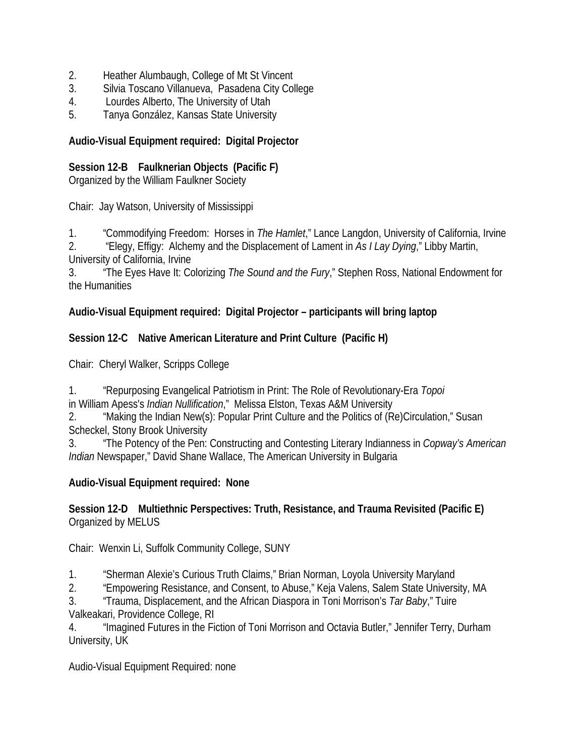2. Heather Alumbaugh, College of Mt St Vincent
3. Silvia Toscano Villanueva, Pasadena City College
4. Lourdes Alberto, The University of Utah
5. Tanya González, Kansas State University

**Audio-Visual Equipment required: Digital Projector**

**Session 12-B Faulknerian Objects (Pacific F)**
Organized by the William Faulkner Society

Chair: Jay Watson, University of Mississippi

1. "Commodifying Freedom: Horses in *The Hamlet*," Lance Langdon, University of California, Irvine
2. "Elegy, Effigy: Alchemy and the Displacement of Lament in *As I Lay Dying*," Libby Martin, University of California, Irvine
3. "The Eyes Have It: Colorizing *The Sound and the Fury*," Stephen Ross, National Endowment for the Humanities

**Audio-Visual Equipment required: Digital Projector – participants will bring laptop**

**Session 12-C Native American Literature and Print Culture (Pacific H)**

Chair: Cheryl Walker, Scripps College

1. "Repurposing Evangelical Patriotism in Print: The Role of Revolutionary-Era *Topoi* in William Apess's *Indian Nullification*," Melissa Elston, Texas A&M University
2. "Making the Indian New(s): Popular Print Culture and the Politics of (Re)Circulation," Susan Scheckel, Stony Brook University
3. "The Potency of the Pen: Constructing and Contesting Literary Indianness in *Copway's American Indian* Newspaper," David Shane Wallace, The American University in Bulgaria

**Audio-Visual Equipment required: None**

**Session 12-D Multiethnic Perspectives: Truth, Resistance, and Trauma Revisited (Pacific E)**
Organized by MELUS

Chair: Wenxin Li, Suffolk Community College, SUNY

1. "Sherman Alexie's Curious Truth Claims," Brian Norman, Loyola University Maryland
2. "Empowering Resistance, and Consent, to Abuse," Keja Valens, Salem State University, MA
3. "Trauma, Displacement, and the African Diaspora in Toni Morrison's *Tar Baby*," Tuire Valkeakari, Providence College, RI
4. "Imagined Futures in the Fiction of Toni Morrison and Octavia Butler," Jennifer Terry, Durham University, UK

Audio-Visual Equipment Required: none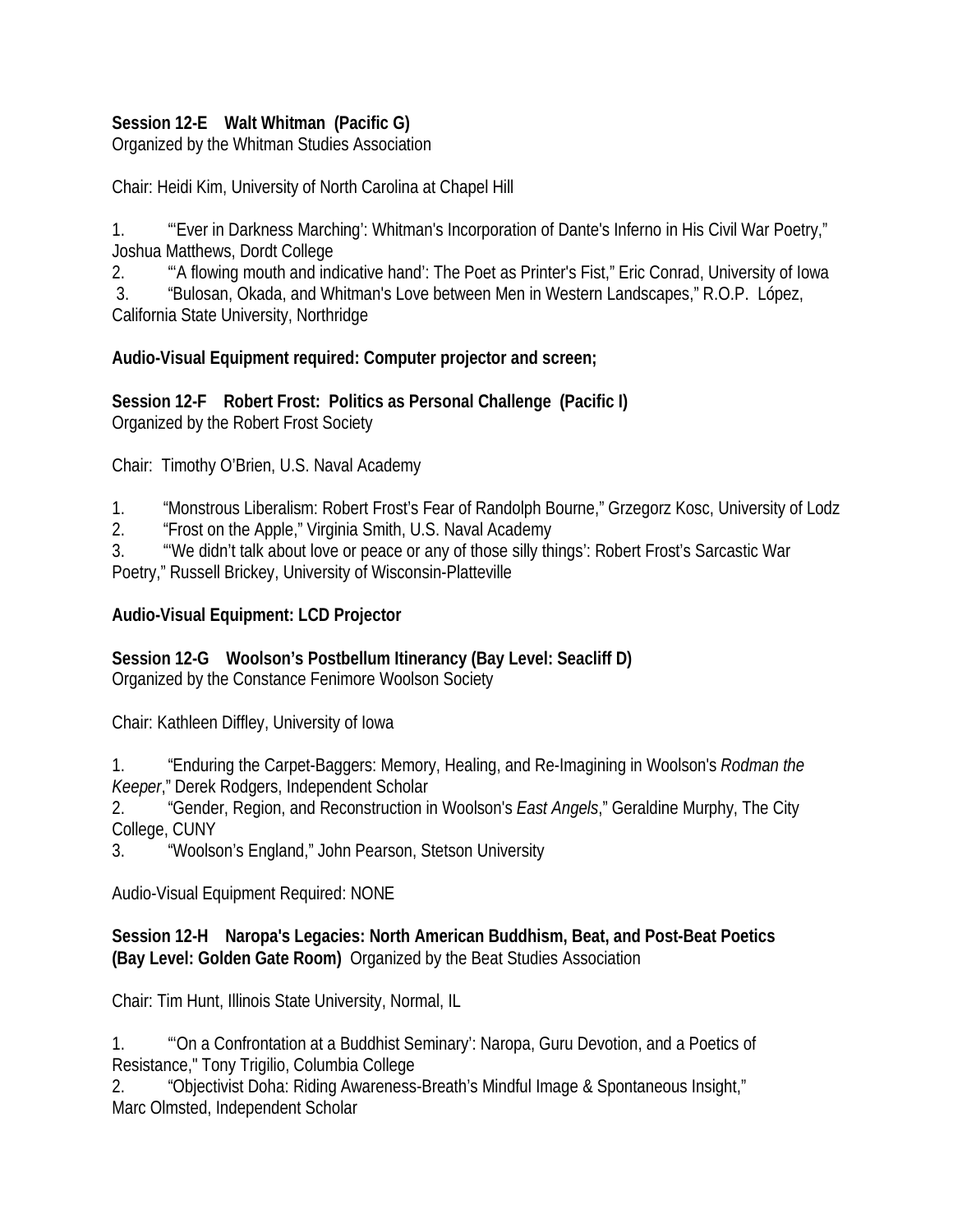**Session 12-E Walt Whitman (Pacific G)**
Organized by the Whitman Studies Association

Chair: Heidi Kim, University of North Carolina at Chapel Hill

1. "'Ever in Darkness Marching': Whitman's Incorporation of Dante's Inferno in His Civil War Poetry," Joshua Matthews, Dordt College
2. "'A flowing mouth and indicative hand': The Poet as Printer's Fist," Eric Conrad, University of Iowa
3. "Bulosan, Okada, and Whitman's Love between Men in Western Landscapes," R.O.P. López, California State University, Northridge

**Audio-Visual Equipment required: Computer projector and screen;**

**Session 12-F Robert Frost: Politics as Personal Challenge (Pacific I)**
Organized by the Robert Frost Society

Chair: Timothy O'Brien, U.S. Naval Academy

1. "Monstrous Liberalism: Robert Frost's Fear of Randolph Bourne," Grzegorz Kosc, University of Lodz
2. "Frost on the Apple," Virginia Smith, U.S. Naval Academy
3. "'We didn't talk about love or peace or any of those silly things': Robert Frost's Sarcastic War Poetry," Russell Brickey, University of Wisconsin-Platteville

**Audio-Visual Equipment: LCD Projector**

**Session 12-G Woolson's Postbellum Itinerancy (Bay Level: Seacliff D)**
Organized by the Constance Fenimore Woolson Society

Chair: Kathleen Diffley, University of Iowa

1. "Enduring the Carpet-Baggers: Memory, Healing, and Re-Imagining in Woolson's *Rodman the Keeper*," Derek Rodgers, Independent Scholar
2. "Gender, Region, and Reconstruction in Woolson's *East Angels*," Geraldine Murphy, The City College, CUNY
3. "Woolson's England," John Pearson, Stetson University

Audio-Visual Equipment Required: NONE

**Session 12-H Naropa's Legacies: North American Buddhism, Beat, and Post-Beat Poetics (Bay Level: Golden Gate Room)** Organized by the Beat Studies Association

Chair: Tim Hunt, Illinois State University, Normal, IL

1. "'On a Confrontation at a Buddhist Seminary': Naropa, Guru Devotion, and a Poetics of Resistance," Tony Trigilio, Columbia College
2. "Objectivist Doha: Riding Awareness-Breath's Mindful Image & Spontaneous Insight," Marc Olmsted, Independent Scholar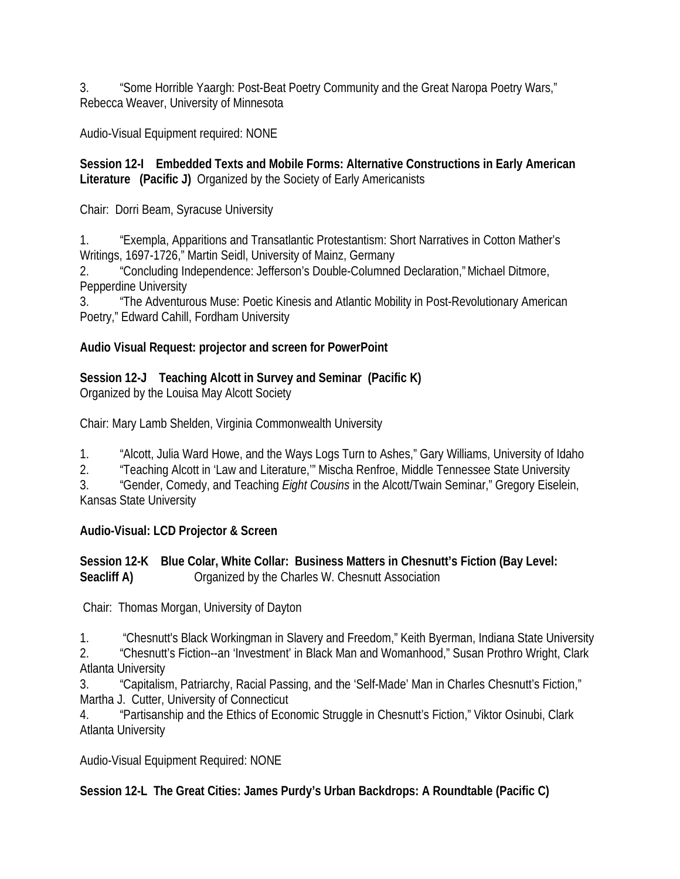3. "Some Horrible Yaargh: Post-Beat Poetry Community and the Great Naropa Poetry Wars," Rebecca Weaver, University of Minnesota

Audio-Visual Equipment required: NONE

**Session 12-I Embedded Texts and Mobile Forms: Alternative Constructions in Early American Literature (Pacific J)** Organized by the Society of Early Americanists

Chair: Dorri Beam, Syracuse University

1. "Exempla, Apparitions and Transatlantic Protestantism: Short Narratives in Cotton Mather's Writings, 1697-1726," Martin Seidl, University of Mainz, Germany
2. "Concluding Independence: Jefferson's Double-Columned Declaration," Michael Ditmore, Pepperdine University
3. "The Adventurous Muse: Poetic Kinesis and Atlantic Mobility in Post-Revolutionary American Poetry," Edward Cahill, Fordham University

**Audio Visual Request: projector and screen for PowerPoint**

**Session 12-J Teaching Alcott in Survey and Seminar (Pacific K)**
Organized by the Louisa May Alcott Society

Chair: Mary Lamb Shelden, Virginia Commonwealth University

1. "Alcott, Julia Ward Howe, and the Ways Logs Turn to Ashes," Gary Williams, University of Idaho
2. "Teaching Alcott in 'Law and Literature,'" Mischa Renfroe, Middle Tennessee State University
3. "Gender, Comedy, and Teaching *Eight Cousins* in the Alcott/Twain Seminar," Gregory Eiselein, Kansas State University

**Audio-Visual: LCD Projector & Screen**

**Session 12-K Blue Colar, White Collar: Business Matters in Chesnutt's Fiction (Bay Level: Seacliff A)** Organized by the Charles W. Chesnutt Association

Chair: Thomas Morgan, University of Dayton

1. "Chesnutt's Black Workingman in Slavery and Freedom," Keith Byerman, Indiana State University
2. "Chesnutt's Fiction--an 'Investment' in Black Man and Womanhood," Susan Prothro Wright, Clark Atlanta University
3. "Capitalism, Patriarchy, Racial Passing, and the 'Self-Made' Man in Charles Chesnutt's Fiction," Martha J. Cutter, University of Connecticut
4. "Partisanship and the Ethics of Economic Struggle in Chesnutt's Fiction," Viktor Osinubi, Clark Atlanta University

Audio-Visual Equipment Required: NONE

**Session 12-L The Great Cities: James Purdy's Urban Backdrops: A Roundtable (Pacific C)**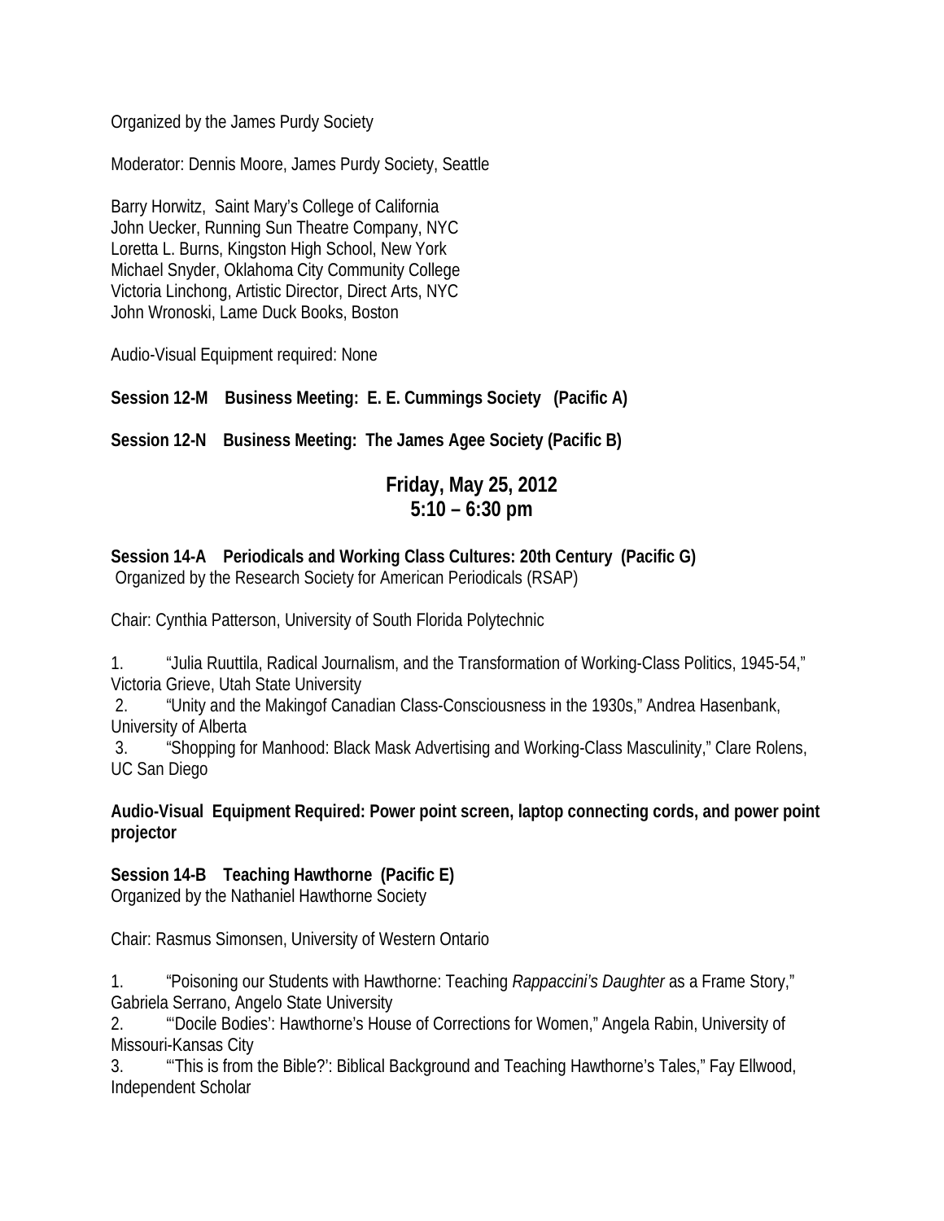Organized by the James Purdy Society

Moderator: Dennis Moore, James Purdy Society, Seattle

Barry Horwitz, Saint Mary's College of California
John Uecker, Running Sun Theatre Company, NYC
Loretta L. Burns, Kingston High School, New York
Michael Snyder, Oklahoma City Community College
Victoria Linchong, Artistic Director, Direct Arts, NYC
John Wronoski, Lame Duck Books, Boston

Audio-Visual Equipment required: None

**Session 12-M Business Meeting: E. E. Cummings Society (Pacific A)**

**Session 12-N Business Meeting: The James Agee Society (Pacific B)**

## Friday, May 25, 2012
## 5:10 – 6:30 pm

**Session 14-A Periodicals and Working Class Cultures: 20th Century (Pacific G)**
Organized by the Research Society for American Periodicals (RSAP)

Chair: Cynthia Patterson, University of South Florida Polytechnic

1. "Julia Ruuttila, Radical Journalism, and the Transformation of Working-Class Politics, 1945-54," Victoria Grieve, Utah State University
2. "Unity and the Makingof Canadian Class-Consciousness in the 1930s," Andrea Hasenbank, University of Alberta
3. "Shopping for Manhood: Black Mask Advertising and Working-Class Masculinity," Clare Rolens, UC San Diego

**Audio-Visual Equipment Required: Power point screen, laptop connecting cords, and power point projector**

**Session 14-B Teaching Hawthorne (Pacific E)**
Organized by the Nathaniel Hawthorne Society

Chair: Rasmus Simonsen, University of Western Ontario

1. "Poisoning our Students with Hawthorne: Teaching *Rappaccini's Daughter* as a Frame Story," Gabriela Serrano, Angelo State University
2. "'Docile Bodies': Hawthorne's House of Corrections for Women," Angela Rabin, University of Missouri-Kansas City
3. "'This is from the Bible?': Biblical Background and Teaching Hawthorne's Tales," Fay Ellwood, Independent Scholar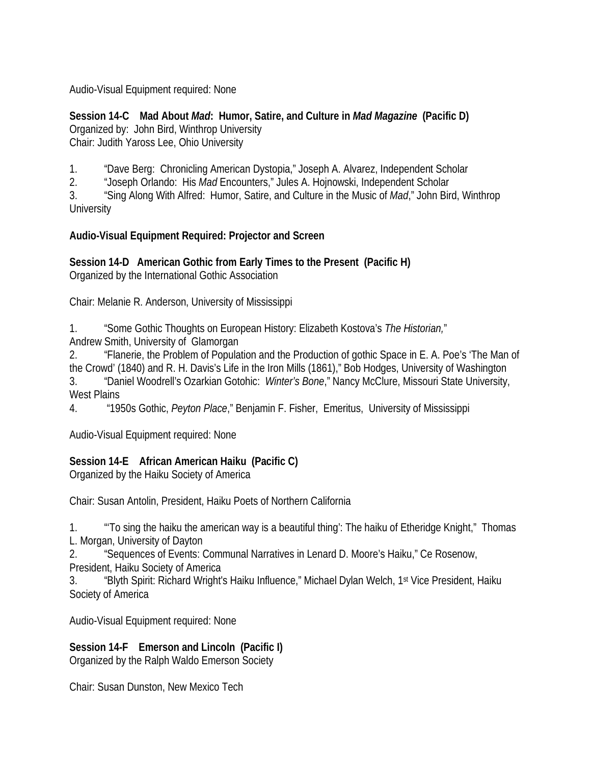Audio-Visual Equipment required: None

**Session 14-C Mad About *Mad*: Humor, Satire, and Culture in *Mad Magazine* (Pacific D)**
Organized by: John Bird, Winthrop University
Chair: Judith Yaross Lee, Ohio University

1. "Dave Berg: Chronicling American Dystopia," Joseph A. Alvarez, Independent Scholar
2. "Joseph Orlando: His *Mad* Encounters," Jules A. Hojnowski, Independent Scholar
3. "Sing Along With Alfred: Humor, Satire, and Culture in the Music of *Mad*," John Bird, Winthrop University

**Audio-Visual Equipment Required: Projector and Screen**

**Session 14-D American Gothic from Early Times to the Present (Pacific H)**
Organized by the International Gothic Association

Chair: Melanie R. Anderson, University of Mississippi

1. "Some Gothic Thoughts on European History: Elizabeth Kostova's *The Historian,*" Andrew Smith, University of Glamorgan
2. "Flanerie, the Problem of Population and the Production of gothic Space in E. A. Poe's 'The Man of the Crowd' (1840) and R. H. Davis's Life in the Iron Mills (1861)," Bob Hodges, University of Washington
3. "Daniel Woodrell's Ozarkian Gotohic: *Winter's Bone*," Nancy McClure, Missouri State University, West Plains
4. "1950s Gothic, *Peyton Place*," Benjamin F. Fisher, Emeritus, University of Mississippi

Audio-Visual Equipment required: None

**Session 14-E African American Haiku (Pacific C)**
Organized by the Haiku Society of America

Chair: Susan Antolin, President, Haiku Poets of Northern California

1. "'To sing the haiku the american way is a beautiful thing': The haiku of Etheridge Knight," Thomas L. Morgan, University of Dayton
2. "Sequences of Events: Communal Narratives in Lenard D. Moore's Haiku," Ce Rosenow, President, Haiku Society of America
3. "Blyth Spirit: Richard Wright's Haiku Influence," Michael Dylan Welch, 1st Vice President, Haiku Society of America

Audio-Visual Equipment required: None

**Session 14-F Emerson and Lincoln (Pacific I)**
Organized by the Ralph Waldo Emerson Society

Chair: Susan Dunston, New Mexico Tech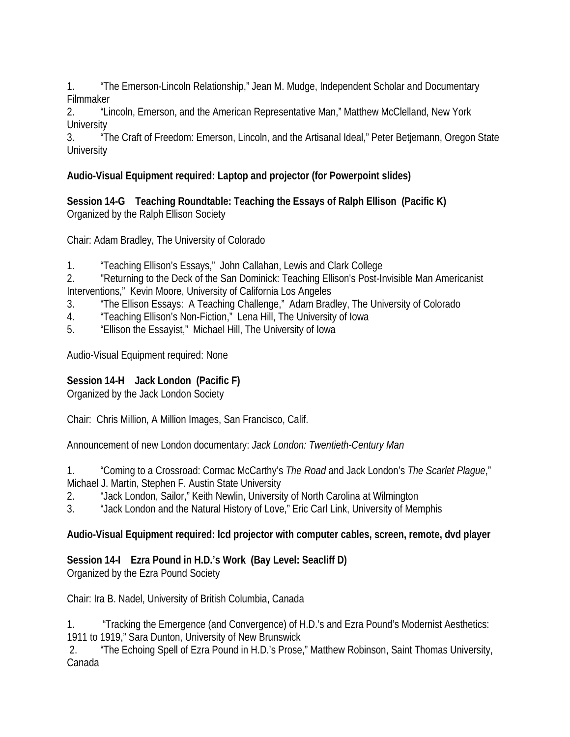1. "The Emerson-Lincoln Relationship," Jean M. Mudge, Independent Scholar and Documentary Filmmaker
2. "Lincoln, Emerson, and the American Representative Man," Matthew McClelland, New York University
3. "The Craft of Freedom: Emerson, Lincoln, and the Artisanal Ideal," Peter Betjemann, Oregon State University

**Audio-Visual Equipment required: Laptop and projector (for Powerpoint slides)**

**Session 14-G Teaching Roundtable: Teaching the Essays of Ralph Ellison (Pacific K)**
Organized by the Ralph Ellison Society

Chair: Adam Bradley, The University of Colorado

1. "Teaching Ellison's Essays," John Callahan, Lewis and Clark College
2. "Returning to the Deck of the San Dominick: Teaching Ellison's Post-Invisible Man Americanist Interventions," Kevin Moore, University of California Los Angeles
3. "The Ellison Essays: A Teaching Challenge," Adam Bradley, The University of Colorado
4. "Teaching Ellison's Non-Fiction," Lena Hill, The University of Iowa
5. "Ellison the Essayist," Michael Hill, The University of Iowa

Audio-Visual Equipment required: None

**Session 14-H Jack London (Pacific F)**
Organized by the Jack London Society

Chair: Chris Million, A Million Images, San Francisco, Calif.

Announcement of new London documentary: *Jack London: Twentieth-Century Man*

1. "Coming to a Crossroad: Cormac McCarthy's *The Road* and Jack London's *The Scarlet Plague*," Michael J. Martin, Stephen F. Austin State University
2. "Jack London, Sailor," Keith Newlin, University of North Carolina at Wilmington
3. "Jack London and the Natural History of Love," Eric Carl Link, University of Memphis

**Audio-Visual Equipment required: lcd projector with computer cables, screen, remote, dvd player**

**Session 14-I Ezra Pound in H.D.'s Work (Bay Level: Seacliff D)**
Organized by the Ezra Pound Society

Chair: Ira B. Nadel, University of British Columbia, Canada

1. "Tracking the Emergence (and Convergence) of H.D.'s and Ezra Pound's Modernist Aesthetics: 1911 to 1919," Sara Dunton, University of New Brunswick
2. "The Echoing Spell of Ezra Pound in H.D.'s Prose," Matthew Robinson, Saint Thomas University, Canada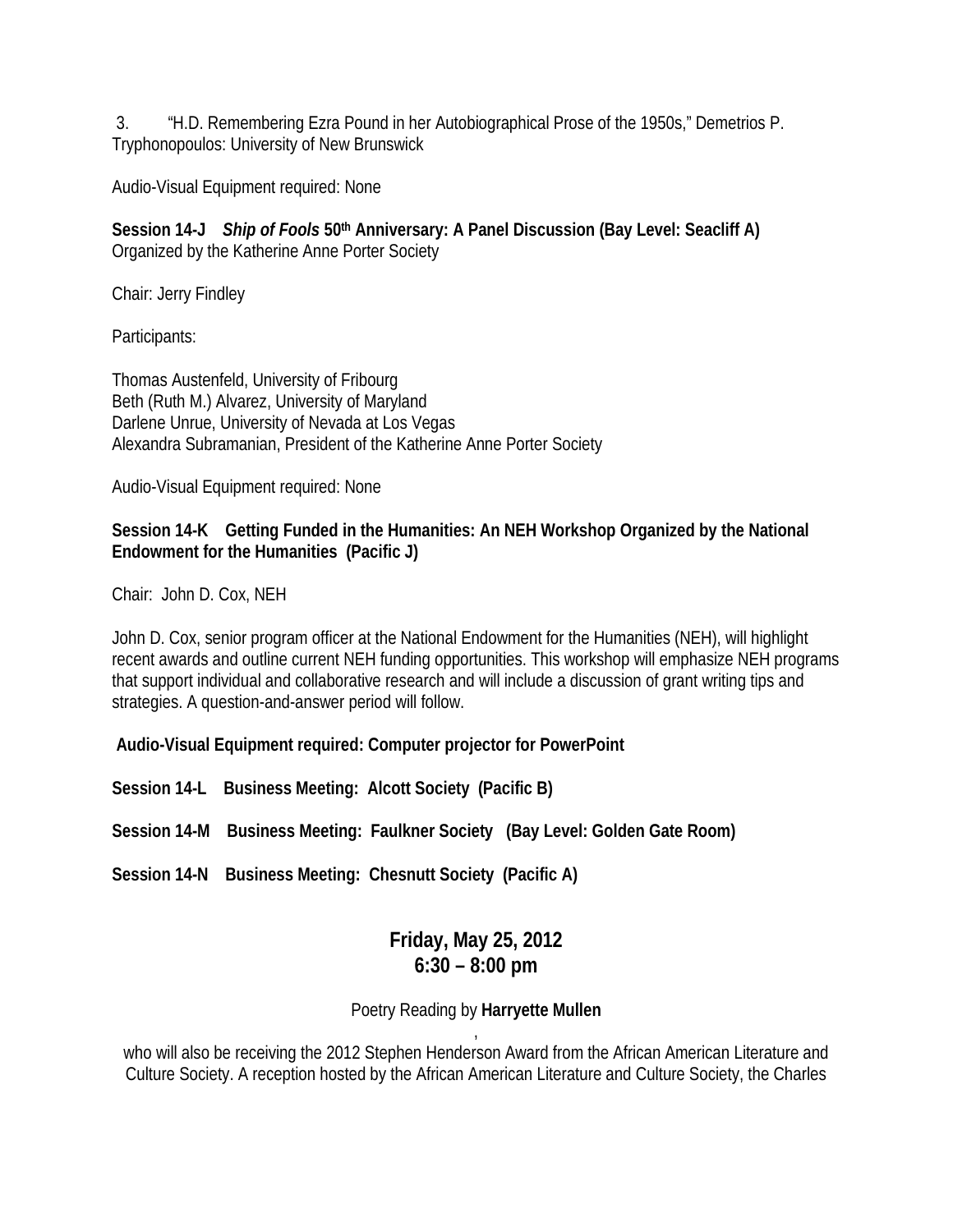3. “H.D. Remembering Ezra Pound in her Autobiographical Prose of the 1950s,” Demetrios P. Tryphonopoulos: University of New Brunswick

Audio-Visual Equipment required: None

**Session 14-J** ***Ship of Fools*** **50th Anniversary: A Panel Discussion (Bay Level: Seacliff A)**
Organized by the Katherine Anne Porter Society

Chair: Jerry Findley

Participants:

Thomas Austenfeld, University of Fribourg
Beth (Ruth M.) Alvarez, University of Maryland
Darlene Unrue, University of Nevada at Los Vegas
Alexandra Subramanian, President of the Katherine Anne Porter Society

Audio-Visual Equipment required: None

**Session 14-K Getting Funded in the Humanities: An NEH Workshop Organized by the National Endowment for the Humanities (Pacific J)**

Chair: John D. Cox, NEH

John D. Cox, senior program officer at the National Endowment for the Humanities (NEH), will highlight recent awards and outline current NEH funding opportunities. This workshop will emphasize NEH programs that support individual and collaborative research and will include a discussion of grant writing tips and strategies. A question-and-answer period will follow.

**Audio-Visual Equipment required: Computer projector for PowerPoint**

**Session 14-L Business Meeting: Alcott Society (Pacific B)**

**Session 14-M Business Meeting: Faulkner Society (Bay Level: Golden Gate Room)**

**Session 14-N Business Meeting: Chesnutt Society (Pacific A)**

## Friday, May 25, 2012
## 6:30 – 8:00 pm

Poetry Reading by **Harryette Mullen**, who will also be receiving the 2012 Stephen Henderson Award from the African American Literature and Culture Society. A reception hosted by the African American Literature and Culture Society, the Charles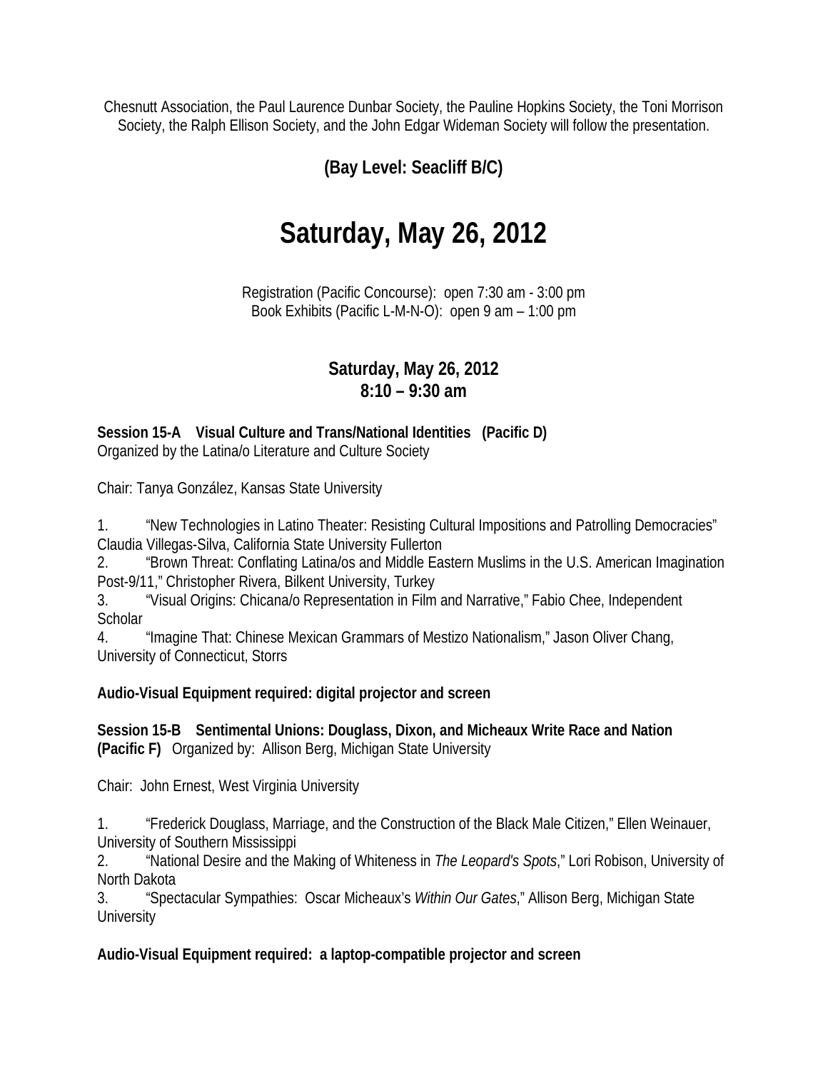Chesnutt Association, the Paul Laurence Dunbar Society, the Pauline Hopkins Society, the Toni Morrison Society, the Ralph Ellison Society, and the John Edgar Wideman Society will follow the presentation.

**(Bay Level: Seacliff B/C)**

# Saturday, May 26, 2012

Registration (Pacific Concourse): open 7:30 am - 3:00 pm
Book Exhibits (Pacific L-M-N-O): open 9 am – 1:00 pm

## Saturday, May 26, 2012
## 8:10 – 9:30 am

**Session 15-A Visual Culture and Trans/National Identities (Pacific D)**
Organized by the Latina/o Literature and Culture Society

Chair: Tanya González, Kansas State University

1. "New Technologies in Latino Theater: Resisting Cultural Impositions and Patrolling Democracies" Claudia Villegas-Silva, California State University Fullerton
2. "Brown Threat: Conflating Latina/os and Middle Eastern Muslims in the U.S. American Imagination Post-9/11," Christopher Rivera, Bilkent University, Turkey
3. "Visual Origins: Chicana/o Representation in Film and Narrative," Fabio Chee, Independent Scholar
4. "Imagine That: Chinese Mexican Grammars of Mestizo Nationalism," Jason Oliver Chang, University of Connecticut, Storrs

**Audio-Visual Equipment required: digital projector and screen**

**Session 15-B Sentimental Unions: Douglass, Dixon, and Micheaux Write Race and Nation (Pacific F)** Organized by: Allison Berg, Michigan State University

Chair: John Ernest, West Virginia University

1. "Frederick Douglass, Marriage, and the Construction of the Black Male Citizen," Ellen Weinauer, University of Southern Mississippi
2. "National Desire and the Making of Whiteness in *The Leopard's Spots*," Lori Robison, University of North Dakota
3. "Spectacular Sympathies: Oscar Micheaux's *Within Our Gates*," Allison Berg, Michigan State University

**Audio-Visual Equipment required: a laptop-compatible projector and screen**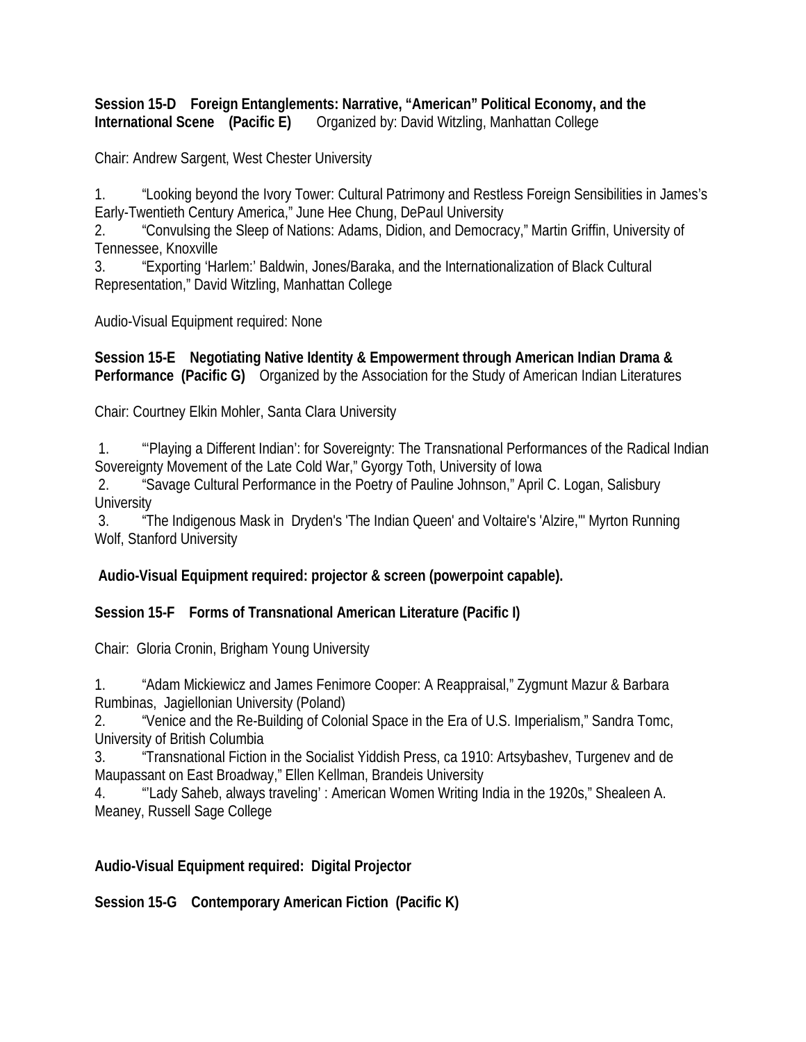**Session 15-D Foreign Entanglements: Narrative, "American" Political Economy, and the International Scene (Pacific E)** Organized by: David Witzling, Manhattan College

Chair: Andrew Sargent, West Chester University

1. "Looking beyond the Ivory Tower: Cultural Patrimony and Restless Foreign Sensibilities in James's Early-Twentieth Century America," June Hee Chung, DePaul University
2. "Convulsing the Sleep of Nations: Adams, Didion, and Democracy," Martin Griffin, University of Tennessee, Knoxville
3. "Exporting 'Harlem:' Baldwin, Jones/Baraka, and the Internationalization of Black Cultural Representation," David Witzling, Manhattan College

Audio-Visual Equipment required: None

**Session 15-E Negotiating Native Identity & Empowerment through American Indian Drama & Performance (Pacific G)** Organized by the Association for the Study of American Indian Literatures

Chair: Courtney Elkin Mohler, Santa Clara University

1. "'Playing a Different Indian': for Sovereignty: The Transnational Performances of the Radical Indian Sovereignty Movement of the Late Cold War," Gyorgy Toth, University of Iowa
2. "Savage Cultural Performance in the Poetry of Pauline Johnson," April C. Logan, Salisbury University
3. "The Indigenous Mask in Dryden's 'The Indian Queen' and Voltaire's 'Alzire,'" Myrton Running Wolf, Stanford University

**Audio-Visual Equipment required: projector & screen (powerpoint capable).**

**Session 15-F Forms of Transnational American Literature (Pacific I)**

Chair: Gloria Cronin, Brigham Young University

1. "Adam Mickiewicz and James Fenimore Cooper: A Reappraisal," Zygmunt Mazur & Barbara Rumbinas, Jagiellonian University (Poland)
2. "Venice and the Re-Building of Colonial Space in the Era of U.S. Imperialism," Sandra Tomc, University of British Columbia
3. "Transnational Fiction in the Socialist Yiddish Press, ca 1910: Artsybashev, Turgenev and de Maupassant on East Broadway," Ellen Kellman, Brandeis University
4. "'Lady Saheb, always traveling' : American Women Writing India in the 1920s," Shealeen A. Meaney, Russell Sage College

**Audio-Visual Equipment required: Digital Projector**

**Session 15-G Contemporary American Fiction (Pacific K)**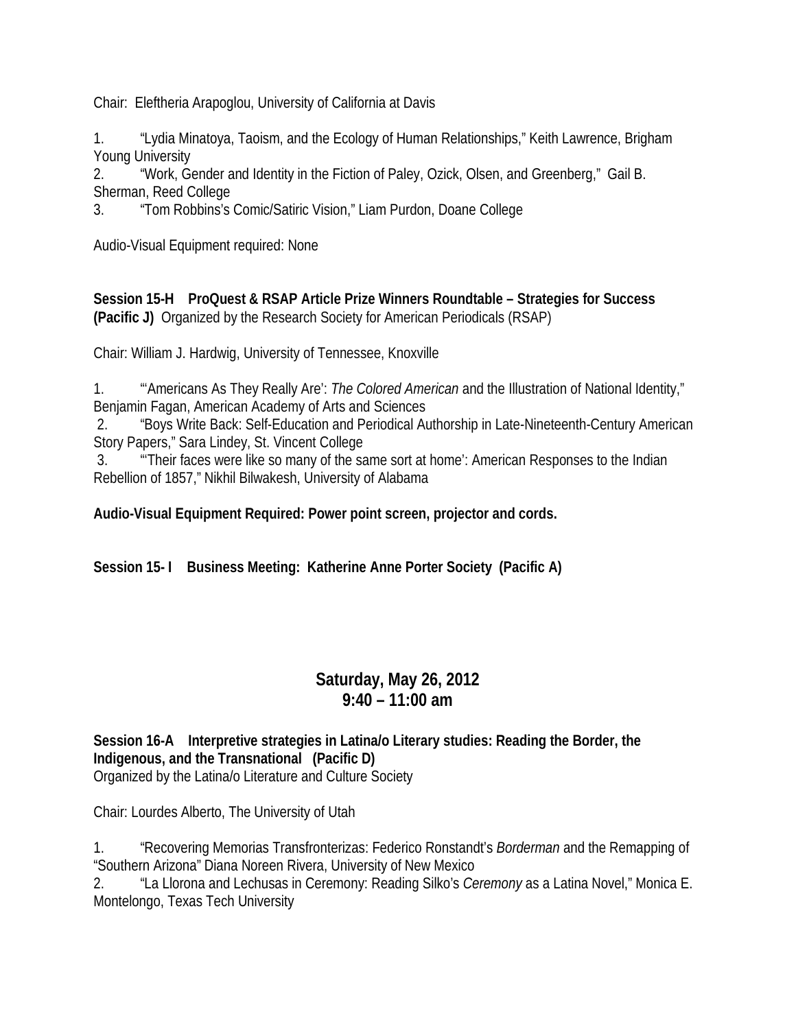Chair: Eleftheria Arapoglou, University of California at Davis

1. "Lydia Minatoya, Taoism, and the Ecology of Human Relationships," Keith Lawrence, Brigham Young University
2. "Work, Gender and Identity in the Fiction of Paley, Ozick, Olsen, and Greenberg," Gail B. Sherman, Reed College
3. "Tom Robbins's Comic/Satiric Vision," Liam Purdon, Doane College

Audio-Visual Equipment required: None

**Session 15-H ProQuest & RSAP Article Prize Winners Roundtable – Strategies for Success (Pacific J)** Organized by the Research Society for American Periodicals (RSAP)

Chair: William J. Hardwig, University of Tennessee, Knoxville

1. "'Americans As They Really Are': *The Colored American* and the Illustration of National Identity," Benjamin Fagan, American Academy of Arts and Sciences
2. "Boys Write Back: Self-Education and Periodical Authorship in Late-Nineteenth-Century American Story Papers," Sara Lindey, St. Vincent College
3. "'Their faces were like so many of the same sort at home': American Responses to the Indian Rebellion of 1857," Nikhil Bilwakesh, University of Alabama

**Audio-Visual Equipment Required: Power point screen, projector and cords.**

**Session 15- I Business Meeting: Katherine Anne Porter Society (Pacific A)**

## Saturday, May 26, 2012
## 9:40 – 11:00 am

**Session 16-A Interpretive strategies in Latina/o Literary studies: Reading the Border, the Indigenous, and the Transnational (Pacific D)**
Organized by the Latina/o Literature and Culture Society

Chair: Lourdes Alberto, The University of Utah

1. "Recovering Memorias Transfronterizas: Federico Ronstandt's *Borderman* and the Remapping of "Southern Arizona" Diana Noreen Rivera, University of New Mexico
2. "La Llorona and Lechusas in Ceremony: Reading Silko's *Ceremony* as a Latina Novel," Monica E. Montelongo, Texas Tech University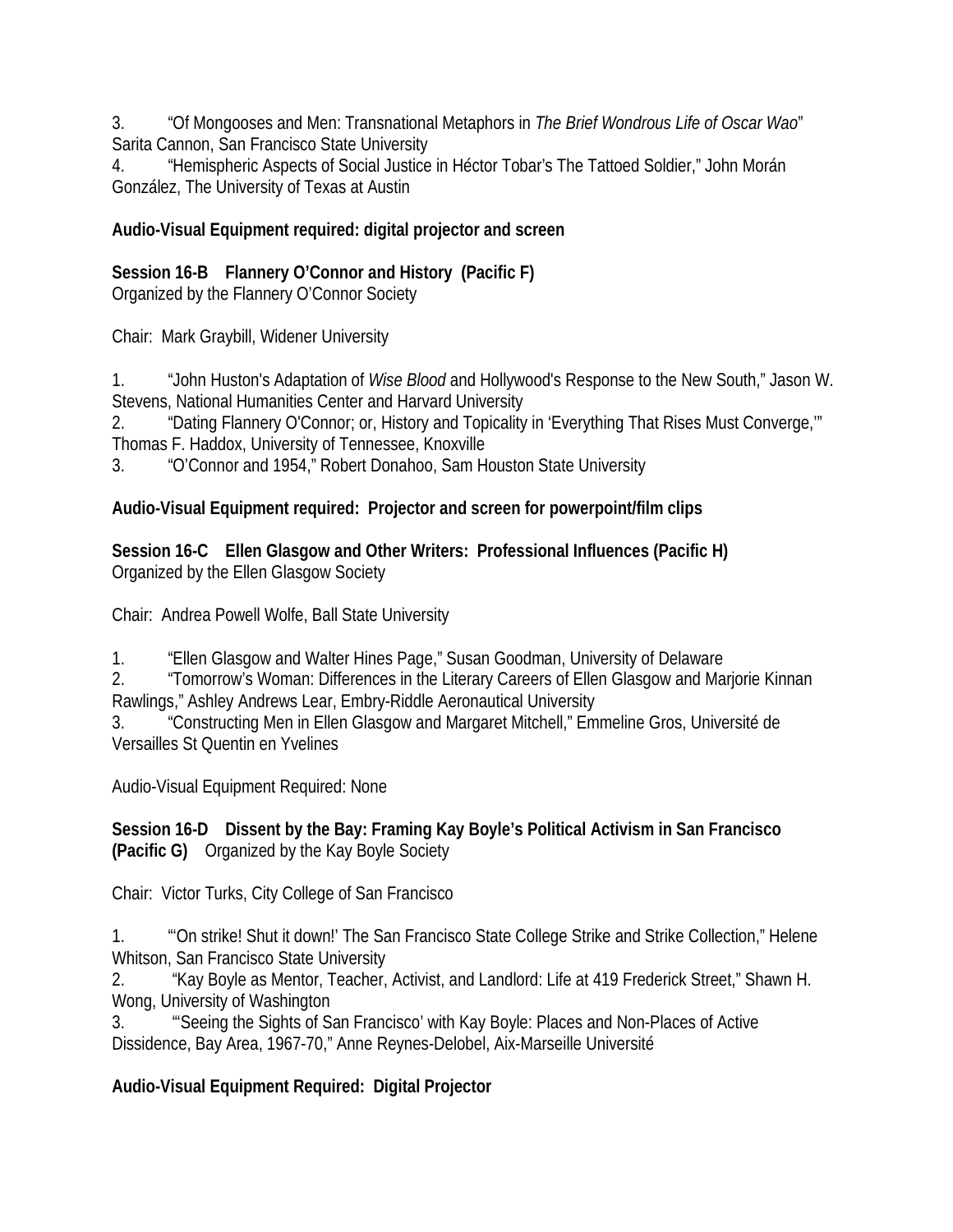3. “Of Mongooses and Men: Transnational Metaphors in *The Brief Wondrous Life of Oscar Wao*” Sarita Cannon, San Francisco State University
4. “Hemispheric Aspects of Social Justice in Héctor Tobar’s The Tattoed Soldier,” John Morán González, The University of Texas at Austin

**Audio-Visual Equipment required: digital projector and screen**

**Session 16-B Flannery O’Connor and History (Pacific F)**
Organized by the Flannery O’Connor Society

Chair: Mark Graybill, Widener University

1. “John Huston's Adaptation of *Wise Blood* and Hollywood's Response to the New South,” Jason W. Stevens, National Humanities Center and Harvard University
2. “Dating Flannery O'Connor; or, History and Topicality in ‘Everything That Rises Must Converge,’” Thomas F. Haddox, University of Tennessee, Knoxville
3. “O’Connor and 1954,” Robert Donahoo, Sam Houston State University

**Audio-Visual Equipment required: Projector and screen for powerpoint/film clips**

**Session 16-C Ellen Glasgow and Other Writers: Professional Influences (Pacific H)**
Organized by the Ellen Glasgow Society

Chair: Andrea Powell Wolfe, Ball State University

1. “Ellen Glasgow and Walter Hines Page,” Susan Goodman, University of Delaware
2. “Tomorrow’s Woman: Differences in the Literary Careers of Ellen Glasgow and Marjorie Kinnan Rawlings,” Ashley Andrews Lear, Embry-Riddle Aeronautical University
3. “Constructing Men in Ellen Glasgow and Margaret Mitchell,” Emmeline Gros, Université de Versailles St Quentin en Yvelines

Audio-Visual Equipment Required: None

**Session 16-D Dissent by the Bay: Framing Kay Boyle’s Political Activism in San Francisco (Pacific G)** Organized by the Kay Boyle Society

Chair: Victor Turks, City College of San Francisco

1. “‘On strike! Shut it down!’ The San Francisco State College Strike and Strike Collection,” Helene Whitson, San Francisco State University
2. “Kay Boyle as Mentor, Teacher, Activist, and Landlord: Life at 419 Frederick Street,” Shawn H. Wong, University of Washington
3. “‘Seeing the Sights of San Francisco’ with Kay Boyle: Places and Non-Places of Active Dissidence, Bay Area, 1967-70,” Anne Reynes-Delobel, Aix-Marseille Université

**Audio-Visual Equipment Required: Digital Projector**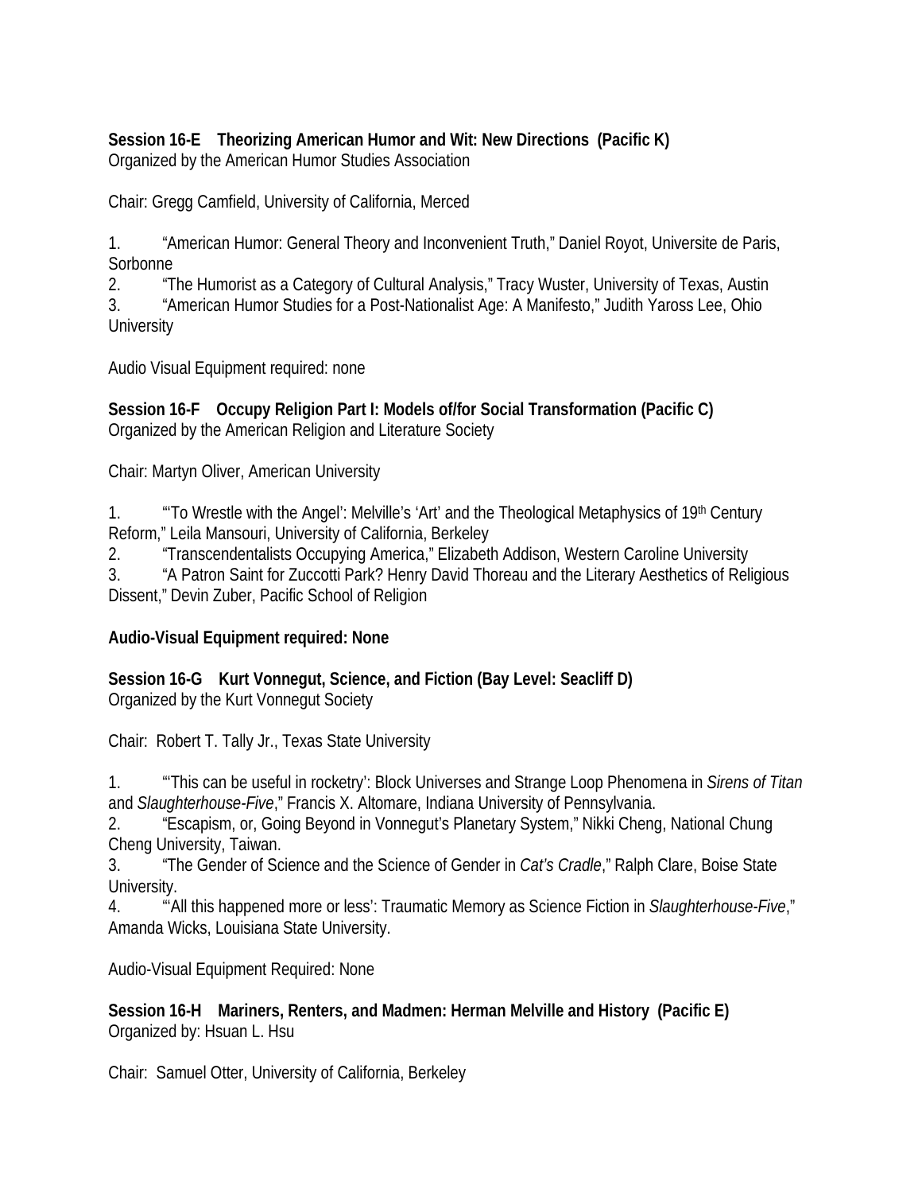**Session 16-E Theorizing American Humor and Wit: New Directions (Pacific K)**
Organized by the American Humor Studies Association

Chair: Gregg Camfield, University of California, Merced

1. "American Humor: General Theory and Inconvenient Truth," Daniel Royot, Universite de Paris, Sorbonne
2. "The Humorist as a Category of Cultural Analysis," Tracy Wuster, University of Texas, Austin
3. "American Humor Studies for a Post-Nationalist Age: A Manifesto," Judith Yaross Lee, Ohio University

Audio Visual Equipment required: none

**Session 16-F Occupy Religion Part I: Models of/for Social Transformation (Pacific C)**
Organized by the American Religion and Literature Society

Chair: Martyn Oliver, American University

1. "'To Wrestle with the Angel': Melville's 'Art' and the Theological Metaphysics of 19th Century Reform," Leila Mansouri, University of California, Berkeley
2. "Transcendentalists Occupying America," Elizabeth Addison, Western Caroline University
3. "A Patron Saint for Zuccotti Park? Henry David Thoreau and the Literary Aesthetics of Religious Dissent," Devin Zuber, Pacific School of Religion

**Audio-Visual Equipment required: None**

**Session 16-G Kurt Vonnegut, Science, and Fiction (Bay Level: Seacliff D)**
Organized by the Kurt Vonnegut Society

Chair: Robert T. Tally Jr., Texas State University

1. "'This can be useful in rocketry': Block Universes and Strange Loop Phenomena in *Sirens of Titan* and *Slaughterhouse-Five*," Francis X. Altomare, Indiana University of Pennsylvania.
2. "Escapism, or, Going Beyond in Vonnegut's Planetary System," Nikki Cheng, National Chung Cheng University, Taiwan.
3. "The Gender of Science and the Science of Gender in *Cat's Cradle*," Ralph Clare, Boise State University.
4. "'All this happened more or less': Traumatic Memory as Science Fiction in *Slaughterhouse-Five*," Amanda Wicks, Louisiana State University.

Audio-Visual Equipment Required: None

**Session 16-H Mariners, Renters, and Madmen: Herman Melville and History (Pacific E)**
Organized by: Hsuan L. Hsu

Chair: Samuel Otter, University of California, Berkeley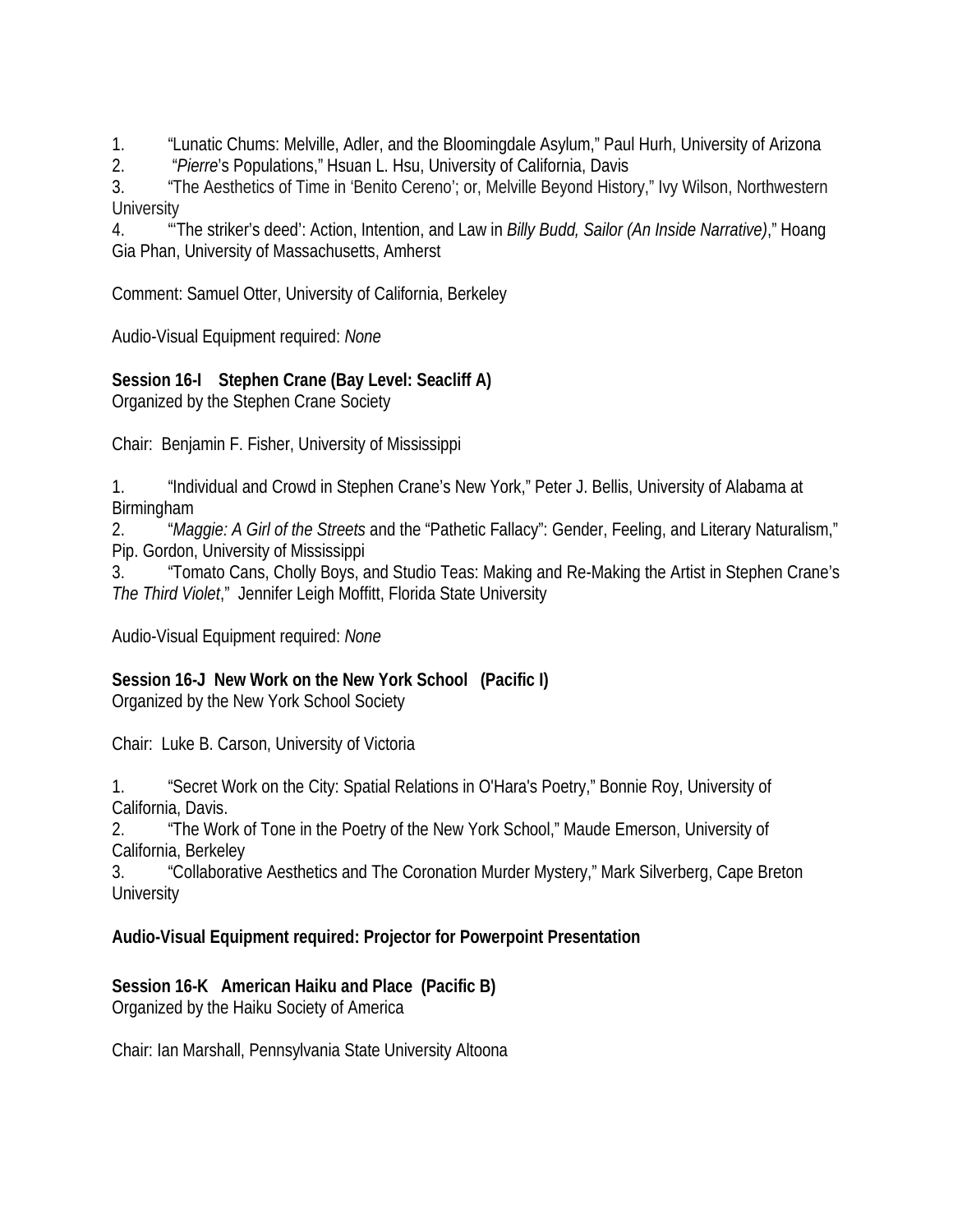1. “Lunatic Chums: Melville, Adler, and the Bloomingdale Asylum,” Paul Hurh, University of Arizona
2. “*Pierre*’s Populations,” Hsuan L. Hsu, University of California, Davis
3. “The Aesthetics of Time in ‘Benito Cereno’; or, Melville Beyond History,” Ivy Wilson, Northwestern University
4. “‘The striker’s deed’: Action, Intention, and Law in *Billy Budd, Sailor (An Inside Narrative)*,” Hoang Gia Phan, University of Massachusetts, Amherst

Comment: Samuel Otter, University of California, Berkeley

Audio-Visual Equipment required: *None*

**Session 16-I Stephen Crane (Bay Level: Seacliff A)**
Organized by the Stephen Crane Society

Chair: Benjamin F. Fisher, University of Mississippi

1. “Individual and Crowd in Stephen Crane’s New York,” Peter J. Bellis, University of Alabama at Birmingham
2. “*Maggie: A Girl of the Streets* and the “Pathetic Fallacy”: Gender, Feeling, and Literary Naturalism,” Pip. Gordon, University of Mississippi
3. “Tomato Cans, Cholly Boys, and Studio Teas: Making and Re-Making the Artist in Stephen Crane’s *The Third Violet*,” Jennifer Leigh Moffitt, Florida State University

Audio-Visual Equipment required: *None*

**Session 16-J New Work on the New York School (Pacific I)**
Organized by the New York School Society

Chair: Luke B. Carson, University of Victoria

1. “Secret Work on the City: Spatial Relations in O'Hara's Poetry,” Bonnie Roy, University of California, Davis.
2. “The Work of Tone in the Poetry of the New York School,” Maude Emerson, University of California, Berkeley
3. “Collaborative Aesthetics and The Coronation Murder Mystery,” Mark Silverberg, Cape Breton University

**Audio-Visual Equipment required: Projector for Powerpoint Presentation**

**Session 16-K American Haiku and Place (Pacific B)**
Organized by the Haiku Society of America

Chair: Ian Marshall, Pennsylvania State University Altoona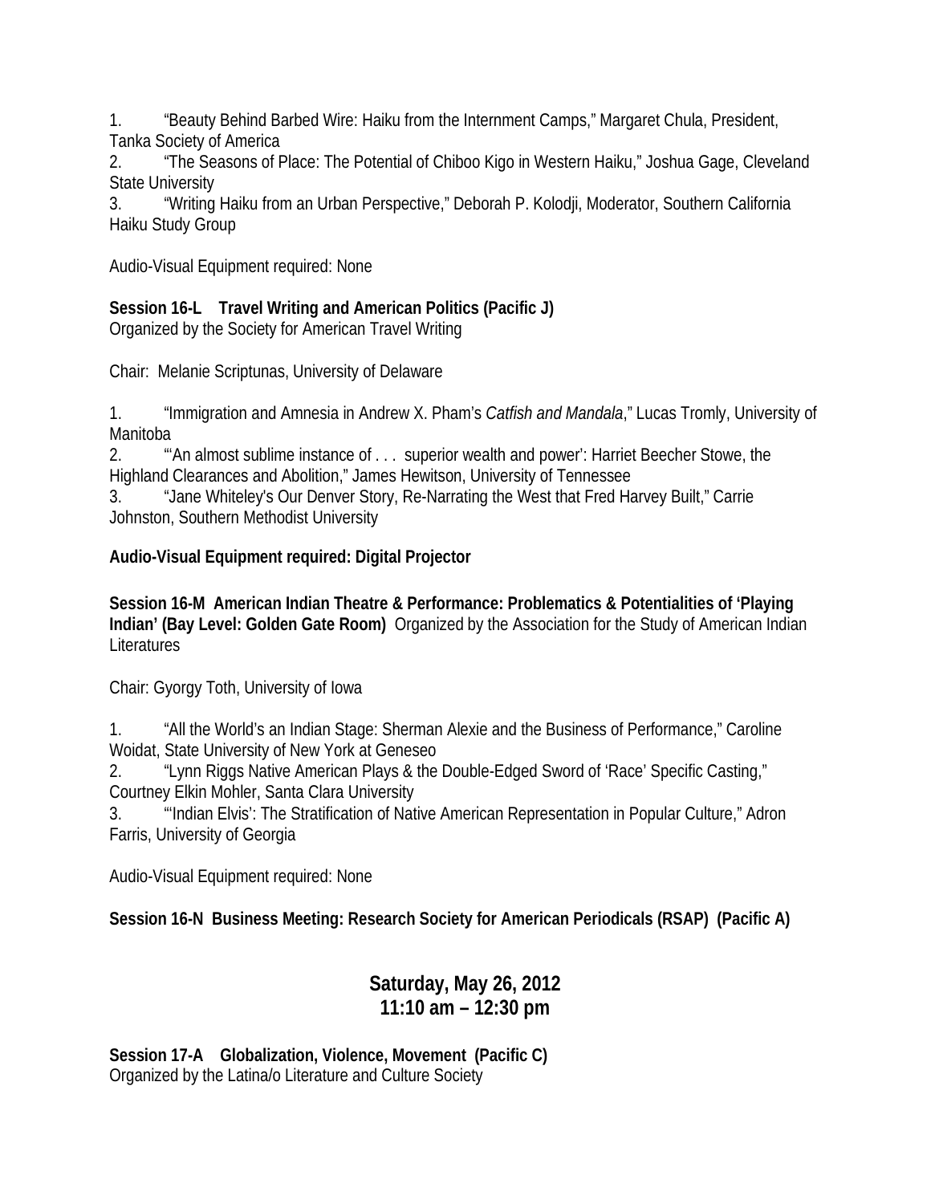1. “Beauty Behind Barbed Wire: Haiku from the Internment Camps,” Margaret Chula, President, Tanka Society of America
2. “The Seasons of Place: The Potential of Chiboo Kigo in Western Haiku,” Joshua Gage, Cleveland State University
3. “Writing Haiku from an Urban Perspective,” Deborah P. Kolodji, Moderator, Southern California Haiku Study Group

Audio-Visual Equipment required: None

**Session 16-L Travel Writing and American Politics (Pacific J)**
Organized by the Society for American Travel Writing

Chair: Melanie Scriptunas, University of Delaware

1. “Immigration and Amnesia in Andrew X. Pham’s *Catfish and Mandala*,” Lucas Tromly, University of Manitoba
2. “‘An almost sublime instance of . . . superior wealth and power’: Harriet Beecher Stowe, the Highland Clearances and Abolition,” James Hewitson, University of Tennessee
3. “Jane Whiteley's Our Denver Story, Re-Narrating the West that Fred Harvey Built,” Carrie Johnston, Southern Methodist University

**Audio-Visual Equipment required: Digital Projector**

**Session 16-M American Indian Theatre & Performance: Problematics & Potentialities of ‘Playing Indian’ (Bay Level: Golden Gate Room)** Organized by the Association for the Study of American Indian Literatures

Chair: Gyorgy Toth, University of Iowa

1. “All the World’s an Indian Stage: Sherman Alexie and the Business of Performance,” Caroline Woidat, State University of New York at Geneseo
2. “Lynn Riggs Native American Plays & the Double-Edged Sword of ‘Race’ Specific Casting,” Courtney Elkin Mohler, Santa Clara University
3. “‘Indian Elvis’: The Stratification of Native American Representation in Popular Culture,” Adron Farris, University of Georgia

Audio-Visual Equipment required: None

**Session 16-N Business Meeting: Research Society for American Periodicals (RSAP) (Pacific A)**

## Saturday, May 26, 2012
## 11:10 am – 12:30 pm

**Session 17-A Globalization, Violence, Movement (Pacific C)**
Organized by the Latina/o Literature and Culture Society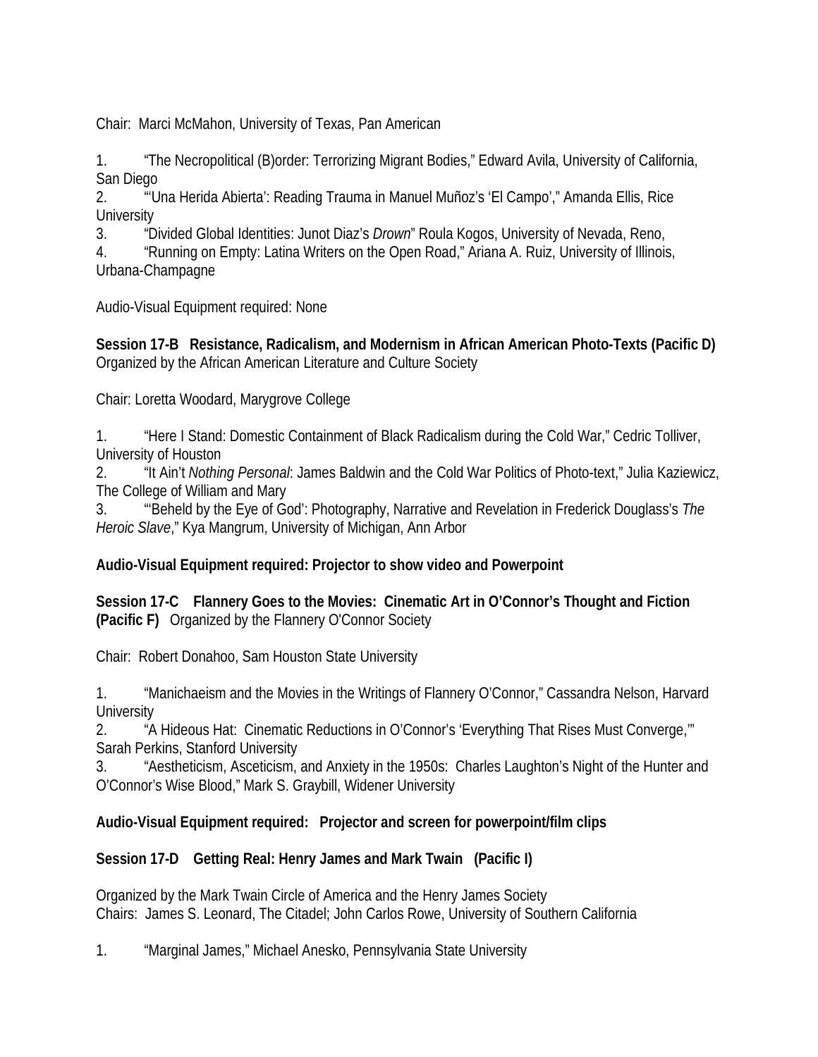Chair: Marci McMahon, University of Texas, Pan American

1. "The Necropolitical (B)order: Terrorizing Migrant Bodies," Edward Avila, University of California, San Diego
2. "'Una Herida Abierta': Reading Trauma in Manuel Muñoz's 'El Campo'," Amanda Ellis, Rice University
3. "Divided Global Identities: Junot Diaz's *Drown*" Roula Kogos, University of Nevada, Reno,
4. "Running on Empty: Latina Writers on the Open Road," Ariana A. Ruiz, University of Illinois, Urbana-Champagne

Audio-Visual Equipment required: None

**Session 17-B Resistance, Radicalism, and Modernism in African American Photo-Texts (Pacific D)**
Organized by the African American Literature and Culture Society

Chair: Loretta Woodard, Marygrove College

1. "Here I Stand: Domestic Containment of Black Radicalism during the Cold War," Cedric Tolliver, University of Houston
2. "It Ain't *Nothing Personal*: James Baldwin and the Cold War Politics of Photo-text," Julia Kaziewicz, The College of William and Mary
3. "'Beheld by the Eye of God': Photography, Narrative and Revelation in Frederick Douglass's *The Heroic Slave*," Kya Mangrum, University of Michigan, Ann Arbor

**Audio-Visual Equipment required: Projector to show video and Powerpoint**

**Session 17-C Flannery Goes to the Movies: Cinematic Art in O'Connor's Thought and Fiction (Pacific F)** Organized by the Flannery O'Connor Society

Chair: Robert Donahoo, Sam Houston State University

1. "Manichaeism and the Movies in the Writings of Flannery O'Connor," Cassandra Nelson, Harvard University
2. "A Hideous Hat: Cinematic Reductions in O'Connor's 'Everything That Rises Must Converge,'" Sarah Perkins, Stanford University
3. "Aestheticism, Asceticism, and Anxiety in the 1950s: Charles Laughton's Night of the Hunter and O'Connor's Wise Blood," Mark S. Graybill, Widener University

**Audio-Visual Equipment required: Projector and screen for powerpoint/film clips**

**Session 17-D Getting Real: Henry James and Mark Twain (Pacific I)**

Organized by the Mark Twain Circle of America and the Henry James Society
Chairs: James S. Leonard, The Citadel; John Carlos Rowe, University of Southern California

1. "Marginal James," Michael Anesko, Pennsylvania State University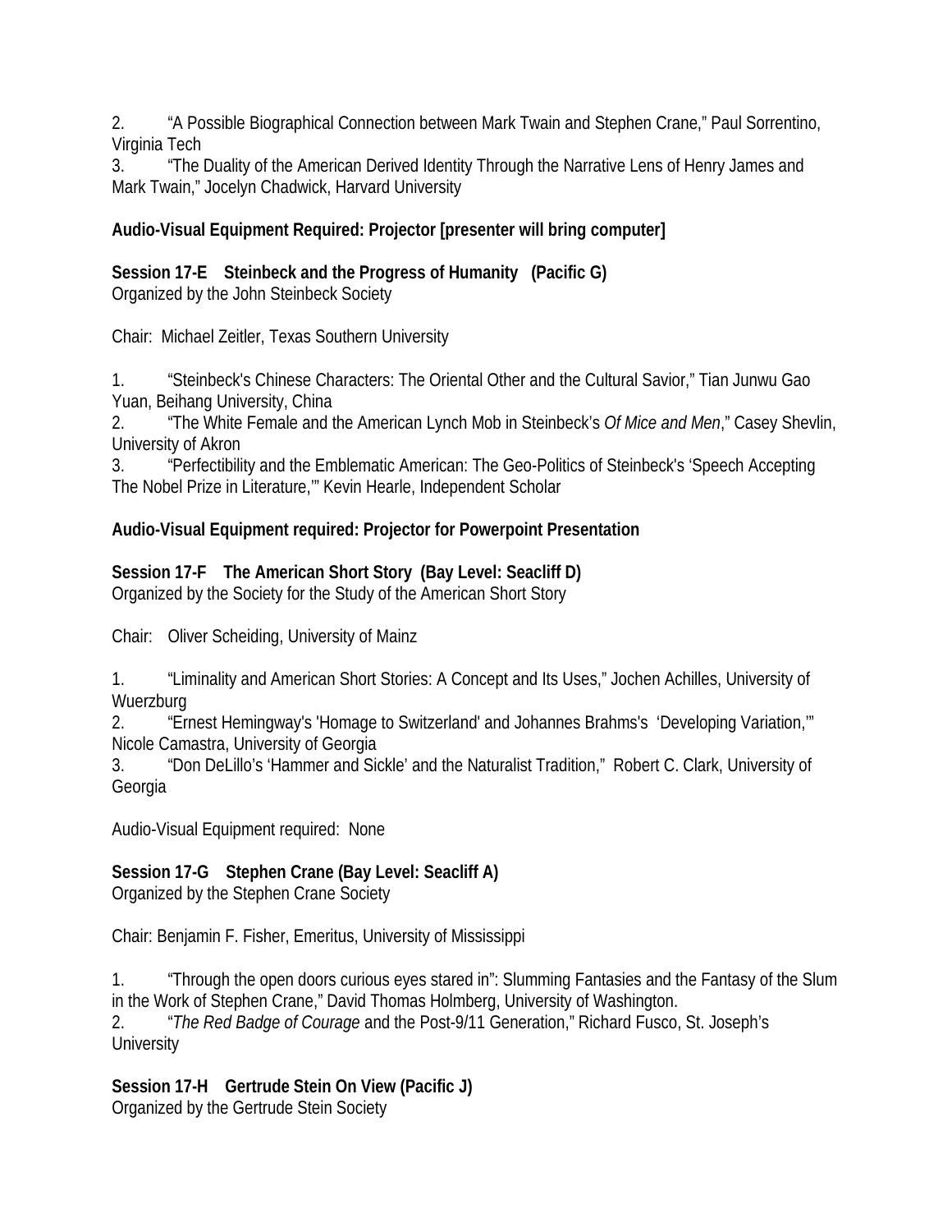2. “A Possible Biographical Connection between Mark Twain and Stephen Crane,” Paul Sorrentino, Virginia Tech
3. “The Duality of the American Derived Identity Through the Narrative Lens of Henry James and Mark Twain,” Jocelyn Chadwick, Harvard University

**Audio-Visual Equipment Required: Projector [presenter will bring computer]**

**Session 17-E Steinbeck and the Progress of Humanity (Pacific G)**
Organized by the John Steinbeck Society

Chair: Michael Zeitler, Texas Southern University

1. “Steinbeck's Chinese Characters: The Oriental Other and the Cultural Savior,” Tian Junwu Gao Yuan, Beihang University, China
2. “The White Female and the American Lynch Mob in Steinbeck’s *Of Mice and Men*,” Casey Shevlin, University of Akron
3. “Perfectibility and the Emblematic American: The Geo-Politics of Steinbeck's ‘Speech Accepting The Nobel Prize in Literature,’” Kevin Hearle, Independent Scholar

**Audio-Visual Equipment required: Projector for Powerpoint Presentation**

**Session 17-F The American Short Story (Bay Level: Seacliff D)**
Organized by the Society for the Study of the American Short Story

Chair: Oliver Scheiding, University of Mainz

1. “Liminality and American Short Stories: A Concept and Its Uses,” Jochen Achilles, University of Wuerzburg
2. “Ernest Hemingway's 'Homage to Switzerland' and Johannes Brahms's ‘Developing Variation,’” Nicole Camastra, University of Georgia
3. “Don DeLillo’s ‘Hammer and Sickle’ and the Naturalist Tradition,” Robert C. Clark, University of Georgia

Audio-Visual Equipment required: None

**Session 17-G Stephen Crane (Bay Level: Seacliff A)**
Organized by the Stephen Crane Society

Chair: Benjamin F. Fisher, Emeritus, University of Mississippi

1. “Through the open doors curious eyes stared in”: Slumming Fantasies and the Fantasy of the Slum in the Work of Stephen Crane,” David Thomas Holmberg, University of Washington.
2. “*The Red Badge of Courage* and the Post-9/11 Generation,” Richard Fusco, St. Joseph’s University

**Session 17-H Gertrude Stein On View (Pacific J)**
Organized by the Gertrude Stein Society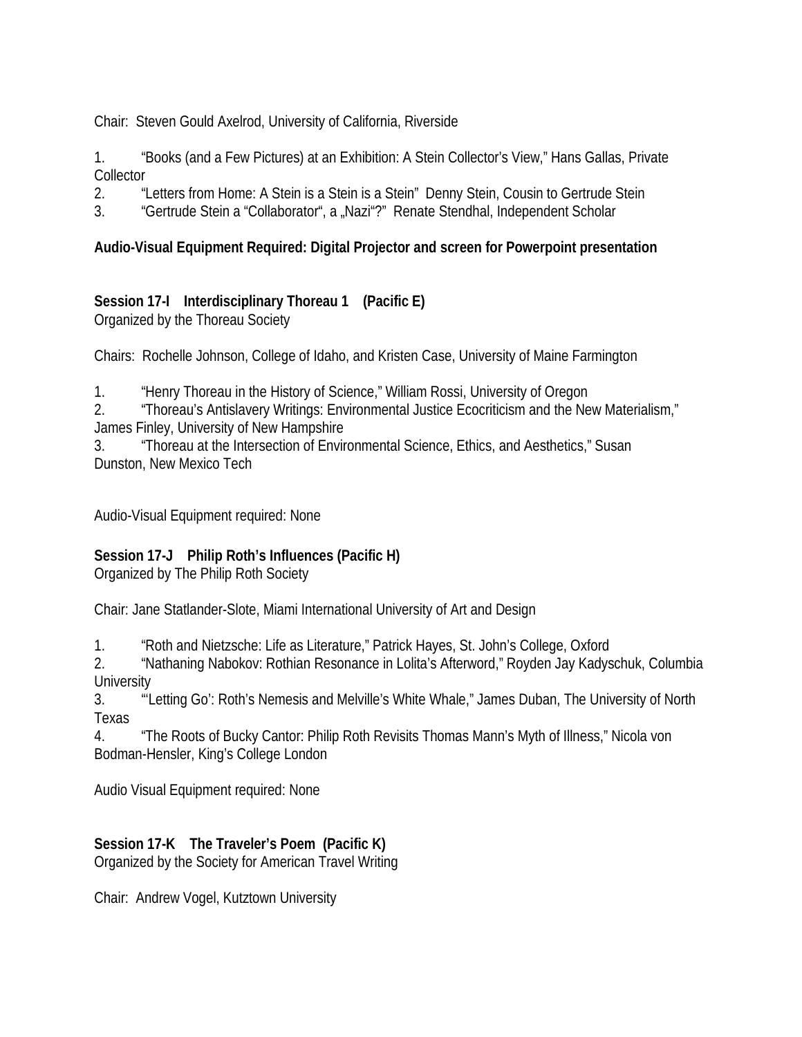Chair: Steven Gould Axelrod, University of California, Riverside

1. "Books (and a Few Pictures) at an Exhibition: A Stein Collector's View," Hans Gallas, Private Collector
2. "Letters from Home: A Stein is a Stein is a Stein" Denny Stein, Cousin to Gertrude Stein
3. "Gertrude Stein a "Collaborator", a „Nazi"?" Renate Stendhal, Independent Scholar

**Audio-Visual Equipment Required: Digital Projector and screen for Powerpoint presentation**

**Session 17-I Interdisciplinary Thoreau 1 (Pacific E)**
Organized by the Thoreau Society

Chairs: Rochelle Johnson, College of Idaho, and Kristen Case, University of Maine Farmington

1. "Henry Thoreau in the History of Science," William Rossi, University of Oregon
2. "Thoreau's Antislavery Writings: Environmental Justice Ecocriticism and the New Materialism," James Finley, University of New Hampshire
3. "Thoreau at the Intersection of Environmental Science, Ethics, and Aesthetics," Susan Dunston, New Mexico Tech

Audio-Visual Equipment required: None

**Session 17-J Philip Roth's Influences (Pacific H)**
Organized by The Philip Roth Society

Chair: Jane Statlander-Slote, Miami International University of Art and Design

1. "Roth and Nietzsche: Life as Literature," Patrick Hayes, St. John's College, Oxford
2. "Nathaning Nabokov: Rothian Resonance in Lolita's Afterword," Royden Jay Kadyschuk, Columbia University
3. "'Letting Go': Roth's Nemesis and Melville's White Whale," James Duban, The University of North Texas
4. "The Roots of Bucky Cantor: Philip Roth Revisits Thomas Mann's Myth of Illness," Nicola von Bodman-Hensler, King's College London

Audio Visual Equipment required: None

**Session 17-K The Traveler's Poem (Pacific K)**
Organized by the Society for American Travel Writing

Chair: Andrew Vogel, Kutztown University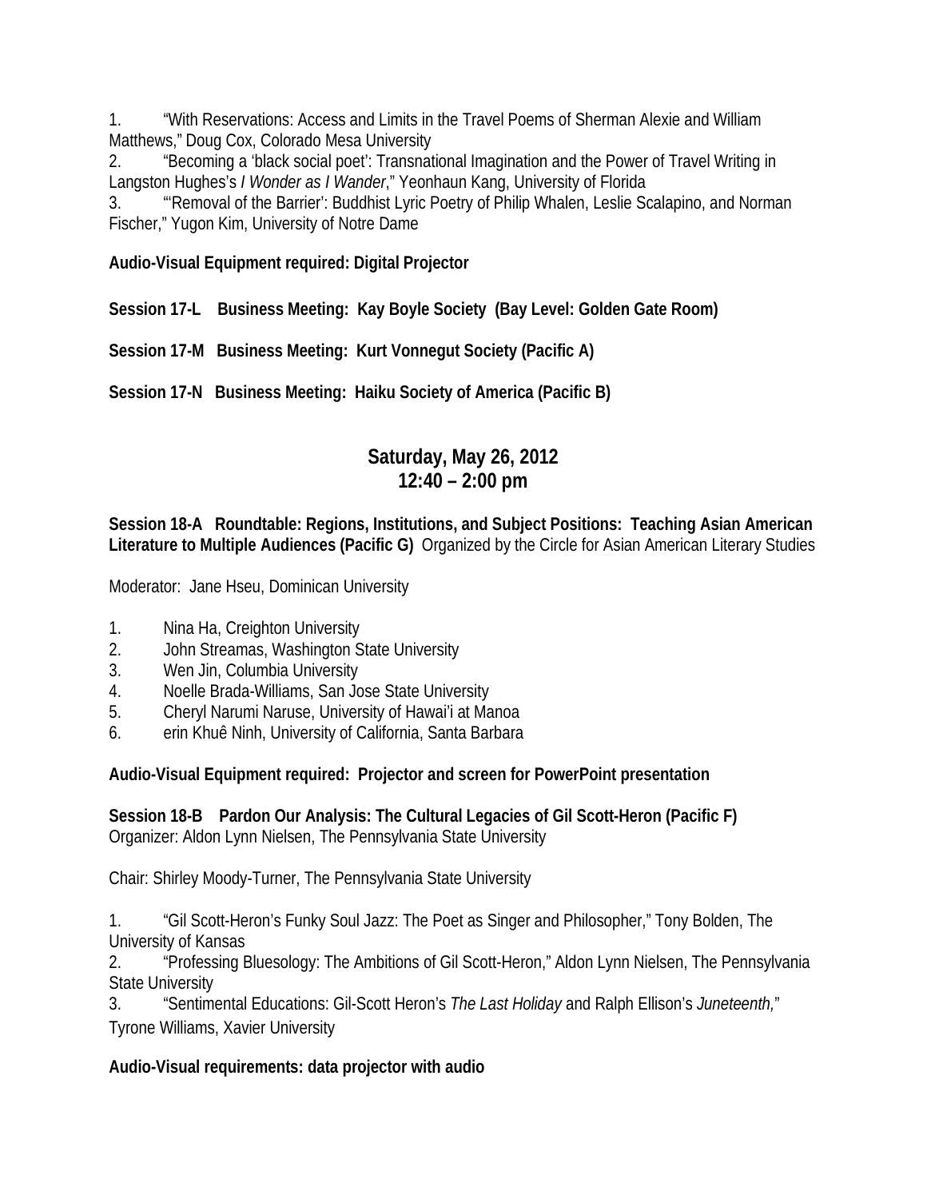1. "With Reservations: Access and Limits in the Travel Poems of Sherman Alexie and William Matthews," Doug Cox, Colorado Mesa University
2. "Becoming a 'black social poet': Transnational Imagination and the Power of Travel Writing in Langston Hughes's *I Wonder as I Wander*," Yeonhaun Kang, University of Florida
3. "'Removal of the Barrier': Buddhist Lyric Poetry of Philip Whalen, Leslie Scalapino, and Norman Fischer," Yugon Kim, University of Notre Dame

**Audio-Visual Equipment required: Digital Projector**

**Session 17-L Business Meeting: Kay Boyle Society (Bay Level: Golden Gate Room)**

**Session 17-M Business Meeting: Kurt Vonnegut Society (Pacific A)**

**Session 17-N Business Meeting: Haiku Society of America (Pacific B)**

## Saturday, May 26, 2012
## 12:40 – 2:00 pm

**Session 18-A Roundtable: Regions, Institutions, and Subject Positions: Teaching Asian American Literature to Multiple Audiences (Pacific G)** Organized by the Circle for Asian American Literary Studies

Moderator: Jane Hseu, Dominican University

1. Nina Ha, Creighton University
2. John Streamas, Washington State University
3. Wen Jin, Columbia University
4. Noelle Brada-Williams, San Jose State University
5. Cheryl Narumi Naruse, University of Hawai'i at Manoa
6. erin Khuê Ninh, University of California, Santa Barbara

**Audio-Visual Equipment required: Projector and screen for PowerPoint presentation**

**Session 18-B Pardon Our Analysis: The Cultural Legacies of Gil Scott-Heron (Pacific F)**
Organizer: Aldon Lynn Nielsen, The Pennsylvania State University

Chair: Shirley Moody-Turner, The Pennsylvania State University

1. "Gil Scott-Heron's Funky Soul Jazz: The Poet as Singer and Philosopher," Tony Bolden, The University of Kansas
2. "Professing Bluesology: The Ambitions of Gil Scott-Heron," Aldon Lynn Nielsen, The Pennsylvania State University
3. "Sentimental Educations: Gil-Scott Heron's *The Last Holiday* and Ralph Ellison's *Juneteenth,*" Tyrone Williams, Xavier University

**Audio-Visual requirements: data projector with audio**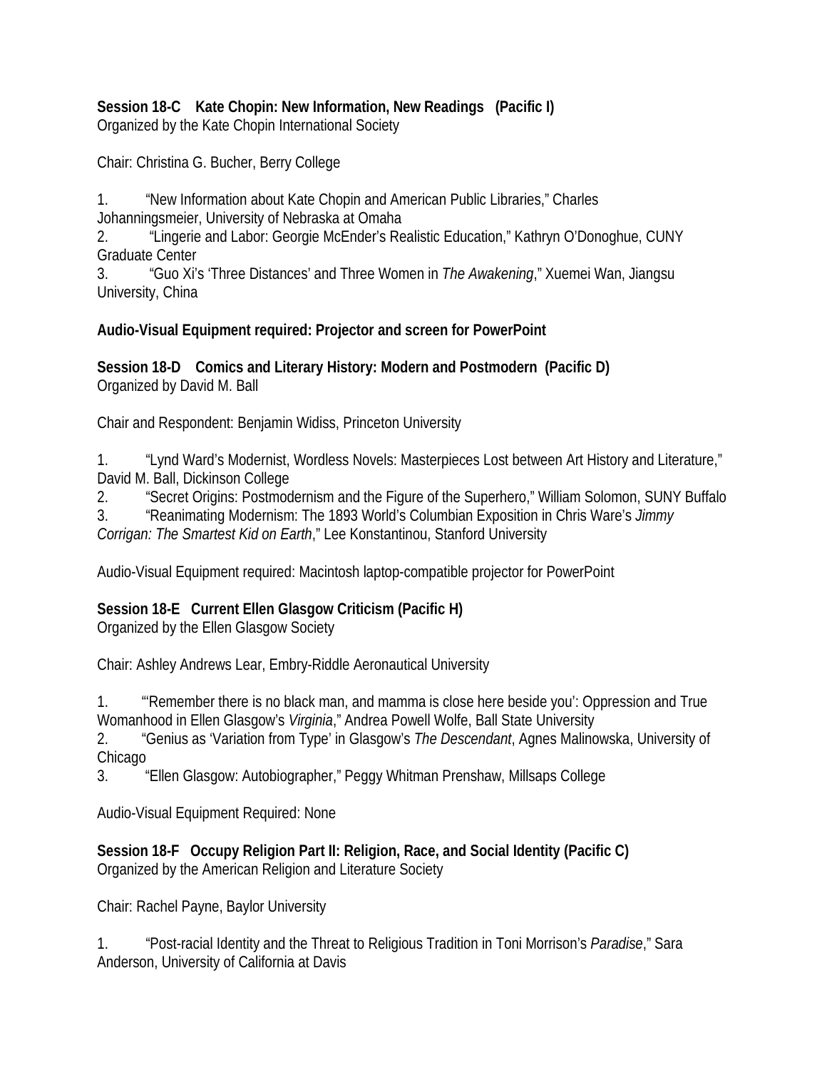**Session 18-C Kate Chopin: New Information, New Readings (Pacific I)**
Organized by the Kate Chopin International Society

Chair: Christina G. Bucher, Berry College

1. "New Information about Kate Chopin and American Public Libraries," Charles Johanningsmeier, University of Nebraska at Omaha
2. "Lingerie and Labor: Georgie McEnder's Realistic Education," Kathryn O'Donoghue, CUNY Graduate Center
3. "Guo Xi's 'Three Distances' and Three Women in *The Awakening*," Xuemei Wan, Jiangsu University, China

**Audio-Visual Equipment required: Projector and screen for PowerPoint**

**Session 18-D Comics and Literary History: Modern and Postmodern (Pacific D)**
Organized by David M. Ball

Chair and Respondent: Benjamin Widiss, Princeton University

1. "Lynd Ward's Modernist, Wordless Novels: Masterpieces Lost between Art History and Literature," David M. Ball, Dickinson College
2. "Secret Origins: Postmodernism and the Figure of the Superhero," William Solomon, SUNY Buffalo
3. "Reanimating Modernism: The 1893 World's Columbian Exposition in Chris Ware's *Jimmy Corrigan: The Smartest Kid on Earth*," Lee Konstantinou, Stanford University

Audio-Visual Equipment required: Macintosh laptop-compatible projector for PowerPoint

**Session 18-E Current Ellen Glasgow Criticism (Pacific H)**
Organized by the Ellen Glasgow Society

Chair: Ashley Andrews Lear, Embry-Riddle Aeronautical University

1. "'Remember there is no black man, and mamma is close here beside you': Oppression and True Womanhood in Ellen Glasgow's *Virginia*," Andrea Powell Wolfe, Ball State University
2. "Genius as 'Variation from Type' in Glasgow's *The Descendant*, Agnes Malinowska, University of Chicago
3. "Ellen Glasgow: Autobiographer," Peggy Whitman Prenshaw, Millsaps College

Audio-Visual Equipment Required: None

**Session 18-F Occupy Religion Part II: Religion, Race, and Social Identity (Pacific C)**
Organized by the American Religion and Literature Society

Chair: Rachel Payne, Baylor University

1. "Post-racial Identity and the Threat to Religious Tradition in Toni Morrison's *Paradise*," Sara Anderson, University of California at Davis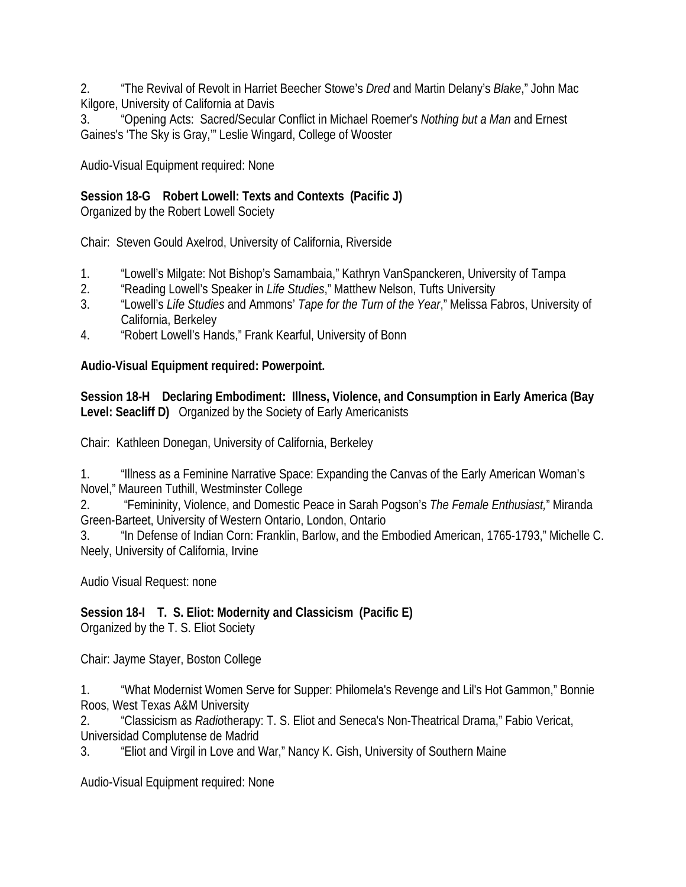2. “The Revival of Revolt in Harriet Beecher Stowe’s *Dred* and Martin Delany’s *Blake*,” John Mac Kilgore, University of California at Davis
3. “Opening Acts: Sacred/Secular Conflict in Michael Roemer's *Nothing but a Man* and Ernest Gaines's ‘The Sky is Gray,’” Leslie Wingard, College of Wooster

Audio-Visual Equipment required: None

**Session 18-G Robert Lowell: Texts and Contexts (Pacific J)**
Organized by the Robert Lowell Society

Chair: Steven Gould Axelrod, University of California, Riverside

1. “Lowell’s Milgate: Not Bishop’s Samambaia,” Kathryn VanSpanckeren, University of Tampa
2. “Reading Lowell’s Speaker in *Life Studies*,” Matthew Nelson, Tufts University
3. “Lowell’s *Life Studies* and Ammons’ *Tape for the Turn of the Year*,” Melissa Fabros, University of California, Berkeley
4. “Robert Lowell’s Hands,” Frank Kearful, University of Bonn

**Audio-Visual Equipment required: Powerpoint.**

**Session 18-H Declaring Embodiment: Illness, Violence, and Consumption in Early America (Bay Level: Seacliff D)** Organized by the Society of Early Americanists

Chair: Kathleen Donegan, University of California, Berkeley

1. “Illness as a Feminine Narrative Space: Expanding the Canvas of the Early American Woman’s Novel,” Maureen Tuthill, Westminster College
2. “Femininity, Violence, and Domestic Peace in Sarah Pogson’s *The Female Enthusiast,*” Miranda Green-Barteet, University of Western Ontario, London, Ontario
3. “In Defense of Indian Corn: Franklin, Barlow, and the Embodied American, 1765-1793,” Michelle C. Neely, University of California, Irvine

Audio Visual Request: none

**Session 18-I T. S. Eliot: Modernity and Classicism (Pacific E)**
Organized by the T. S. Eliot Society

Chair: Jayme Stayer, Boston College

1. “What Modernist Women Serve for Supper: Philomela's Revenge and Lil's Hot Gammon,” Bonnie Roos, West Texas A&M University
2. “Classicism as *Radio*therapy: T. S. Eliot and Seneca's Non-Theatrical Drama,” Fabio Vericat, Universidad Complutense de Madrid
3. “Eliot and Virgil in Love and War,” Nancy K. Gish, University of Southern Maine

Audio-Visual Equipment required: None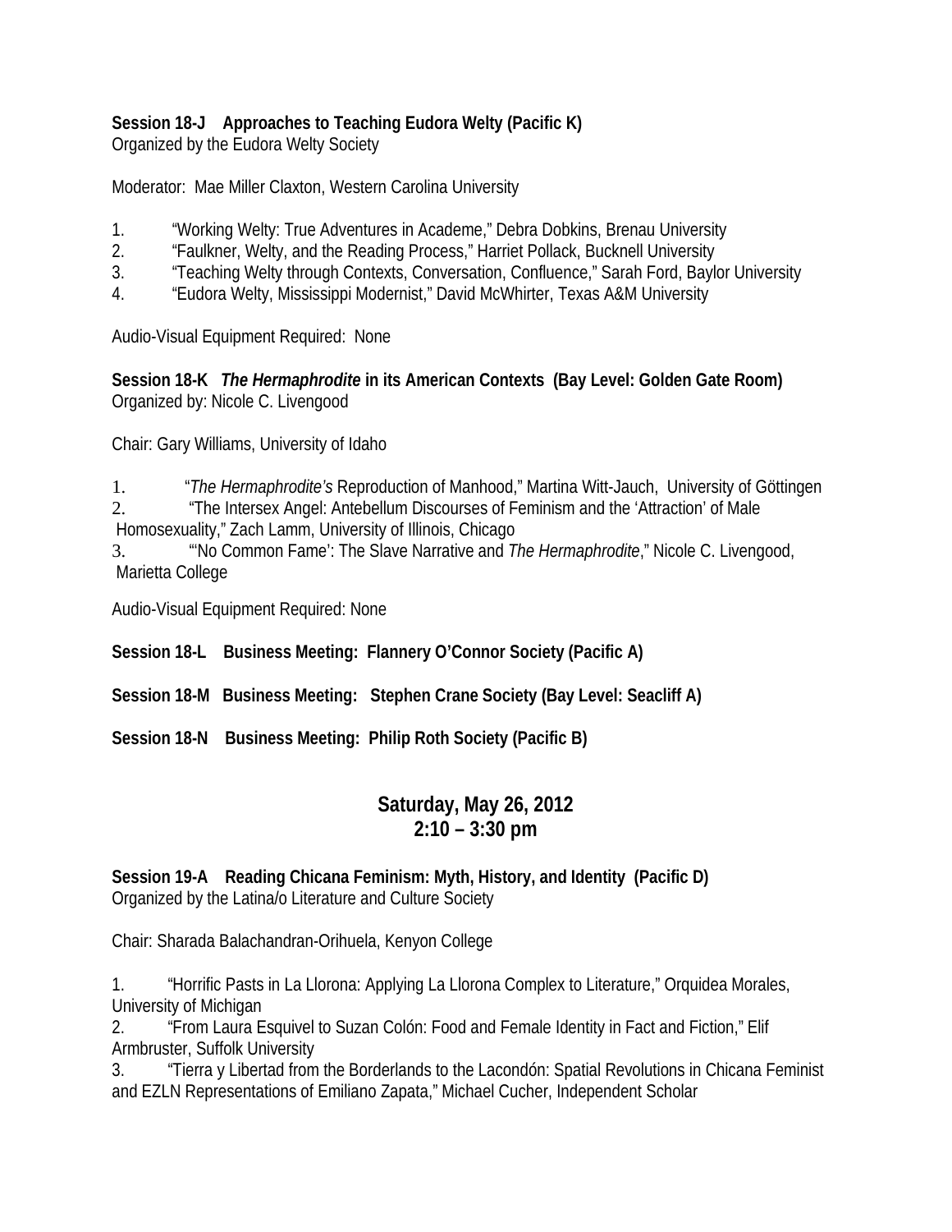**Session 18-J Approaches to Teaching Eudora Welty (Pacific K)**
Organized by the Eudora Welty Society

Moderator: Mae Miller Claxton, Western Carolina University

1. "Working Welty: True Adventures in Academe," Debra Dobkins, Brenau University
2. "Faulkner, Welty, and the Reading Process," Harriet Pollack, Bucknell University
3. "Teaching Welty through Contexts, Conversation, Confluence," Sarah Ford, Baylor University
4. "Eudora Welty, Mississippi Modernist," David McWhirter, Texas A&M University

Audio-Visual Equipment Required: None

**Session 18-K *The Hermaphrodite* in its American Contexts (Bay Level: Golden Gate Room)**
Organized by: Nicole C. Livengood

Chair: Gary Williams, University of Idaho

1. "*The Hermaphrodite's* Reproduction of Manhood," Martina Witt-Jauch, University of Göttingen
2. "The Intersex Angel: Antebellum Discourses of Feminism and the 'Attraction' of Male Homosexuality," Zach Lamm, University of Illinois, Chicago
3. "'No Common Fame': The Slave Narrative and *The Hermaphrodite*," Nicole C. Livengood, Marietta College

Audio-Visual Equipment Required: None

**Session 18-L Business Meeting: Flannery O'Connor Society (Pacific A)**

**Session 18-M Business Meeting: Stephen Crane Society (Bay Level: Seacliff A)**

**Session 18-N Business Meeting: Philip Roth Society (Pacific B)**

## Saturday, May 26, 2012
## 2:10 – 3:30 pm

**Session 19-A Reading Chicana Feminism: Myth, History, and Identity (Pacific D)**
Organized by the Latina/o Literature and Culture Society

Chair: Sharada Balachandran-Orihuela, Kenyon College

1. "Horrific Pasts in La Llorona: Applying La Llorona Complex to Literature," Orquidea Morales, University of Michigan
2. "From Laura Esquivel to Suzan Colón: Food and Female Identity in Fact and Fiction," Elif Armbruster, Suffolk University
3. "Tierra y Libertad from the Borderlands to the Lacondón: Spatial Revolutions in Chicana Feminist and EZLN Representations of Emiliano Zapata," Michael Cucher, Independent Scholar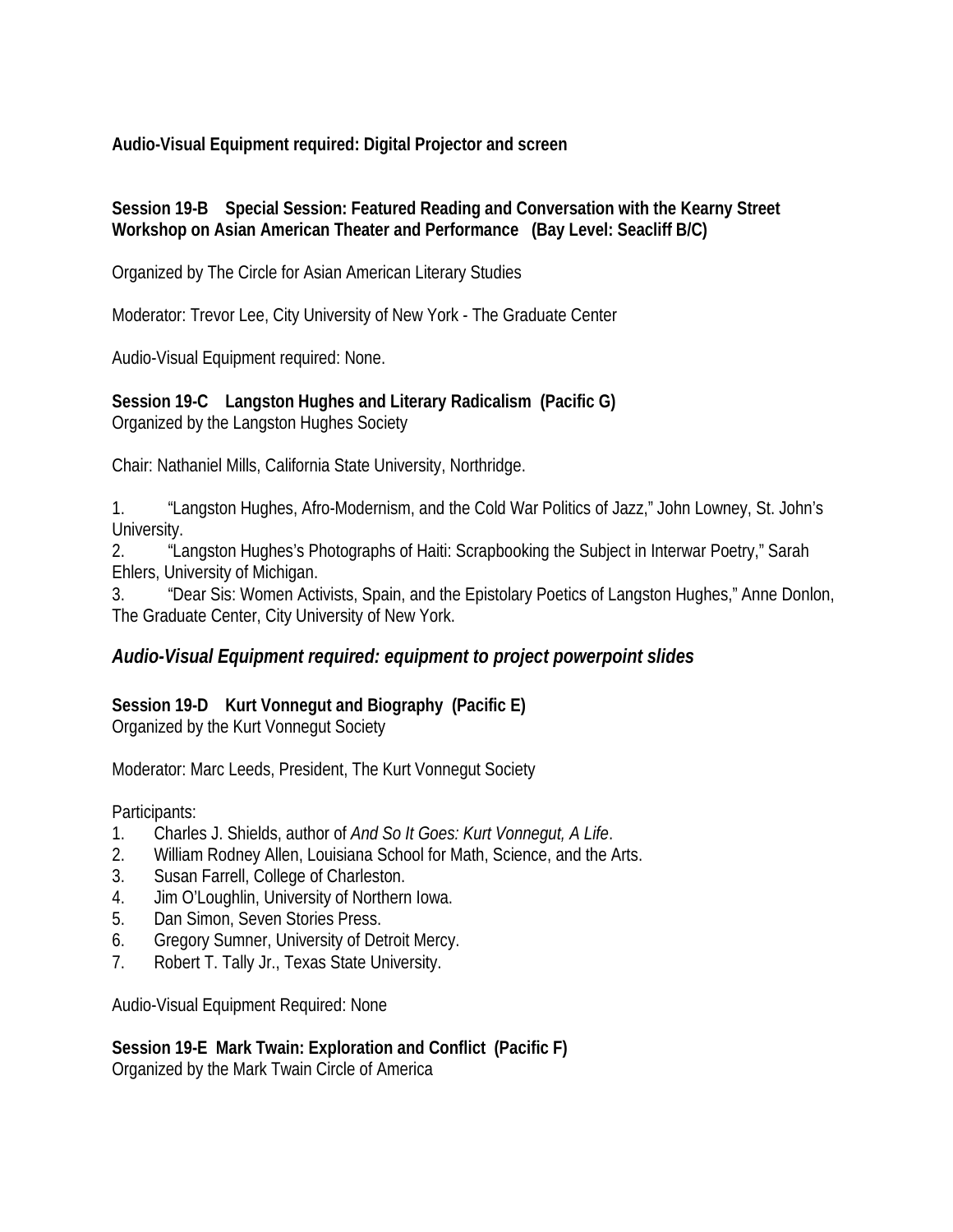**Audio-Visual Equipment required: Digital Projector and screen**

**Session 19-B Special Session: Featured Reading and Conversation with the Kearny Street Workshop on Asian American Theater and Performance (Bay Level: Seacliff B/C)**

Organized by The Circle for Asian American Literary Studies

Moderator: Trevor Lee, City University of New York - The Graduate Center

Audio-Visual Equipment required: None.

**Session 19-C Langston Hughes and Literary Radicalism (Pacific G)**
Organized by the Langston Hughes Society

Chair: Nathaniel Mills, California State University, Northridge.

1. "Langston Hughes, Afro-Modernism, and the Cold War Politics of Jazz," John Lowney, St. John's University.
2. "Langston Hughes's Photographs of Haiti: Scrapbooking the Subject in Interwar Poetry," Sarah Ehlers, University of Michigan.
3. "Dear Sis: Women Activists, Spain, and the Epistolary Poetics of Langston Hughes," Anne Donlon, The Graduate Center, City University of New York.

***Audio-Visual Equipment required: equipment to project powerpoint slides***

**Session 19-D Kurt Vonnegut and Biography (Pacific E)**
Organized by the Kurt Vonnegut Society

Moderator: Marc Leeds, President, The Kurt Vonnegut Society

Participants:
1. Charles J. Shields, author of *And So It Goes: Kurt Vonnegut, A Life*.
2. William Rodney Allen, Louisiana School for Math, Science, and the Arts.
3. Susan Farrell, College of Charleston.
4. Jim O'Loughlin, University of Northern Iowa.
5. Dan Simon, Seven Stories Press.
6. Gregory Sumner, University of Detroit Mercy.
7. Robert T. Tally Jr., Texas State University.

Audio-Visual Equipment Required: None

**Session 19-E Mark Twain: Exploration and Conflict (Pacific F)**
Organized by the Mark Twain Circle of America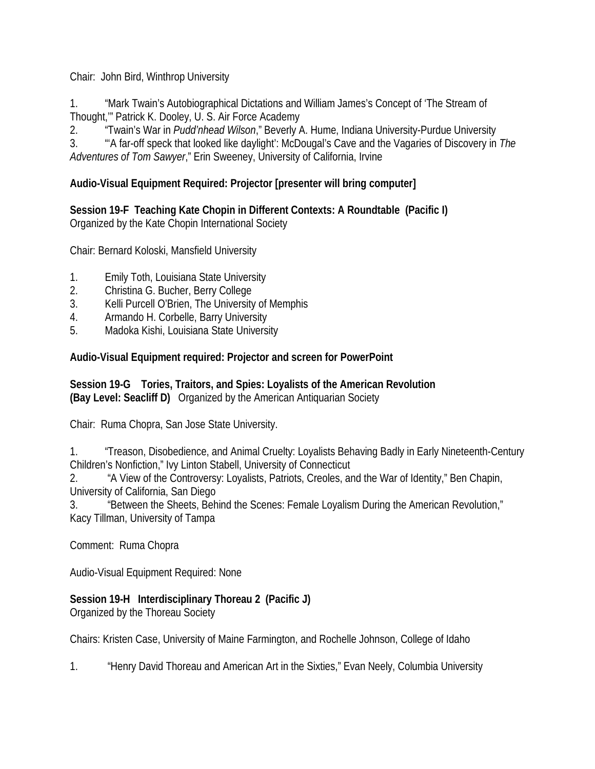Chair: John Bird, Winthrop University

1. "Mark Twain's Autobiographical Dictations and William James's Concept of 'The Stream of Thought,'" Patrick K. Dooley, U. S. Air Force Academy
2. "Twain's War in *Pudd'nhead Wilson*," Beverly A. Hume, Indiana University-Purdue University
3. "'A far-off speck that looked like daylight': McDougal's Cave and the Vagaries of Discovery in *The Adventures of Tom Sawyer*," Erin Sweeney, University of California, Irvine

**Audio-Visual Equipment Required: Projector [presenter will bring computer]**

**Session 19-F Teaching Kate Chopin in Different Contexts: A Roundtable (Pacific I)**
Organized by the Kate Chopin International Society

Chair: Bernard Koloski, Mansfield University

1. Emily Toth, Louisiana State University
2. Christina G. Bucher, Berry College
3. Kelli Purcell O'Brien, The University of Memphis
4. Armando H. Corbelle, Barry University
5. Madoka Kishi, Louisiana State University

**Audio-Visual Equipment required: Projector and screen for PowerPoint**

**Session 19-G Tories, Traitors, and Spies: Loyalists of the American Revolution**
**(Bay Level: Seacliff D)** Organized by the American Antiquarian Society

Chair: Ruma Chopra, San Jose State University.

1. "Treason, Disobedience, and Animal Cruelty: Loyalists Behaving Badly in Early Nineteenth-Century Children's Nonfiction," Ivy Linton Stabell, University of Connecticut
2. "A View of the Controversy: Loyalists, Patriots, Creoles, and the War of Identity," Ben Chapin, University of California, San Diego
3. "Between the Sheets, Behind the Scenes: Female Loyalism During the American Revolution," Kacy Tillman, University of Tampa

Comment: Ruma Chopra

Audio-Visual Equipment Required: None

**Session 19-H Interdisciplinary Thoreau 2 (Pacific J)**
Organized by the Thoreau Society

Chairs: Kristen Case, University of Maine Farmington, and Rochelle Johnson, College of Idaho

1. "Henry David Thoreau and American Art in the Sixties," Evan Neely, Columbia University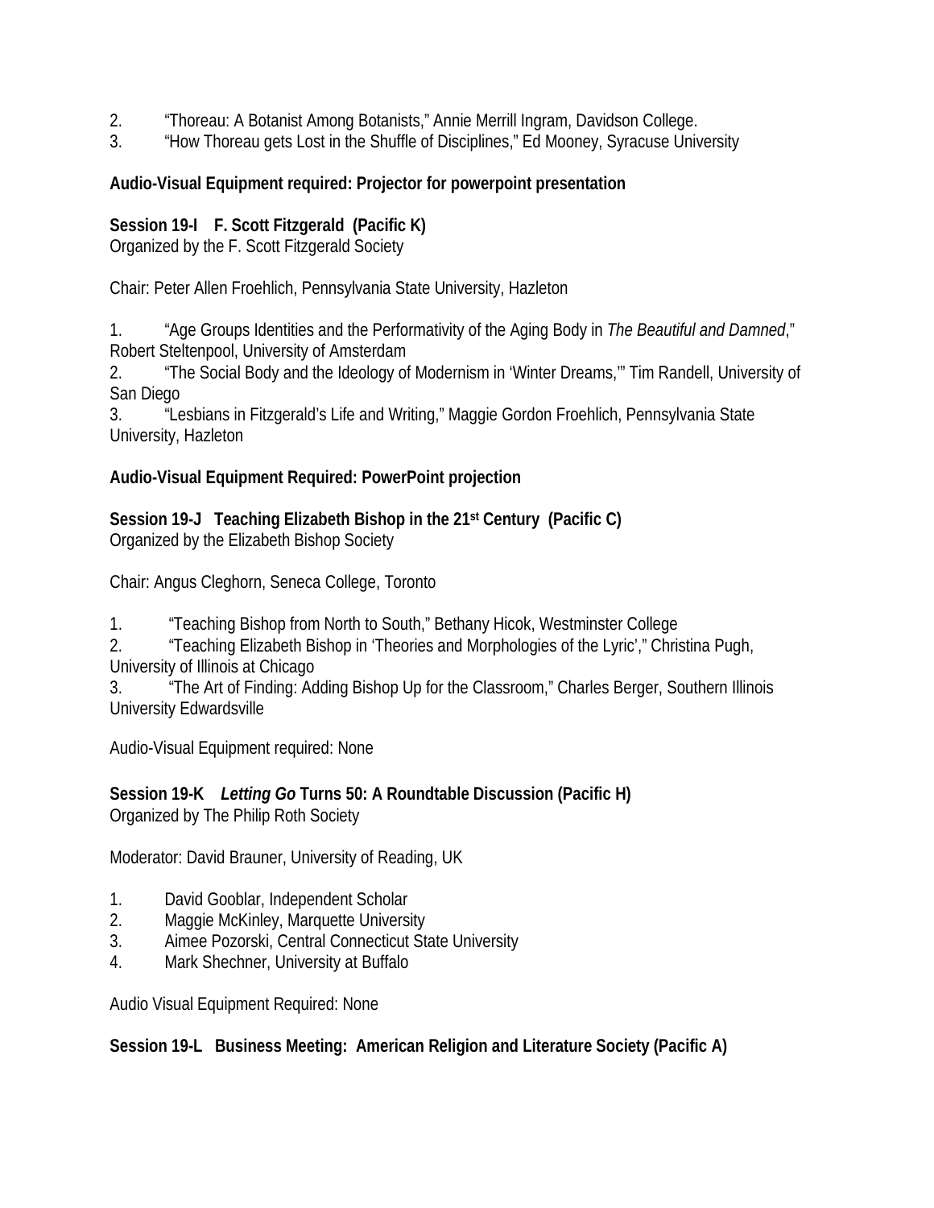2. “Thoreau: A Botanist Among Botanists,” Annie Merrill Ingram, Davidson College.
3. “How Thoreau gets Lost in the Shuffle of Disciplines,” Ed Mooney, Syracuse University

**Audio-Visual Equipment required: Projector for powerpoint presentation**

**Session 19-I F. Scott Fitzgerald (Pacific K)**
Organized by the F. Scott Fitzgerald Society

Chair: Peter Allen Froehlich, Pennsylvania State University, Hazleton

1. “Age Groups Identities and the Performativity of the Aging Body in *The Beautiful and Damned*,” Robert Steltenpool, University of Amsterdam
2. “The Social Body and the Ideology of Modernism in ‘Winter Dreams,’” Tim Randell, University of San Diego
3. “Lesbians in Fitzgerald’s Life and Writing,” Maggie Gordon Froehlich, Pennsylvania State University, Hazleton

**Audio-Visual Equipment Required: PowerPoint projection**

**Session 19-J Teaching Elizabeth Bishop in the 21st Century (Pacific C)**
Organized by the Elizabeth Bishop Society

Chair: Angus Cleghorn, Seneca College, Toronto

1. “Teaching Bishop from North to South,” Bethany Hicok, Westminster College
2. “Teaching Elizabeth Bishop in ‘Theories and Morphologies of the Lyric’,” Christina Pugh, University of Illinois at Chicago
3. “The Art of Finding: Adding Bishop Up for the Classroom,” Charles Berger, Southern Illinois University Edwardsville

Audio-Visual Equipment required: None

**Session 19-K *Letting Go* Turns 50: A Roundtable Discussion (Pacific H)**
Organized by The Philip Roth Society

Moderator: David Brauner, University of Reading, UK

1. David Gooblar, Independent Scholar
2. Maggie McKinley, Marquette University
3. Aimee Pozorski, Central Connecticut State University
4. Mark Shechner, University at Buffalo

Audio Visual Equipment Required: None

**Session 19-L Business Meeting: American Religion and Literature Society (Pacific A)**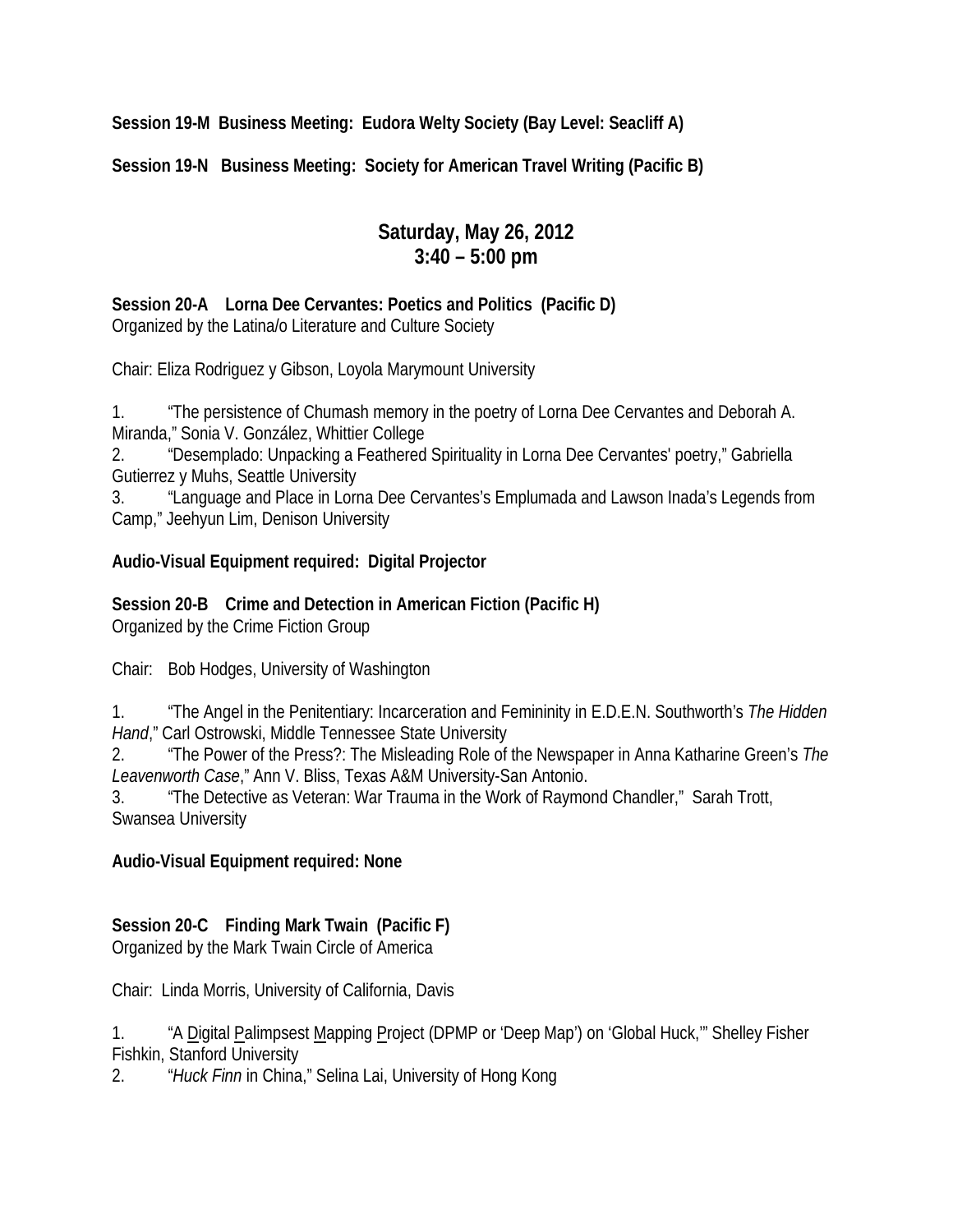**Session 19-M  Business Meeting:  Eudora Welty Society (Bay Level: Seacliff A)**

**Session 19-N   Business Meeting:  Society for American Travel Writing (Pacific B)**

## Saturday, May 26, 2012
## 3:40 – 5:00 pm

**Session 20-A    Lorna Dee Cervantes: Poetics and Politics  (Pacific D)**
Organized by the Latina/o Literature and Culture Society

Chair: Eliza Rodriguez y Gibson, Loyola Marymount University

1. "The persistence of Chumash memory in the poetry of Lorna Dee Cervantes and Deborah A. Miranda," Sonia V. González, Whittier College
2. "Desemplado: Unpacking a Feathered Spirituality in Lorna Dee Cervantes' poetry," Gabriella Gutierrez y Muhs, Seattle University
3. "Language and Place in Lorna Dee Cervantes's Emplumada and Lawson Inada's Legends from Camp," Jeehyun Lim, Denison University

**Audio-Visual Equipment required:  Digital Projector**

**Session 20-B    Crime and Detection in American Fiction (Pacific H)**
Organized by the Crime Fiction Group

Chair:    Bob Hodges, University of Washington

1. "The Angel in the Penitentiary: Incarceration and Femininity in E.D.E.N. Southworth's *The Hidden Hand*," Carl Ostrowski, Middle Tennessee State University
2. "The Power of the Press?: The Misleading Role of the Newspaper in Anna Katharine Green's *The Leavenworth Case*," Ann V. Bliss, Texas A&M University-San Antonio.
3. "The Detective as Veteran: War Trauma in the Work of Raymond Chandler,"  Sarah Trott, Swansea University

**Audio-Visual Equipment required: None**

**Session 20-C    Finding Mark Twain  (Pacific F)**
Organized by the Mark Twain Circle of America

Chair:  Linda Morris, University of California, Davis

1. "A <u>D</u>igital <u>P</u>alimpsest <u>M</u>apping <u>P</u>roject (DPMP or 'Deep Map') on 'Global Huck,'" Shelley Fisher Fishkin, Stanford University
2. "*Huck Finn* in China," Selina Lai, University of Hong Kong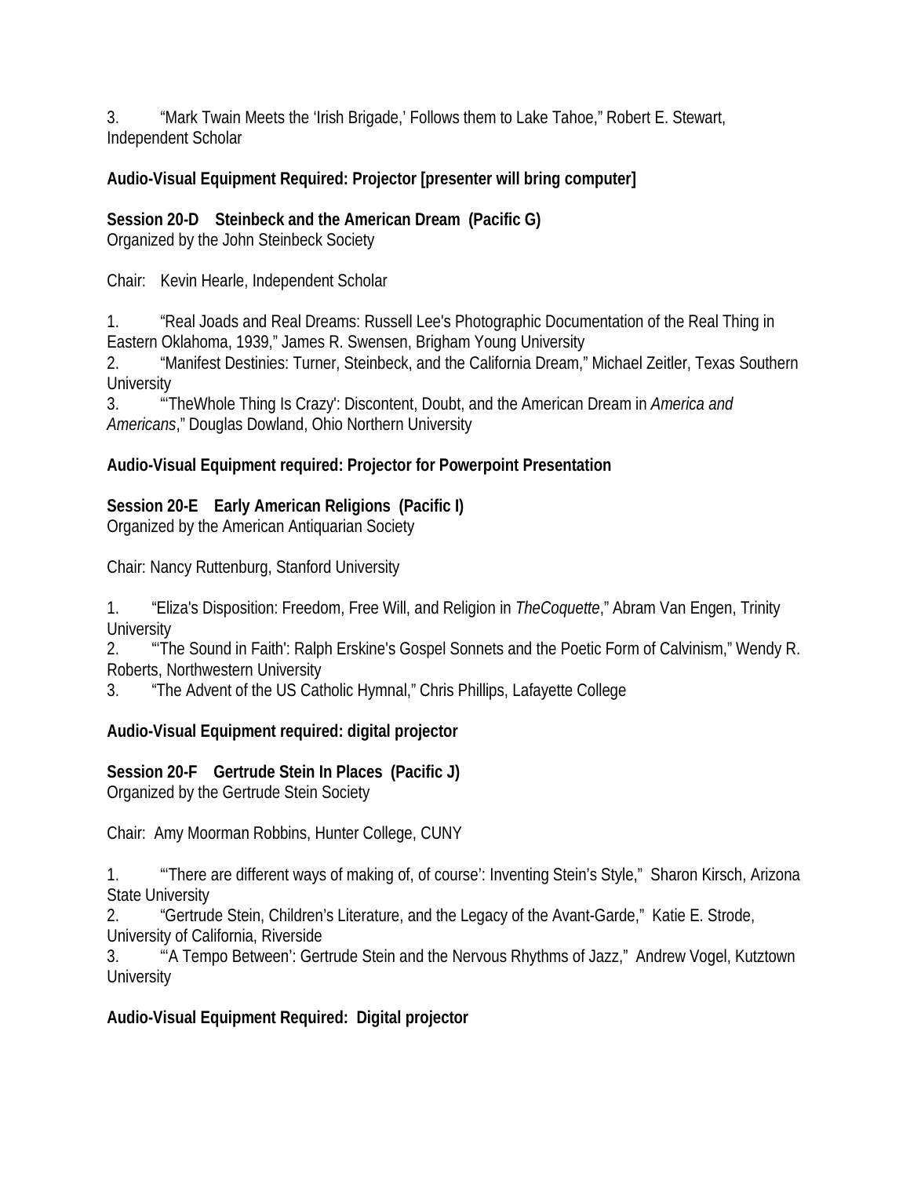3. “Mark Twain Meets the ‘Irish Brigade,’ Follows them to Lake Tahoe,” Robert E. Stewart, Independent Scholar

**Audio-Visual Equipment Required: Projector [presenter will bring computer]**

**Session 20-D Steinbeck and the American Dream (Pacific G)**
Organized by the John Steinbeck Society

Chair: Kevin Hearle, Independent Scholar

1. “Real Joads and Real Dreams: Russell Lee's Photographic Documentation of the Real Thing in Eastern Oklahoma, 1939,” James R. Swensen, Brigham Young University
2. “Manifest Destinies: Turner, Steinbeck, and the California Dream,” Michael Zeitler, Texas Southern University
3. “'TheWhole Thing Is Crazy': Discontent, Doubt, and the American Dream in *America and Americans*,” Douglas Dowland, Ohio Northern University

**Audio-Visual Equipment required: Projector for Powerpoint Presentation**

**Session 20-E Early American Religions (Pacific I)**
Organized by the American Antiquarian Society

Chair: Nancy Ruttenburg, Stanford University

1. “Eliza's Disposition: Freedom, Free Will, and Religion in *TheCoquette*,” Abram Van Engen, Trinity University
2. “'The Sound in Faith': Ralph Erskine's Gospel Sonnets and the Poetic Form of Calvinism,” Wendy R. Roberts, Northwestern University
3. “The Advent of the US Catholic Hymnal,” Chris Phillips, Lafayette College

**Audio-Visual Equipment required: digital projector**

**Session 20-F Gertrude Stein In Places (Pacific J)**
Organized by the Gertrude Stein Society

Chair: Amy Moorman Robbins, Hunter College, CUNY

1. “‘There are different ways of making of, of course’: Inventing Stein’s Style,” Sharon Kirsch, Arizona State University
2. “Gertrude Stein, Children’s Literature, and the Legacy of the Avant-Garde,” Katie E. Strode, University of California, Riverside
3. “‘A Tempo Between’: Gertrude Stein and the Nervous Rhythms of Jazz,” Andrew Vogel, Kutztown University

**Audio-Visual Equipment Required: Digital projector**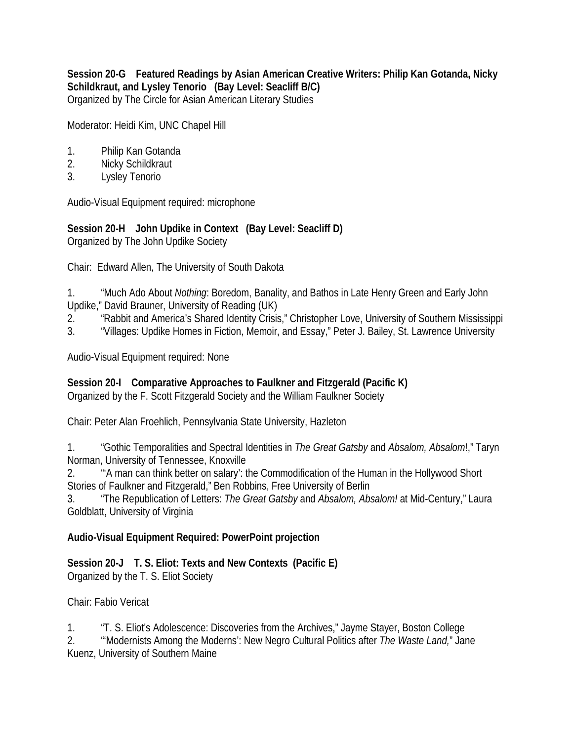**Session 20-G Featured Readings by Asian American Creative Writers: Philip Kan Gotanda, Nicky Schildkraut, and Lysley Tenorio (Bay Level: Seacliff B/C)**
Organized by The Circle for Asian American Literary Studies

Moderator: Heidi Kim, UNC Chapel Hill

1. Philip Kan Gotanda
2. Nicky Schildkraut
3. Lysley Tenorio

Audio-Visual Equipment required: microphone

**Session 20-H John Updike in Context (Bay Level: Seacliff D)**
Organized by The John Updike Society

Chair: Edward Allen, The University of South Dakota

1. "Much Ado About *Nothing*: Boredom, Banality, and Bathos in Late Henry Green and Early John Updike," David Brauner, University of Reading (UK)
2. "Rabbit and America's Shared Identity Crisis," Christopher Love, University of Southern Mississippi
3. "Villages: Updike Homes in Fiction, Memoir, and Essay," Peter J. Bailey, St. Lawrence University

Audio-Visual Equipment required: None

**Session 20-I Comparative Approaches to Faulkner and Fitzgerald (Pacific K)**
Organized by the F. Scott Fitzgerald Society and the William Faulkner Society

Chair: Peter Alan Froehlich, Pennsylvania State University, Hazleton

1. "Gothic Temporalities and Spectral Identities in *The Great Gatsby* and *Absalom, Absalom*!," Taryn Norman, University of Tennessee, Knoxville
2. "'A man can think better on salary': the Commodification of the Human in the Hollywood Short Stories of Faulkner and Fitzgerald," Ben Robbins, Free University of Berlin
3. "The Republication of Letters: *The Great Gatsby* and *Absalom, Absalom!* at Mid-Century," Laura Goldblatt, University of Virginia

**Audio-Visual Equipment Required: PowerPoint projection**

**Session 20-J T. S. Eliot: Texts and New Contexts (Pacific E)**
Organized by the T. S. Eliot Society

Chair: Fabio Vericat

1. "T. S. Eliot's Adolescence: Discoveries from the Archives," Jayme Stayer, Boston College
2. "'Modernists Among the Moderns': New Negro Cultural Politics after *The Waste Land,*" Jane Kuenz, University of Southern Maine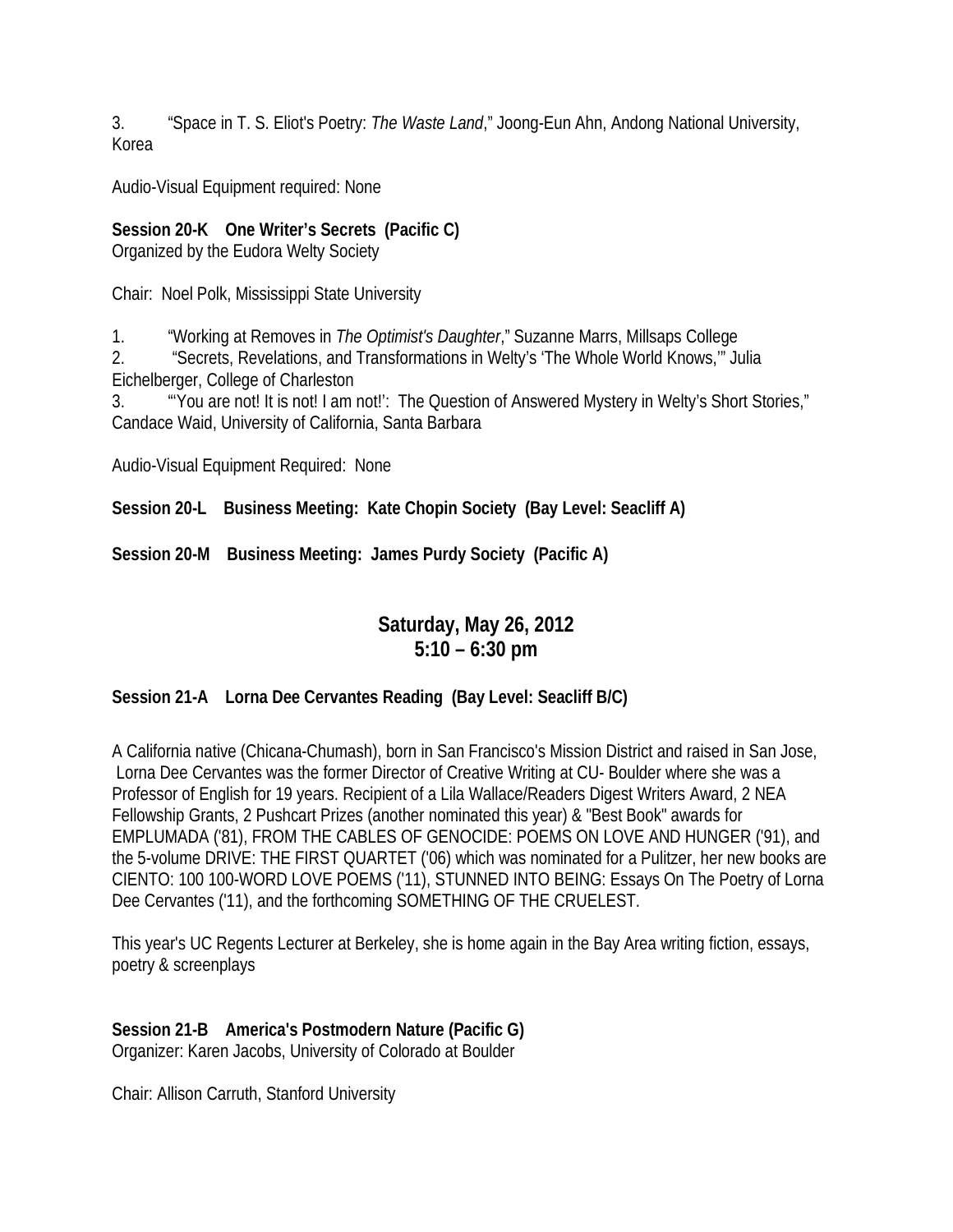3. “Space in T. S. Eliot's Poetry: *The Waste Land*,” Joong-Eun Ahn, Andong National University, Korea

Audio-Visual Equipment required: None

**Session 20-K One Writer’s Secrets (Pacific C)**
Organized by the Eudora Welty Society

Chair: Noel Polk, Mississippi State University

1. “Working at Removes in *The Optimist's Daughter*,” Suzanne Marrs, Millsaps College
2. “Secrets, Revelations, and Transformations in Welty’s ‘The Whole World Knows,’” Julia Eichelberger, College of Charleston
3. “‘You are not! It is not! I am not!’: The Question of Answered Mystery in Welty’s Short Stories,” Candace Waid, University of California, Santa Barbara

Audio-Visual Equipment Required: None

**Session 20-L Business Meeting: Kate Chopin Society (Bay Level: Seacliff A)**

**Session 20-M Business Meeting: James Purdy Society (Pacific A)**

## Saturday, May 26, 2012
## 5:10 – 6:30 pm

**Session 21-A Lorna Dee Cervantes Reading (Bay Level: Seacliff B/C)**

A California native (Chicana-Chumash), born in San Francisco's Mission District and raised in San Jose, Lorna Dee Cervantes was the former Director of Creative Writing at CU- Boulder where she was a Professor of English for 19 years. Recipient of a Lila Wallace/Readers Digest Writers Award, 2 NEA Fellowship Grants, 2 Pushcart Prizes (another nominated this year) & "Best Book" awards for EMPLUMADA ('81), FROM THE CABLES OF GENOCIDE: POEMS ON LOVE AND HUNGER ('91), and the 5-volume DRIVE: THE FIRST QUARTET ('06) which was nominated for a Pulitzer, her new books are CIENTO: 100 100-WORD LOVE POEMS ('11), STUNNED INTO BEING: Essays On The Poetry of Lorna Dee Cervantes ('11), and the forthcoming SOMETHING OF THE CRUELEST.

This year's UC Regents Lecturer at Berkeley, she is home again in the Bay Area writing fiction, essays, poetry & screenplays

**Session 21-B America's Postmodern Nature (Pacific G)**
Organizer: Karen Jacobs, University of Colorado at Boulder

Chair: Allison Carruth, Stanford University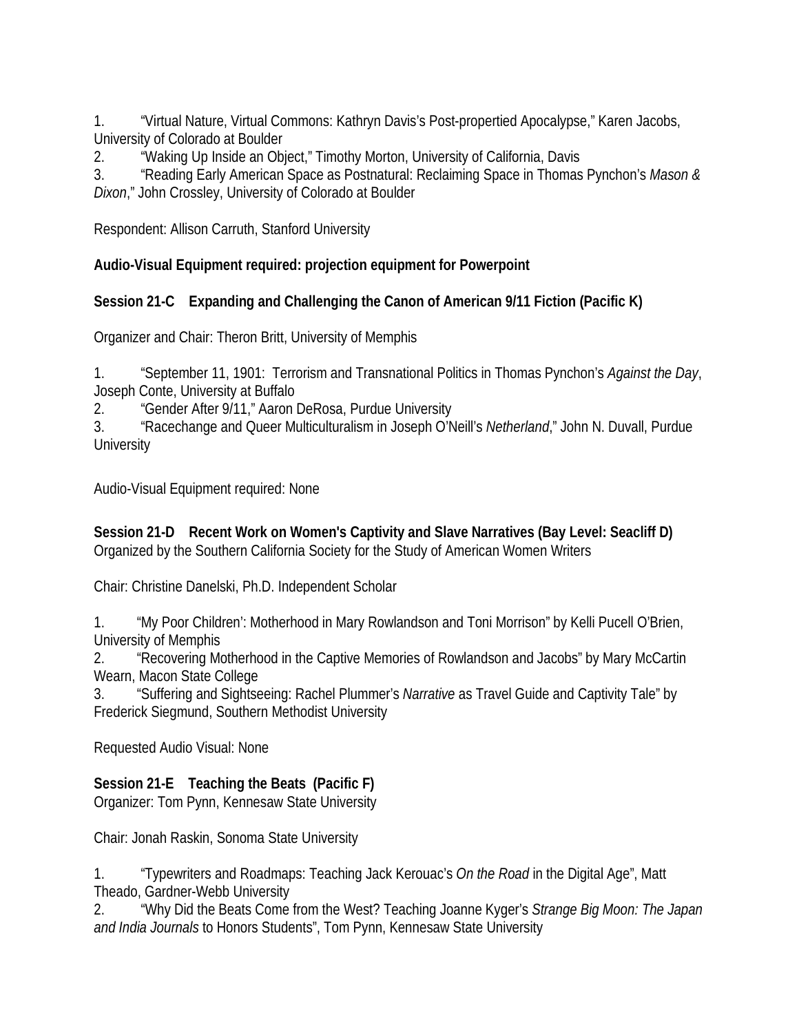1. "Virtual Nature, Virtual Commons: Kathryn Davis's Post-propertied Apocalypse," Karen Jacobs, University of Colorado at Boulder
2. "Waking Up Inside an Object," Timothy Morton, University of California, Davis
3. "Reading Early American Space as Postnatural: Reclaiming Space in Thomas Pynchon's *Mason & Dixon*," John Crossley, University of Colorado at Boulder

Respondent: Allison Carruth, Stanford University

**Audio-Visual Equipment required: projection equipment for Powerpoint**

**Session 21-C Expanding and Challenging the Canon of American 9/11 Fiction (Pacific K)**

Organizer and Chair: Theron Britt, University of Memphis

1. "September 11, 1901: Terrorism and Transnational Politics in Thomas Pynchon's *Against the Day*, Joseph Conte, University at Buffalo
2. "Gender After 9/11," Aaron DeRosa, Purdue University
3. "Racechange and Queer Multiculturalism in Joseph O'Neill's *Netherland*," John N. Duvall, Purdue University

Audio-Visual Equipment required: None

**Session 21-D Recent Work on Women's Captivity and Slave Narratives (Bay Level: Seacliff D)**
Organized by the Southern California Society for the Study of American Women Writers

Chair: Christine Danelski, Ph.D. Independent Scholar

1. "My Poor Children': Motherhood in Mary Rowlandson and Toni Morrison" by Kelli Pucell O'Brien, University of Memphis
2. "Recovering Motherhood in the Captive Memories of Rowlandson and Jacobs" by Mary McCartin Wearn, Macon State College
3. "Suffering and Sightseeing: Rachel Plummer's *Narrative* as Travel Guide and Captivity Tale" by Frederick Siegmund, Southern Methodist University

Requested Audio Visual: None

**Session 21-E Teaching the Beats (Pacific F)**
Organizer: Tom Pynn, Kennesaw State University

Chair: Jonah Raskin, Sonoma State University

1. "Typewriters and Roadmaps: Teaching Jack Kerouac's *On the Road* in the Digital Age", Matt Theado, Gardner-Webb University
2. "Why Did the Beats Come from the West? Teaching Joanne Kyger's *Strange Big Moon: The Japan and India Journals* to Honors Students", Tom Pynn, Kennesaw State University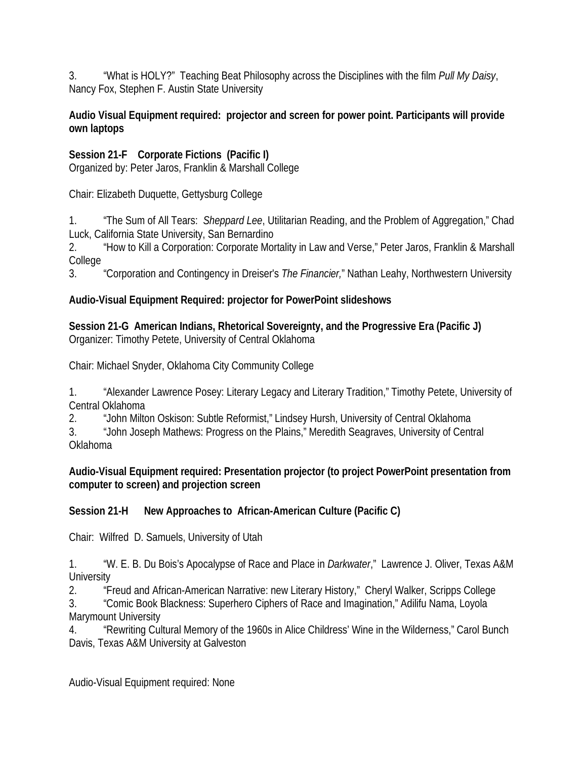3. “What is HOLY?” Teaching Beat Philosophy across the Disciplines with the film *Pull My Daisy*, Nancy Fox, Stephen F. Austin State University

**Audio Visual Equipment required: projector and screen for power point. Participants will provide own laptops**

**Session 21-F Corporate Fictions (Pacific I)**
Organized by: Peter Jaros, Franklin & Marshall College

Chair: Elizabeth Duquette, Gettysburg College

1. “The Sum of All Tears: *Sheppard Lee*, Utilitarian Reading, and the Problem of Aggregation,” Chad Luck, California State University, San Bernardino
2. “How to Kill a Corporation: Corporate Mortality in Law and Verse,” Peter Jaros, Franklin & Marshall College
3. “Corporation and Contingency in Dreiser's *The Financier,*” Nathan Leahy, Northwestern University

**Audio-Visual Equipment Required: projector for PowerPoint slideshows**

**Session 21-G American Indians, Rhetorical Sovereignty, and the Progressive Era (Pacific J)**
Organizer: Timothy Petete, University of Central Oklahoma

Chair: Michael Snyder, Oklahoma City Community College

1. “Alexander Lawrence Posey: Literary Legacy and Literary Tradition,” Timothy Petete, University of Central Oklahoma
2. “John Milton Oskison: Subtle Reformist,” Lindsey Hursh, University of Central Oklahoma
3. “John Joseph Mathews: Progress on the Plains,” Meredith Seagraves, University of Central Oklahoma

**Audio-Visual Equipment required: Presentation projector (to project PowerPoint presentation from computer to screen) and projection screen**

**Session 21-H New Approaches to African-American Culture (Pacific C)**

Chair: Wilfred D. Samuels, University of Utah

1. “W. E. B. Du Bois’s Apocalypse of Race and Place in *Darkwater*,” Lawrence J. Oliver, Texas A&M University
2. “Freud and African-American Narrative: new Literary History,” Cheryl Walker, Scripps College
3. “Comic Book Blackness: Superhero Ciphers of Race and Imagination,” Adilifu Nama, Loyola Marymount University
4. “Rewriting Cultural Memory of the 1960s in Alice Childress’ Wine in the Wilderness,” Carol Bunch Davis, Texas A&M University at Galveston

Audio-Visual Equipment required: None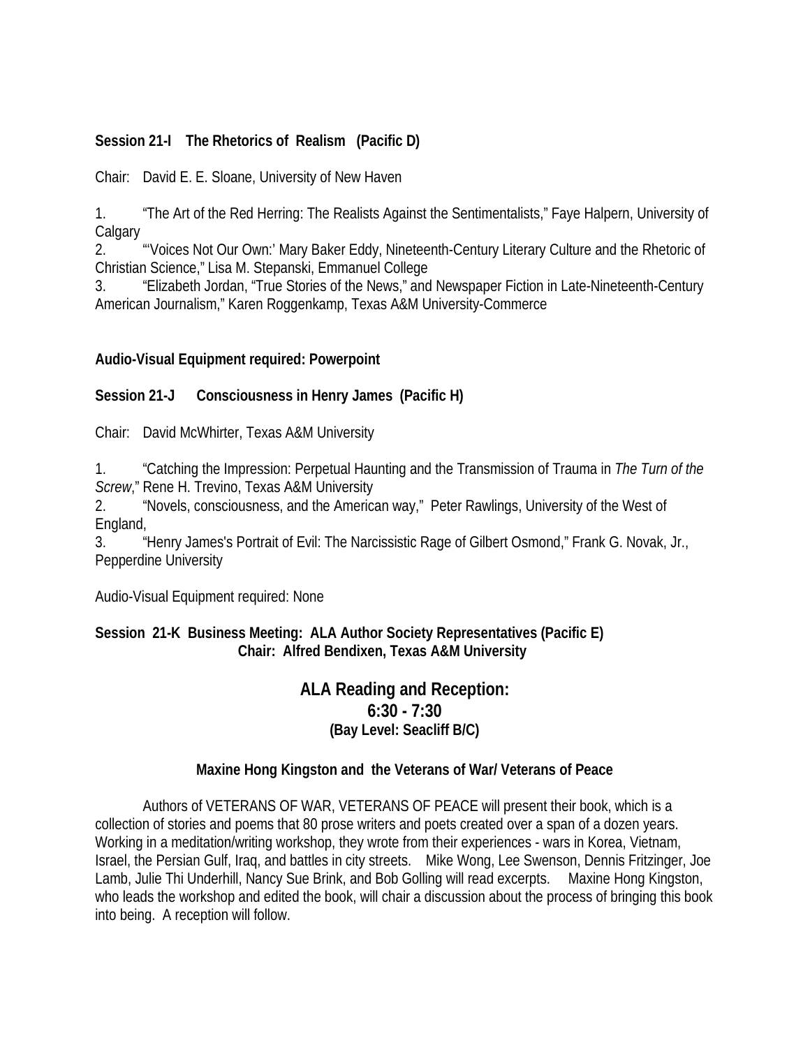**Session 21-I The Rhetorics of Realism (Pacific D)**

Chair: David E. E. Sloane, University of New Haven

1. "The Art of the Red Herring: The Realists Against the Sentimentalists," Faye Halpern, University of Calgary
2. "'Voices Not Our Own:' Mary Baker Eddy, Nineteenth-Century Literary Culture and the Rhetoric of Christian Science," Lisa M. Stepanski, Emmanuel College
3. "Elizabeth Jordan, "True Stories of the News," and Newspaper Fiction in Late-Nineteenth-Century American Journalism," Karen Roggenkamp, Texas A&M University-Commerce

**Audio-Visual Equipment required: Powerpoint**

**Session 21-J Consciousness in Henry James (Pacific H)**

Chair: David McWhirter, Texas A&M University

1. "Catching the Impression: Perpetual Haunting and the Transmission of Trauma in *The Turn of the Screw*," Rene H. Trevino, Texas A&M University
2. "Novels, consciousness, and the American way," Peter Rawlings, University of the West of England,
3. "Henry James's Portrait of Evil: The Narcissistic Rage of Gilbert Osmond," Frank G. Novak, Jr., Pepperdine University

Audio-Visual Equipment required: None

**Session 21-K Business Meeting: ALA Author Society Representatives (Pacific E)**
**Chair: Alfred Bendixen, Texas A&M University**

## ALA Reading and Reception:
## 6:30 - 7:30
### (Bay Level: Seacliff B/C)

**Maxine Hong Kingston and the Veterans of War/ Veterans of Peace**

Authors of VETERANS OF WAR, VETERANS OF PEACE will present their book, which is a collection of stories and poems that 80 prose writers and poets created over a span of a dozen years. Working in a meditation/writing workshop, they wrote from their experiences - wars in Korea, Vietnam, Israel, the Persian Gulf, Iraq, and battles in city streets. Mike Wong, Lee Swenson, Dennis Fritzinger, Joe Lamb, Julie Thi Underhill, Nancy Sue Brink, and Bob Golling will read excerpts. Maxine Hong Kingston, who leads the workshop and edited the book, will chair a discussion about the process of bringing this book into being. A reception will follow.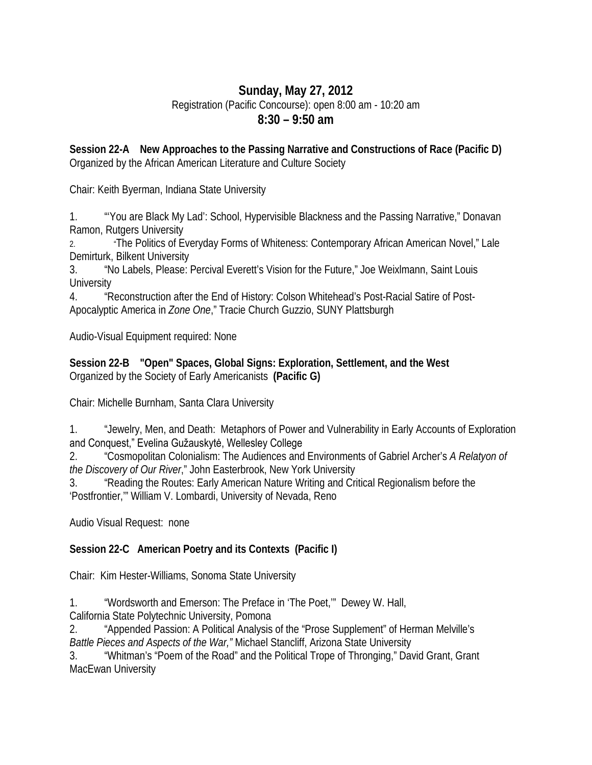# Sunday, May 27, 2012

Registration (Pacific Concourse): open 8:00 am - 10:20 am

## 8:30 – 9:50 am

**Session 22-A New Approaches to the Passing Narrative and Constructions of Race (Pacific D)**
Organized by the African American Literature and Culture Society

Chair: Keith Byerman, Indiana State University

1. "'You are Black My Lad': School, Hypervisible Blackness and the Passing Narrative," Donavan Ramon, Rutgers University
2. "The Politics of Everyday Forms of Whiteness: Contemporary African American Novel," Lale Demirturk, Bilkent University
3. "No Labels, Please: Percival Everett's Vision for the Future," Joe Weixlmann, Saint Louis University
4. "Reconstruction after the End of History: Colson Whitehead's Post-Racial Satire of Post-Apocalyptic America in *Zone One*," Tracie Church Guzzio, SUNY Plattsburgh

Audio-Visual Equipment required: None

**Session 22-B "Open" Spaces, Global Signs: Exploration, Settlement, and the West**
Organized by the Society of Early Americanists **(Pacific G)**

Chair: Michelle Burnham, Santa Clara University

1. "Jewelry, Men, and Death: Metaphors of Power and Vulnerability in Early Accounts of Exploration and Conquest," Evelina Gužauskytė, Wellesley College
2. "Cosmopolitan Colonialism: The Audiences and Environments of Gabriel Archer's *A Relatyon of the Discovery of Our River*," John Easterbrook, New York University
3. "Reading the Routes: Early American Nature Writing and Critical Regionalism before the 'Postfrontier,'" William V. Lombardi, University of Nevada, Reno

Audio Visual Request: none

**Session 22-C American Poetry and its Contexts (Pacific I)**

Chair: Kim Hester-Williams, Sonoma State University

1. "Wordsworth and Emerson: The Preface in 'The Poet,'" Dewey W. Hall, California State Polytechnic University, Pomona
2. "Appended Passion: A Political Analysis of the "Prose Supplement" of Herman Melville's *Battle Pieces and Aspects of the War,"* Michael Stancliff, Arizona State University
3. "Whitman's "Poem of the Road" and the Political Trope of Thronging," David Grant, Grant MacEwan University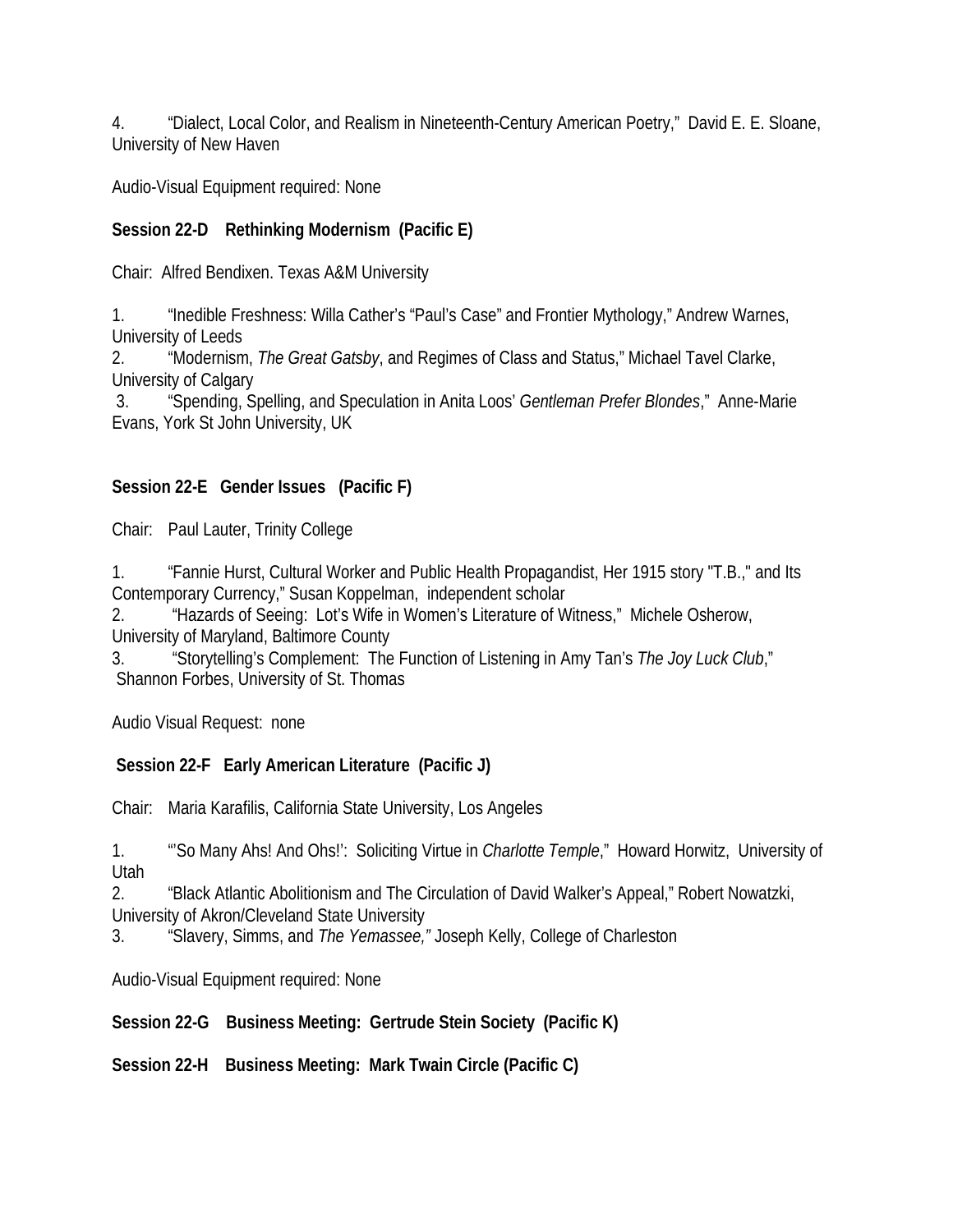4. "Dialect, Local Color, and Realism in Nineteenth-Century American Poetry," David E. E. Sloane, University of New Haven

Audio-Visual Equipment required: None

**Session 22-D Rethinking Modernism (Pacific E)**

Chair: Alfred Bendixen. Texas A&M University

1. "Inedible Freshness: Willa Cather's "Paul's Case" and Frontier Mythology," Andrew Warnes, University of Leeds
2. "Modernism, *The Great Gatsby*, and Regimes of Class and Status," Michael Tavel Clarke, University of Calgary
3. "Spending, Spelling, and Speculation in Anita Loos' *Gentleman Prefer Blondes*," Anne-Marie Evans, York St John University, UK

**Session 22-E Gender Issues (Pacific F)**

Chair: Paul Lauter, Trinity College

1. "Fannie Hurst, Cultural Worker and Public Health Propagandist, Her 1915 story "T.B.," and Its Contemporary Currency," Susan Koppelman, independent scholar
2. "Hazards of Seeing: Lot's Wife in Women's Literature of Witness," Michele Osherow, University of Maryland, Baltimore County
3. "Storytelling's Complement: The Function of Listening in Amy Tan's *The Joy Luck Club*," Shannon Forbes, University of St. Thomas

Audio Visual Request: none

**Session 22-F Early American Literature (Pacific J)**

Chair: Maria Karafilis, California State University, Los Angeles

1. "'So Many Ahs! And Ohs!': Soliciting Virtue in *Charlotte Temple*," Howard Horwitz, University of Utah
2. "Black Atlantic Abolitionism and The Circulation of David Walker's Appeal," Robert Nowatzki, University of Akron/Cleveland State University
3. "Slavery, Simms, and *The Yemassee,"* Joseph Kelly, College of Charleston

Audio-Visual Equipment required: None

**Session 22-G Business Meeting: Gertrude Stein Society (Pacific K)**

**Session 22-H Business Meeting: Mark Twain Circle (Pacific C)**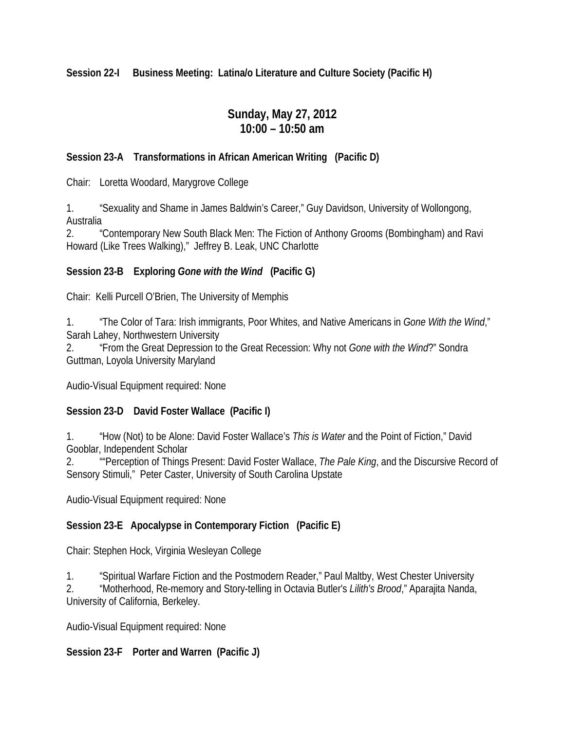**Session 22-I Business Meeting: Latina/o Literature and Culture Society (Pacific H)**

## Sunday, May 27, 2012
## 10:00 – 10:50 am

**Session 23-A Transformations in African American Writing (Pacific D)**

Chair: Loretta Woodard, Marygrove College

1. "Sexuality and Shame in James Baldwin's Career," Guy Davidson, University of Wollongong, Australia
2. "Contemporary New South Black Men: The Fiction of Anthony Grooms (Bombingham) and Ravi Howard (Like Trees Walking)," Jeffrey B. Leak, UNC Charlotte

**Session 23-B Exploring *Gone with the Wind* (Pacific G)**

Chair: Kelli Purcell O'Brien, The University of Memphis

1. "The Color of Tara: Irish immigrants, Poor Whites, and Native Americans in *Gone With the Wind*," Sarah Lahey, Northwestern University
2. "From the Great Depression to the Great Recession: Why not *Gone with the Wind*?" Sondra Guttman, Loyola University Maryland

Audio-Visual Equipment required: None

**Session 23-D David Foster Wallace (Pacific I)**

1. "How (Not) to be Alone: David Foster Wallace's *This is Water* and the Point of Fiction," David Gooblar, Independent Scholar
2. ""Perception of Things Present: David Foster Wallace, *The Pale King*, and the Discursive Record of Sensory Stimuli," Peter Caster, University of South Carolina Upstate

Audio-Visual Equipment required: None

**Session 23-E Apocalypse in Contemporary Fiction (Pacific E)**

Chair: Stephen Hock, Virginia Wesleyan College

1. "Spiritual Warfare Fiction and the Postmodern Reader," Paul Maltby, West Chester University
2. "Motherhood, Re-memory and Story-telling in Octavia Butler's *Lilith's Brood*," Aparajita Nanda, University of California, Berkeley.

Audio-Visual Equipment required: None

**Session 23-F Porter and Warren (Pacific J)**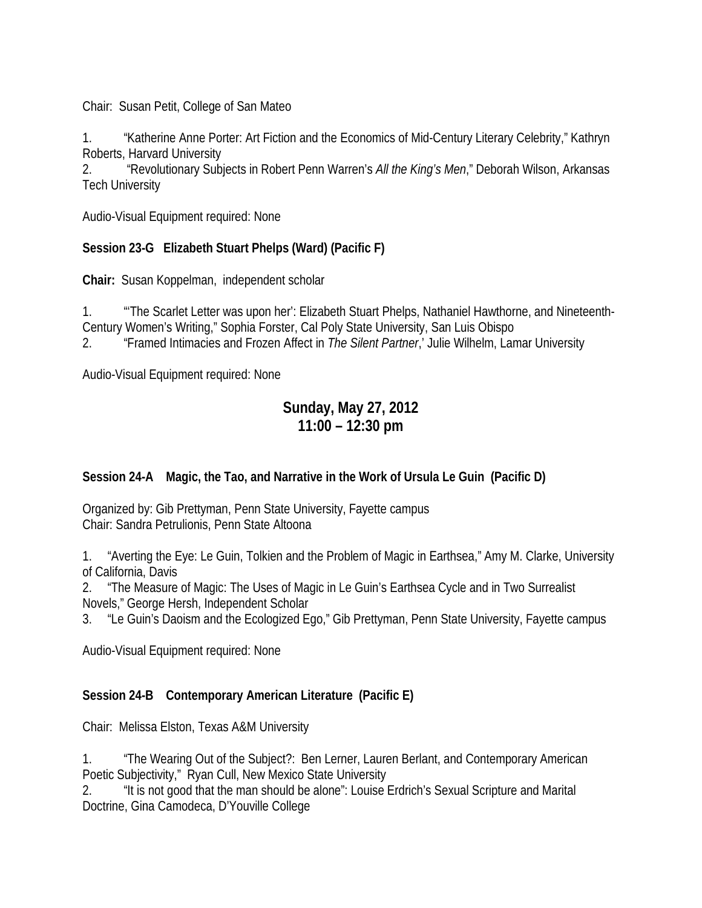Chair: Susan Petit, College of San Mateo

1. "Katherine Anne Porter: Art Fiction and the Economics of Mid-Century Literary Celebrity," Kathryn Roberts, Harvard University
2. "Revolutionary Subjects in Robert Penn Warren's *All the King's Men*," Deborah Wilson, Arkansas Tech University

Audio-Visual Equipment required: None

**Session 23-G Elizabeth Stuart Phelps (Ward) (Pacific F)**

**Chair:** Susan Koppelman, independent scholar

1. "'The Scarlet Letter was upon her': Elizabeth Stuart Phelps, Nathaniel Hawthorne, and Nineteenth-Century Women's Writing," Sophia Forster, Cal Poly State University, San Luis Obispo
2. "Framed Intimacies and Frozen Affect in *The Silent Partner*,' Julie Wilhelm, Lamar University

Audio-Visual Equipment required: None

## Sunday, May 27, 2012
## 11:00 – 12:30 pm

**Session 24-A Magic, the Tao, and Narrative in the Work of Ursula Le Guin (Pacific D)**

Organized by: Gib Prettyman, Penn State University, Fayette campus
Chair: Sandra Petrulionis, Penn State Altoona

1. "Averting the Eye: Le Guin, Tolkien and the Problem of Magic in Earthsea," Amy M. Clarke, University of California, Davis
2. "The Measure of Magic: The Uses of Magic in Le Guin's Earthsea Cycle and in Two Surrealist Novels," George Hersh, Independent Scholar
3. "Le Guin's Daoism and the Ecologized Ego," Gib Prettyman, Penn State University, Fayette campus

Audio-Visual Equipment required: None

**Session 24-B Contemporary American Literature (Pacific E)**

Chair: Melissa Elston, Texas A&M University

1. "The Wearing Out of the Subject?: Ben Lerner, Lauren Berlant, and Contemporary American Poetic Subjectivity," Ryan Cull, New Mexico State University
2. "It is not good that the man should be alone": Louise Erdrich's Sexual Scripture and Marital Doctrine, Gina Camodeca, D'Youville College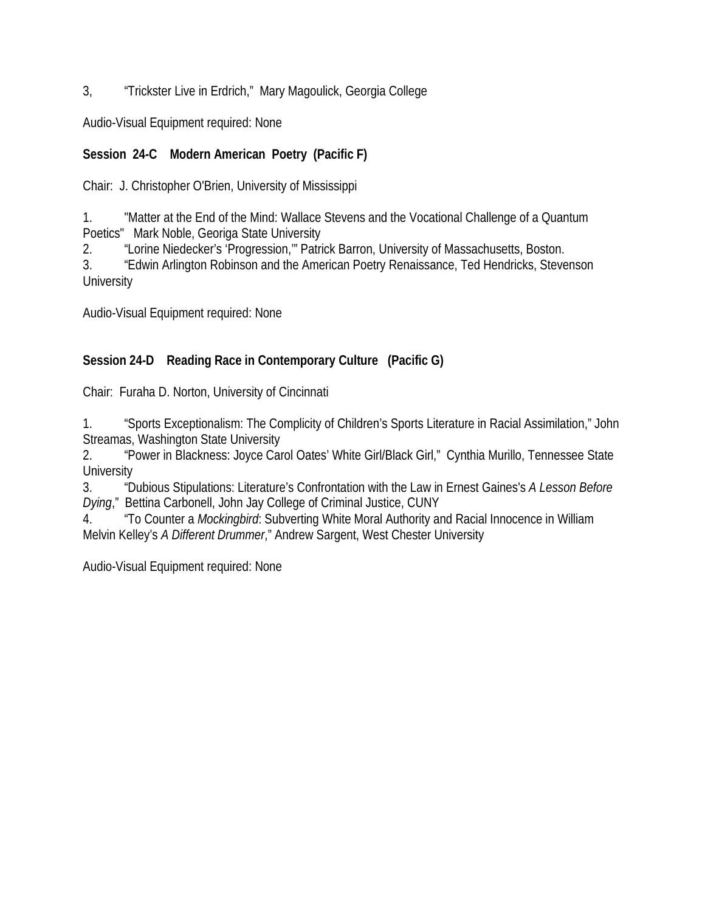3, “Trickster Live in Erdrich,” Mary Magoulick, Georgia College

Audio-Visual Equipment required: None

**Session 24-C Modern American Poetry (Pacific F)**

Chair: J. Christopher O'Brien, University of Mississippi

1. "Matter at the End of the Mind: Wallace Stevens and the Vocational Challenge of a Quantum Poetics" Mark Noble, Georiga State University
2. “Lorine Niedecker’s ‘Progression,’” Patrick Barron, University of Massachusetts, Boston.
3. “Edwin Arlington Robinson and the American Poetry Renaissance, Ted Hendricks, Stevenson University

Audio-Visual Equipment required: None

**Session 24-D Reading Race in Contemporary Culture (Pacific G)**

Chair: Furaha D. Norton, University of Cincinnati

1. “Sports Exceptionalism: The Complicity of Children’s Sports Literature in Racial Assimilation,” John Streamas, Washington State University
2. “Power in Blackness: Joyce Carol Oates’ White Girl/Black Girl,” Cynthia Murillo, Tennessee State University
3. “Dubious Stipulations: Literature’s Confrontation with the Law in Ernest Gaines's *A Lesson Before Dying*,” Bettina Carbonell, John Jay College of Criminal Justice, CUNY
4. “To Counter a *Mockingbird*: Subverting White Moral Authority and Racial Innocence in William Melvin Kelley’s *A Different Drummer*,” Andrew Sargent, West Chester University

Audio-Visual Equipment required: None